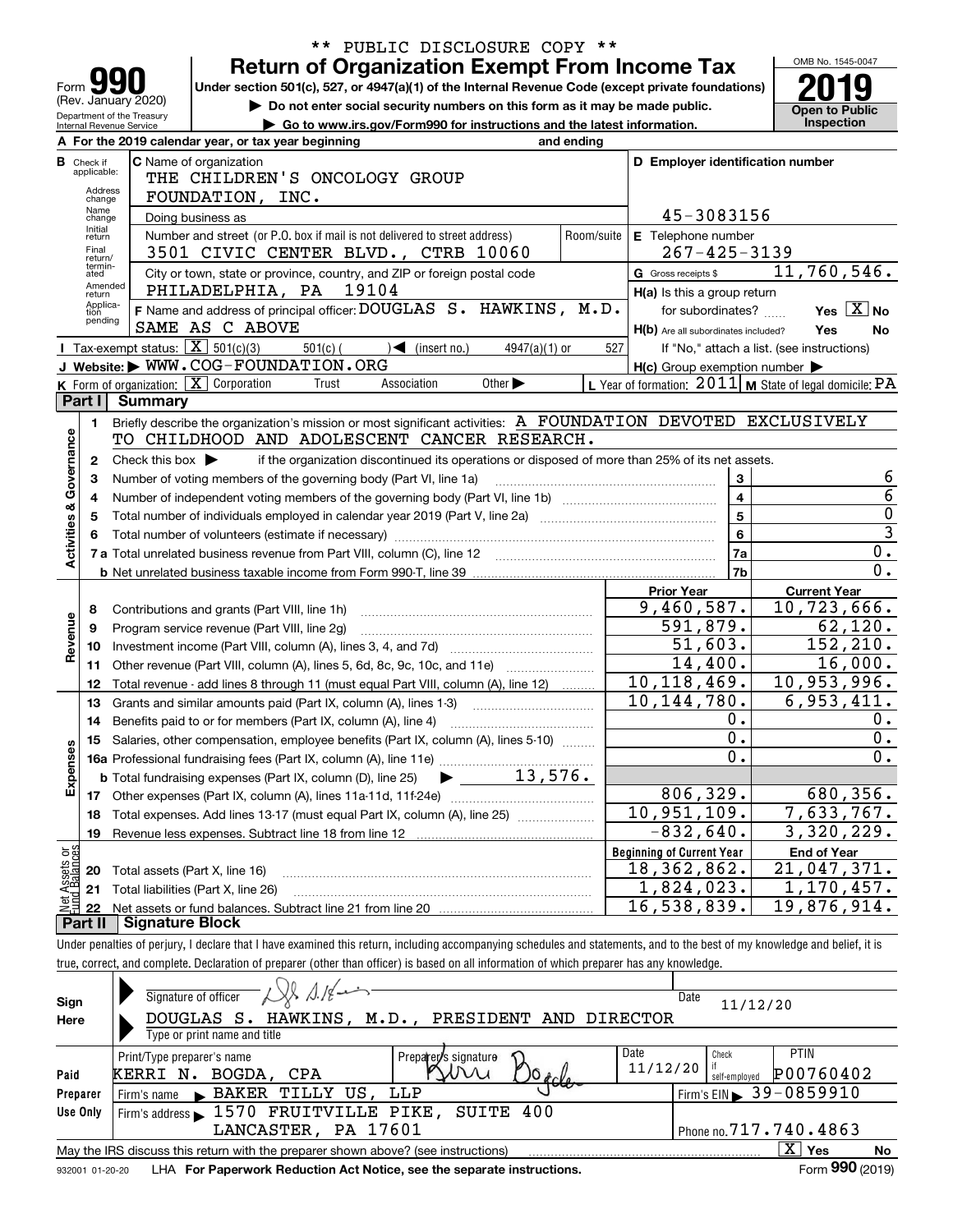** PUBLIC DISCLOSURE COPY **

Form **990** (Rev. January 2020) Department of the Treasury Internal Revenue Service

# Return of Organization Exempt From Income Tax

**Under section 501(c), 527, or 4947(a)(1) of the Internal Revenue Code (except private foundations)**

▶ **Do not enter social security numbers on this form as it may be made public.**

▶ **Go to www.irs.gov/Form990 for instructions and the latest information.**

OMB No. 1545-0047

**2019**

**Open to Public Inspection**

**A** For the 2019 calendar year, or tax year beginning and ending

**B** Check if applicable: Address change, Name change, Initial return, Final return/terminated, Amended return, Application pending

**C** Name of organization: THE CHILDREN'S ONCOLOGY GROUP FOUNDATION, INC.

Doing business as

Number and street (or P.O. box if mail is not delivered to street address): 3501 CIVIC CENTER BLVD., CTRB 10060 Room/suite

City or town, state or province, country, and ZIP or foreign postal code: PHILADELPHIA, PA 19104

**D** Employer identification number: 45-3083156

**E** Telephone number: 267-425-3139

**G** Gross receipts $ 11,760,546.

**F** Name and address of principal officer: DOUGLAS S. HAWKINS, M.D. SAME AS C ABOVE

**H(a)** Is this a group return for subordinates? Yes [X] No

**H(b)** Are all subordinates included? Yes No If "No," attach a list. (see instructions)

**H(c)** Group exemption number ▶

**I** Tax-exempt status: [X] 501(c)(3) 501(c) ( ) ◀ (insert no.) 4947(a)(1) or 527

**J** Website: ▶ WWW.COG-FOUNDATION.ORG

**K** Form of organization: [X] Corporation Trust Association Other ▶

**L** Year of formation: 2011 **M** State of legal domicile: PA

## Part I Summary

**Activities & Governance**

1 Briefly describe the organization's mission or most significant activities: A FOUNDATION DEVOTED EXCLUSIVELY TO CHILDHOOD AND ADOLESCENT CANCER RESEARCH.

2 Check this box ▶ if the organization discontinued its operations or disposed of more than 25% of its net assets.

| | | | |
|---|---|---|---|
| 3 | Number of voting members of the governing body (Part VI, line 1a) | 3 | 6 |
| 4 | Number of independent voting members of the governing body (Part VI, line 1b) | 4 | 6 |
| 5 | Total number of individuals employed in calendar year 2019 (Part V, line 2a) | 5 | 0 |
| 6 | Total number of volunteers (estimate if necessary) | 6 | 3 |
| 7a | Total unrelated business revenue from Part VIII, column (C), line 12 | 7a | 0. |
| b | Net unrelated business taxable income from Form 990-T, line 39 | 7b | 0. |

| | | | Prior Year | Current Year |
|---|---|---|---|---|
| **Revenue** | 8 | Contributions and grants (Part VIII, line 1h) | 9,460,587. | 10,723,666. |
| | 9 | Program service revenue (Part VIII, line 2g) | 591,879. | 62,120. |
| | 10 | Investment income (Part VIII, column (A), lines 3, 4, and 7d) | 51,603. | 152,210. |
| | 11 | Other revenue (Part VIII, column (A), lines 5, 6d, 8c, 9c, 10c, and 11e) | 14,400. | 16,000. |
| | 12 | Total revenue - add lines 8 through 11 (must equal Part VIII, column (A), line 12) | 10,118,469. | 10,953,996. |
| **Expenses** | 13 | Grants and similar amounts paid (Part IX, column (A), lines 1-3) | 10,144,780. | 6,953,411. |
| | 14 | Benefits paid to or for members (Part IX, column (A), line 4) | 0. | 0. |
| | 15 | Salaries, other compensation, employee benefits (Part IX, column (A), lines 5-10) | 0. | 0. |
| | 16a | Professional fundraising fees (Part IX, column (A), line 11e) | 0. | 0. |
| | b | Total fundraising expenses (Part IX, column (D), line 25) ▶ 13,576. | | |
| | 17 | Other expenses (Part IX, column (A), lines 11a-11d, 11f-24e) | 806,329. | 680,356. |
| | 18 | Total expenses. Add lines 13-17 (must equal Part IX, column (A), line 25) | 10,951,109. | 7,633,767. |
| | 19 | Revenue less expenses. Subtract line 18 from line 12 | -832,640. | 3,320,229. |

| | | | Beginning of Current Year | End of Year |
|---|---|---|---|---|
| **Net Assets or Fund Balances** | 20 | Total assets (Part X, line 16) | 18,362,862. | 21,047,371. |
| | 21 | Total liabilities (Part X, line 26) | 1,824,023. | 1,170,457. |
| | 22 | Net assets or fund balances. Subtract line 21 from line 20 | 16,538,839. | 19,876,914. |

## Part II Signature Block

Under penalties of perjury, I declare that I have examined this return, including accompanying schedules and statements, and to the best of my knowledge and belief, it is true, correct, and complete. Declaration of preparer (other than officer) is based on all information of which preparer has any knowledge.

**Sign Here**

Signature of officer — Date 11/12/20

DOUGLAS S. HAWKINS, M.D., PRESIDENT AND DIRECTOR

Type or print name and title

**Paid Preparer Use Only**

| Print/Type preparer's name | Preparer's signature | Date | Check if self-employed | PTIN |
|---|---|---|---|---|
| KERRI N. BOGDA, CPA | Kerri Bogda | 11/12/20 | | P00760402 |

Firm's name ▶ BAKER TILLY US, LLP — Firm's EIN ▶ 39-0859910

Firm's address ▶ 1570 FRUITVILLE PIKE, SUITE 400 LANCASTER, PA 17601 — Phone no. 717.740.4863

May the IRS discuss this return with the preparer shown above? (see instructions) [X] Yes No

932001 01-20-20 LHA **For Paperwork Reduction Act Notice, see the separate instructions.** Form **990** (2019)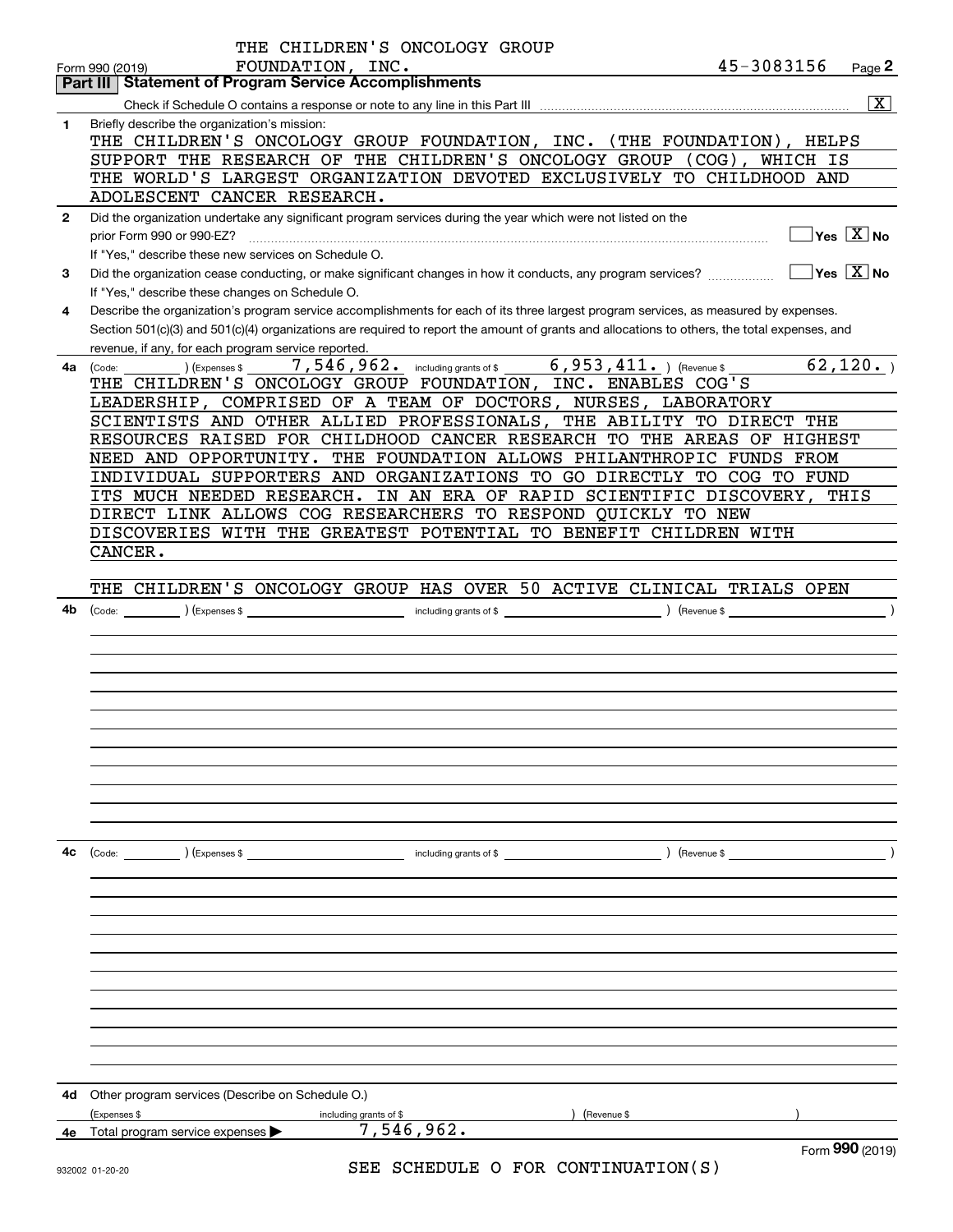THE CHILDREN'S ONCOLOGY GROUP FOUNDATION, INC. — 45-3083156

Form 990 (2019) Page **2**

## Part III Statement of Program Service Accomplishments

Check if Schedule O contains a response or note to any line in this Part III [X]

**1** Briefly describe the organization's mission:

THE CHILDREN'S ONCOLOGY GROUP FOUNDATION, INC. (THE FOUNDATION), HELPS SUPPORT THE RESEARCH OF THE CHILDREN'S ONCOLOGY GROUP (COG), WHICH IS THE WORLD'S LARGEST ORGANIZATION DEVOTED EXCLUSIVELY TO CHILDHOOD AND ADOLESCENT CANCER RESEARCH.

**2** Did the organization undertake any significant program services during the year which were not listed on the prior Form 990 or 990-EZ? [ ] Yes [X] No

If "Yes," describe these new services on Schedule O.

**3** Did the organization cease conducting, or make significant changes in how it conducts, any program services? [ ] Yes [X] No

If "Yes," describe these changes on Schedule O.

**4** Describe the organization's program service accomplishments for each of its three largest program services, as measured by expenses. Section 501(c)(3) and 501(c)(4) organizations are required to report the amount of grants and allocations to others, the total expenses, and revenue, if any, for each program service reported.

**4a** (Code: ) (Expenses $ 7,546,962. including grants of $ 6,953,411. ) (Revenue $ 62,120. )

THE CHILDREN'S ONCOLOGY GROUP FOUNDATION, INC. ENABLES COG'S LEADERSHIP, COMPRISED OF A TEAM OF DOCTORS, NURSES, LABORATORY SCIENTISTS AND OTHER ALLIED PROFESSIONALS, THE ABILITY TO DIRECT THE RESOURCES RAISED FOR CHILDHOOD CANCER RESEARCH TO THE AREAS OF HIGHEST NEED AND OPPORTUNITY. THE FOUNDATION ALLOWS PHILANTHROPIC FUNDS FROM INDIVIDUAL SUPPORTERS AND ORGANIZATIONS TO GO DIRECTLY TO COG TO FUND ITS MUCH NEEDED RESEARCH. IN AN ERA OF RAPID SCIENTIFIC DISCOVERY, THIS DIRECT LINK ALLOWS COG RESEARCHERS TO RESPOND QUICKLY TO NEW DISCOVERIES WITH THE GREATEST POTENTIAL TO BENEFIT CHILDREN WITH CANCER.

THE CHILDREN'S ONCOLOGY GROUP HAS OVER 50 ACTIVE CLINICAL TRIALS OPEN

**4b** (Code: ) (Expenses $ including grants of $ ) (Revenue $ )

**4c** (Code: ) (Expenses $ including grants of $ ) (Revenue $ )

**4d** Other program services (Describe on Schedule O.)

(Expenses $ including grants of $ ) (Revenue $ )

**4e** Total program service expenses ▶ 7,546,962.

Form **990** (2019)

SEE SCHEDULE O FOR CONTINUATION(S)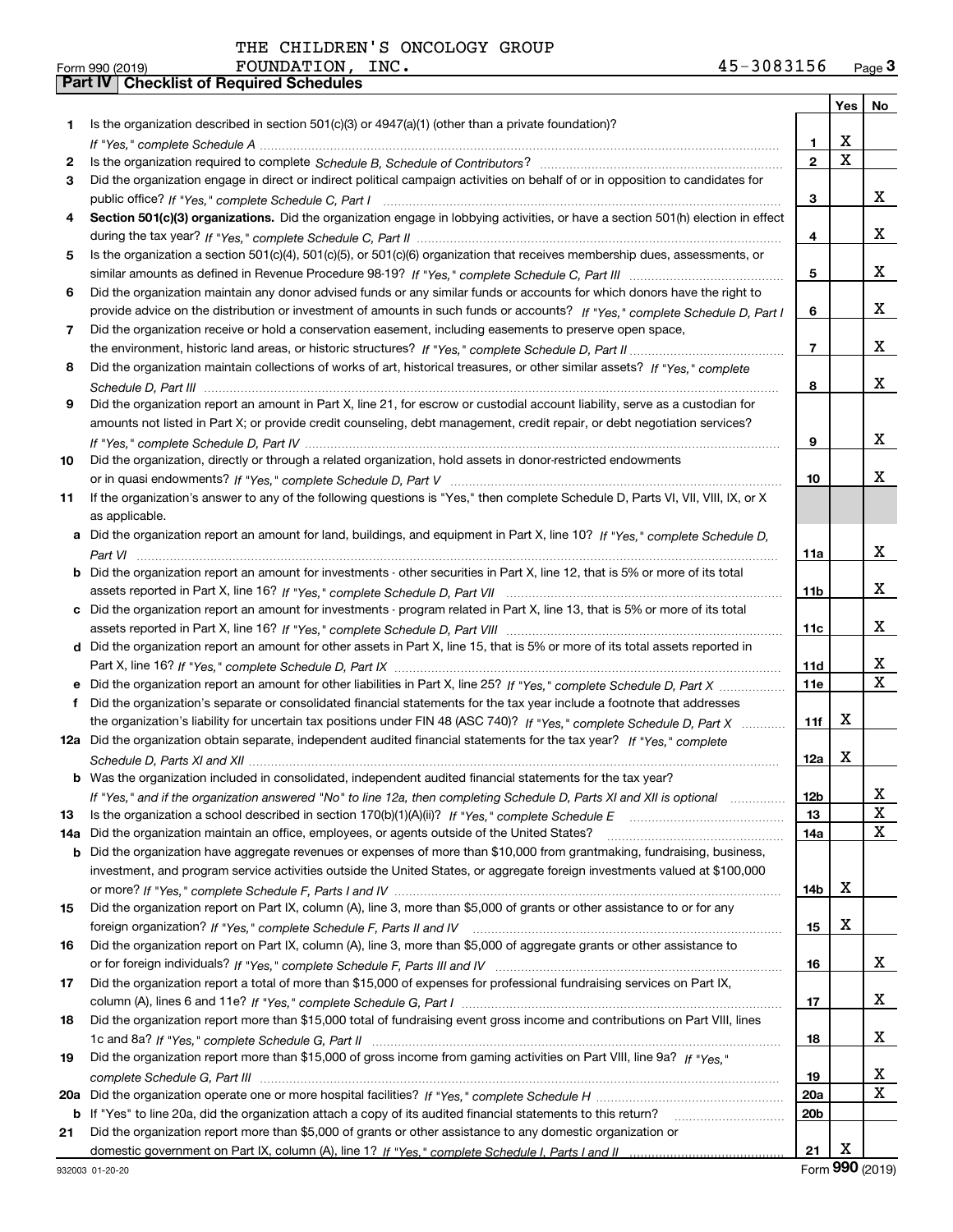THE CHILDREN'S ONCOLOGY GROUP FOUNDATION, INC. 45-3083156

Form 990 (2019)

## Part IV Checklist of Required Schedules

| | | | Yes | No |
|---|---|---|---|---|
| 1 | Is the organization described in section 501(c)(3) or 4947(a)(1) (other than a private foundation)? *If "Yes," complete Schedule A* | 1 | X | |
| 2 | Is the organization required to complete *Schedule B, Schedule of Contributors*? | 2 | X | |
| 3 | Did the organization engage in direct or indirect political campaign activities on behalf of or in opposition to candidates for public office? *If "Yes," complete Schedule C, Part I* | 3 | | X |
| 4 | **Section 501(c)(3) organizations.** Did the organization engage in lobbying activities, or have a section 501(h) election in effect during the tax year? *If "Yes," complete Schedule C, Part II* | 4 | | X |
| 5 | Is the organization a section 501(c)(4), 501(c)(5), or 501(c)(6) organization that receives membership dues, assessments, or similar amounts as defined in Revenue Procedure 98-19? *If "Yes," complete Schedule C, Part III* | 5 | | X |
| 6 | Did the organization maintain any donor advised funds or any similar funds or accounts for which donors have the right to provide advice on the distribution or investment of amounts in such funds or accounts? *If "Yes," complete Schedule D, Part I* | 6 | | X |
| 7 | Did the organization receive or hold a conservation easement, including easements to preserve open space, the environment, historic land areas, or historic structures? *If "Yes," complete Schedule D, Part II* | 7 | | X |
| 8 | Did the organization maintain collections of works of art, historical treasures, or other similar assets? *If "Yes," complete Schedule D, Part III* | 8 | | X |
| 9 | Did the organization report an amount in Part X, line 21, for escrow or custodial account liability, serve as a custodian for amounts not listed in Part X; or provide credit counseling, debt management, credit repair, or debt negotiation services? *If "Yes," complete Schedule D, Part IV* | 9 | | X |
| 10 | Did the organization, directly or through a related organization, hold assets in donor-restricted endowments or in quasi endowments? *If "Yes," complete Schedule D, Part V* | 10 | | X |
| 11 | If the organization's answer to any of the following questions is "Yes," then complete Schedule D, Parts VI, VII, VIII, IX, or X as applicable. | | | |
| a | Did the organization report an amount for land, buildings, and equipment in Part X, line 10? *If "Yes," complete Schedule D, Part VI* | 11a | | X |
| b | Did the organization report an amount for investments - other securities in Part X, line 12, that is 5% or more of its total assets reported in Part X, line 16? *If "Yes," complete Schedule D, Part VII* | 11b | | X |
| c | Did the organization report an amount for investments - program related in Part X, line 13, that is 5% or more of its total assets reported in Part X, line 16? *If "Yes," complete Schedule D, Part VIII* | 11c | | X |
| d | Did the organization report an amount for other assets in Part X, line 15, that is 5% or more of its total assets reported in Part X, line 16? *If "Yes," complete Schedule D, Part IX* | 11d | | X |
| e | Did the organization report an amount for other liabilities in Part X, line 25? *If "Yes," complete Schedule D, Part X* | 11e | | X |
| f | Did the organization's separate or consolidated financial statements for the tax year include a footnote that addresses the organization's liability for uncertain tax positions under FIN 48 (ASC 740)? *If "Yes," complete Schedule D, Part X* | 11f | X | |
| 12a | Did the organization obtain separate, independent audited financial statements for the tax year? *If "Yes," complete Schedule D, Parts XI and XII* | 12a | X | |
| b | Was the organization included in consolidated, independent audited financial statements for the tax year? *If "Yes," and if the organization answered "No" to line 12a, then completing Schedule D, Parts XI and XII is optional* | 12b | | X |
| 13 | Is the organization a school described in section 170(b)(1)(A)(ii)? *If "Yes," complete Schedule E* | 13 | | X |
| 14a | Did the organization maintain an office, employees, or agents outside of the United States? | 14a | | X |
| b | Did the organization have aggregate revenues or expenses of more than $10,000 from grantmaking, fundraising, business, investment, and program service activities outside the United States, or aggregate foreign investments valued at $100,000 or more? *If "Yes," complete Schedule F, Parts I and IV* | 14b | X | |
| 15 | Did the organization report on Part IX, column (A), line 3, more than $5,000 of grants or other assistance to or for any foreign organization? *If "Yes," complete Schedule F, Parts II and IV* | 15 | X | |
| 16 | Did the organization report on Part IX, column (A), line 3, more than $5,000 of aggregate grants or other assistance to or for foreign individuals? *If "Yes," complete Schedule F, Parts III and IV* | 16 | | X |
| 17 | Did the organization report a total of more than $15,000 of expenses for professional fundraising services on Part IX, column (A), lines 6 and 11e? *If "Yes," complete Schedule G, Part I* | 17 | | X |
| 18 | Did the organization report more than $15,000 total of fundraising event gross income and contributions on Part VIII, lines 1c and 8a? *If "Yes," complete Schedule G, Part II* | 18 | | X |
| 19 | Did the organization report more than $15,000 of gross income from gaming activities on Part VIII, line 9a? *If "Yes," complete Schedule G, Part III* | 19 | | X |
| 20a | Did the organization operate one or more hospital facilities? *If "Yes," complete Schedule H* | 20a | | X |
| b | If "Yes" to line 20a, did the organization attach a copy of its audited financial statements to this return? | 20b | | |
| 21 | Did the organization report more than $5,000 of grants or other assistance to any domestic organization or domestic government on Part IX, column (A), line 1? *If "Yes," complete Schedule I, Parts I and II* | 21 | X | |

932003 01-20-20 Form 990 (2019)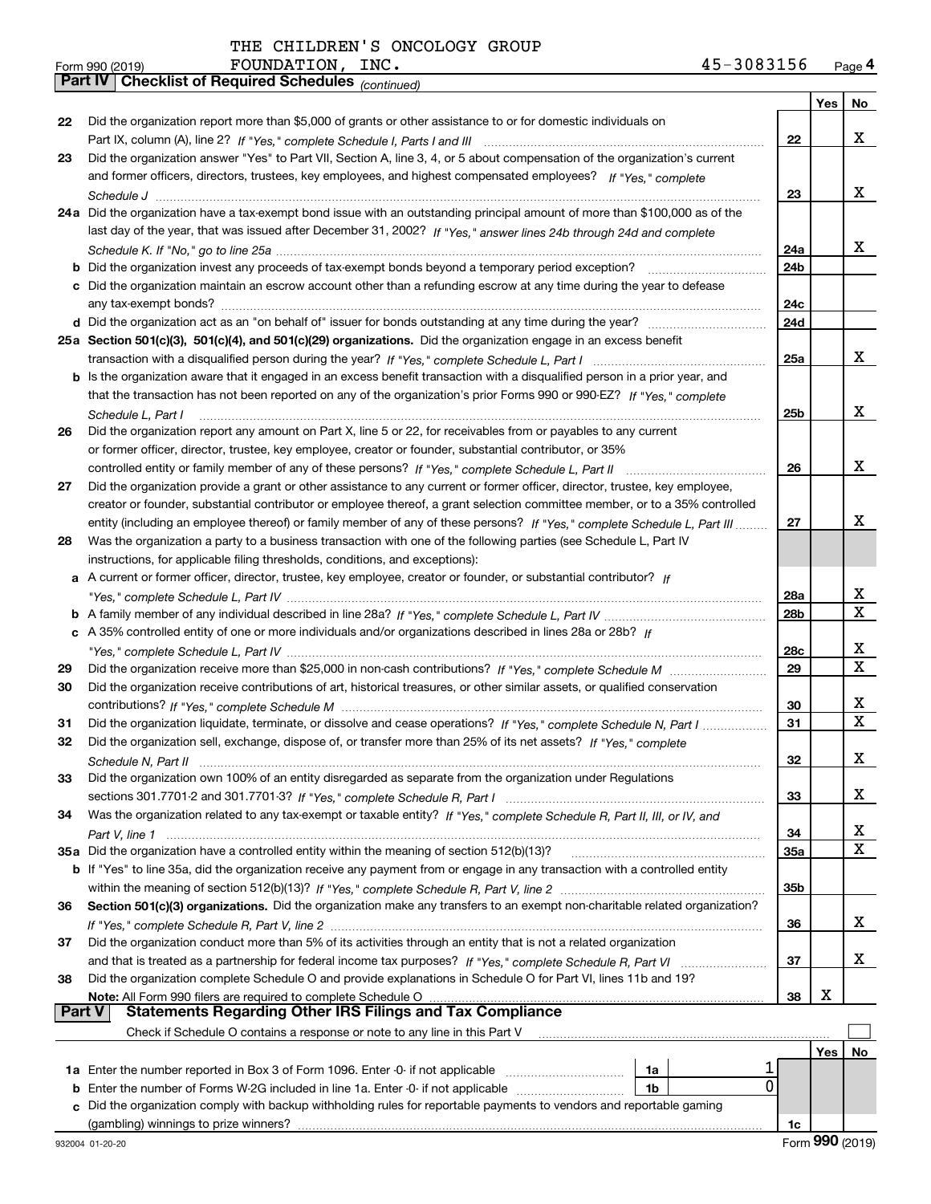THE CHILDREN'S ONCOLOGY GROUP FOUNDATION, INC. 45-3083156

Form 990 (2019)

## Part IV Checklist of Required Schedules *(continued)*

| | | | Yes | No |
|---|---|---|---|---|
| 22 | Did the organization report more than $5,000 of grants or other assistance to or for domestic individuals on Part IX, column (A), line 2? *If "Yes," complete Schedule I, Parts I and III* | 22 | | X |
| 23 | Did the organization answer "Yes" to Part VII, Section A, line 3, 4, or 5 about compensation of the organization's current and former officers, directors, trustees, key employees, and highest compensated employees? *If "Yes," complete Schedule J* | 23 | | X |
| 24a | Did the organization have a tax-exempt bond issue with an outstanding principal amount of more than $100,000 as of the last day of the year, that was issued after December 31, 2002? *If "Yes," answer lines 24b through 24d and complete Schedule K. If "No," go to line 25a* | 24a | | X |
| b | Did the organization invest any proceeds of tax-exempt bonds beyond a temporary period exception? | 24b | | |
| c | Did the organization maintain an escrow account other than a refunding escrow at any time during the year to defease any tax-exempt bonds? | 24c | | |
| d | Did the organization act as an "on behalf of" issuer for bonds outstanding at any time during the year? | 24d | | |
| 25a | **Section 501(c)(3), 501(c)(4), and 501(c)(29) organizations.** Did the organization engage in an excess benefit transaction with a disqualified person during the year? *If "Yes," complete Schedule L, Part I* | 25a | | X |
| b | Is the organization aware that it engaged in an excess benefit transaction with a disqualified person in a prior year, and that the transaction has not been reported on any of the organization's prior Forms 990 or 990-EZ? *If "Yes," complete Schedule L, Part I* | 25b | | X |
| 26 | Did the organization report any amount on Part X, line 5 or 22, for receivables from or payables to any current or former officer, director, trustee, key employee, creator or founder, substantial contributor, or 35% controlled entity or family member of any of these persons? *If "Yes," complete Schedule L, Part II* | 26 | | X |
| 27 | Did the organization provide a grant or other assistance to any current or former officer, director, trustee, key employee, creator or founder, substantial contributor or employee thereof, a grant selection committee member, or to a 35% controlled entity (including an employee thereof) or family member of any of these persons? *If "Yes," complete Schedule L, Part III* | 27 | | X |
| 28 | Was the organization a party to a business transaction with one of the following parties (see Schedule L, Part IV instructions, for applicable filing thresholds, conditions, and exceptions): | | | |
| a | A current or former officer, director, trustee, key employee, creator or founder, or substantial contributor? *If "Yes," complete Schedule L, Part IV* | 28a | | X |
| b | A family member of any individual described in line 28a? *If "Yes," complete Schedule L, Part IV* | 28b | | X |
| c | A 35% controlled entity of one or more individuals and/or organizations described in lines 28a or 28b? *If "Yes," complete Schedule L, Part IV* | 28c | | X |
| 29 | Did the organization receive more than $25,000 in non-cash contributions? *If "Yes," complete Schedule M* | 29 | | X |
| 30 | Did the organization receive contributions of art, historical treasures, or other similar assets, or qualified conservation contributions? *If "Yes," complete Schedule M* | 30 | | X |
| 31 | Did the organization liquidate, terminate, or dissolve and cease operations? *If "Yes," complete Schedule N, Part I* | 31 | | X |
| 32 | Did the organization sell, exchange, dispose of, or transfer more than 25% of its net assets? *If "Yes," complete Schedule N, Part II* | 32 | | X |
| 33 | Did the organization own 100% of an entity disregarded as separate from the organization under Regulations sections 301.7701-2 and 301.7701-3? *If "Yes," complete Schedule R, Part I* | 33 | | X |
| 34 | Was the organization related to any tax-exempt or taxable entity? *If "Yes," complete Schedule R, Part II, III, or IV, and Part V, line 1* | 34 | | X |
| 35a | Did the organization have a controlled entity within the meaning of section 512(b)(13)? | 35a | | X |
| b | If "Yes" to line 35a, did the organization receive any payment from or engage in any transaction with a controlled entity within the meaning of section 512(b)(13)? *If "Yes," complete Schedule R, Part V, line 2* | 35b | | |
| 36 | **Section 501(c)(3) organizations.** Did the organization make any transfers to an exempt non-charitable related organization? *If "Yes," complete Schedule R, Part V, line 2* | 36 | | X |
| 37 | Did the organization conduct more than 5% of its activities through an entity that is not a related organization and that is treated as a partnership for federal income tax purposes? *If "Yes," complete Schedule R, Part VI* | 37 | | X |
| 38 | Did the organization complete Schedule O and provide explanations in Schedule O for Part VI, lines 11b and 19? **Note:** All Form 990 filers are required to complete Schedule O | 38 | X | |

## Part V Statements Regarding Other IRS Filings and Tax Compliance

Check if Schedule O contains a response or note to any line in this Part V ☐

| | | | | | Yes | No |
|---|---|---|---|---|---|---|
| 1a | Enter the number reported in Box 3 of Form 1096. Enter -0- if not applicable | 1a | 1 | | | |
| b | Enter the number of Forms W-2G included in line 1a. Enter -0- if not applicable | 1b | 0 | | | |
| c | Did the organization comply with backup withholding rules for reportable payments to vendors and reportable gaming (gambling) winnings to prize winners? | | | 1c | | |

Form **990** (2019)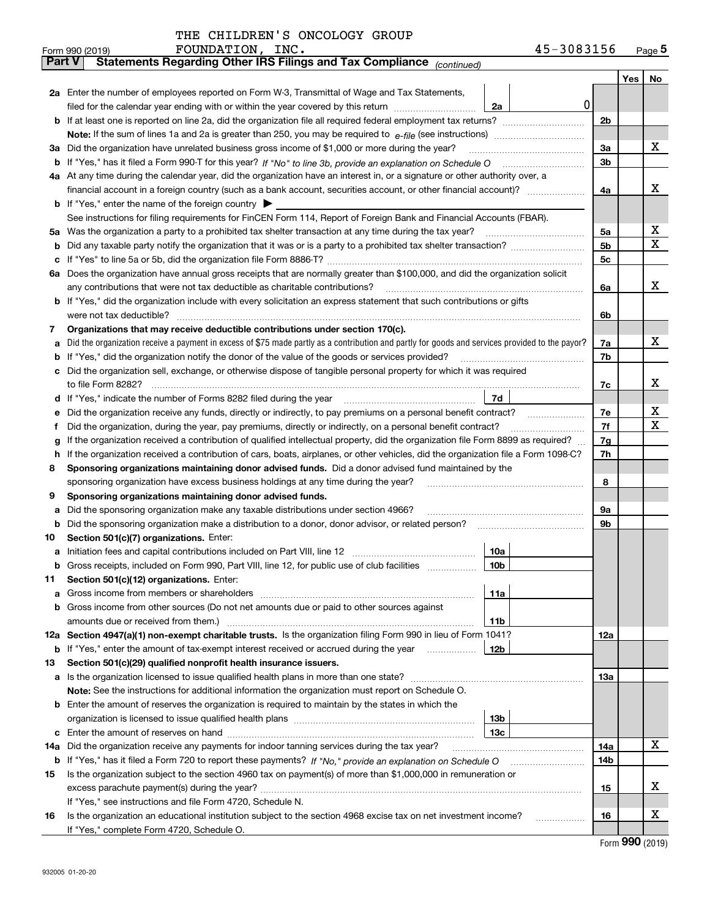THE CHILDREN'S ONCOLOGY GROUP FOUNDATION, INC. 45-3083156

Form 990 (2019) Page 5

**Part V Statements Regarding Other IRS Filings and Tax Compliance** *(continued)*

| | | | | Yes | No |
|---|---|---|---|---|---|
| **2a** | Enter the number of employees reported on Form W-3, Transmittal of Wage and Tax Statements, filed for the calendar year ending with or within the year covered by this return | 2a 0 | | | |
| **b** | If at least one is reported on line 2a, did the organization file all required federal employment tax returns? | | 2b | | |
| | **Note:** If the sum of lines 1a and 2a is greater than 250, you may be required to *e-file* (see instructions) | | | | |
| **3a** | Did the organization have unrelated business gross income of $1,000 or more during the year? | | 3a | | X |
| **b** | If "Yes," has it filed a Form 990-T for this year? *If "No" to line 3b, provide an explanation on Schedule O* | | 3b | | |
| **4a** | At any time during the calendar year, did the organization have an interest in, or a signature or other authority over, a financial account in a foreign country (such as a bank account, securities account, or other financial account)? | | 4a | | X |
| **b** | If "Yes," enter the name of the foreign country ▶ | | | | |
| | See instructions for filing requirements for FinCEN Form 114, Report of Foreign Bank and Financial Accounts (FBAR). | | | | |
| **5a** | Was the organization a party to a prohibited tax shelter transaction at any time during the tax year? | | 5a | | X |
| **b** | Did any taxable party notify the organization that it was or is a party to a prohibited tax shelter transaction? | | 5b | | X |
| **c** | If "Yes" to line 5a or 5b, did the organization file Form 8886-T? | | 5c | | |
| **6a** | Does the organization have annual gross receipts that are normally greater than $100,000, and did the organization solicit any contributions that were not tax deductible as charitable contributions? | | 6a | | X |
| **b** | If "Yes," did the organization include with every solicitation an express statement that such contributions or gifts were not tax deductible? | | 6b | | |
| **7** | **Organizations that may receive deductible contributions under section 170(c).** | | | | |
| **a** | Did the organization receive a payment in excess of $75 made partly as a contribution and partly for goods and services provided to the payor? | | 7a | | X |
| **b** | If "Yes," did the organization notify the donor of the value of the goods or services provided? | | 7b | | |
| **c** | Did the organization sell, exchange, or otherwise dispose of tangible personal property for which it was required to file Form 8282? | | 7c | | X |
| **d** | If "Yes," indicate the number of Forms 8282 filed during the year | 7d | | | |
| **e** | Did the organization receive any funds, directly or indirectly, to pay premiums on a personal benefit contract? | | 7e | | X |
| **f** | Did the organization, during the year, pay premiums, directly or indirectly, on a personal benefit contract? | | 7f | | X |
| **g** | If the organization received a contribution of qualified intellectual property, did the organization file Form 8899 as required? | | 7g | | |
| **h** | If the organization received a contribution of cars, boats, airplanes, or other vehicles, did the organization file a Form 1098-C? | | 7h | | |
| **8** | **Sponsoring organizations maintaining donor advised funds.** Did a donor advised fund maintained by the sponsoring organization have excess business holdings at any time during the year? | | 8 | | |
| **9** | **Sponsoring organizations maintaining donor advised funds.** | | | | |
| **a** | Did the sponsoring organization make any taxable distributions under section 4966? | | 9a | | |
| **b** | Did the sponsoring organization make a distribution to a donor, donor advisor, or related person? | | 9b | | |
| **10** | **Section 501(c)(7) organizations.** Enter: | | | | |
| **a** | Initiation fees and capital contributions included on Part VIII, line 12 | 10a | | | |
| **b** | Gross receipts, included on Form 990, Part VIII, line 12, for public use of club facilities | 10b | | | |
| **11** | **Section 501(c)(12) organizations.** Enter: | | | | |
| **a** | Gross income from members or shareholders | 11a | | | |
| **b** | Gross income from other sources (Do not net amounts due or paid to other sources against amounts due or received from them.) | 11b | | | |
| **12a** | **Section 4947(a)(1) non-exempt charitable trusts.** Is the organization filing Form 990 in lieu of Form 1041? | | 12a | | |
| **b** | If "Yes," enter the amount of tax-exempt interest received or accrued during the year | 12b | | | |
| **13** | **Section 501(c)(29) qualified nonprofit health insurance issuers.** | | | | |
| **a** | Is the organization licensed to issue qualified health plans in more than one state? | | 13a | | |
| | **Note:** See the instructions for additional information the organization must report on Schedule O. | | | | |
| **b** | Enter the amount of reserves the organization is required to maintain by the states in which the organization is licensed to issue qualified health plans | 13b | | | |
| **c** | Enter the amount of reserves on hand | 13c | | | |
| **14a** | Did the organization receive any payments for indoor tanning services during the tax year? | | 14a | | X |
| **b** | If "Yes," has it filed a Form 720 to report these payments? *If "No," provide an explanation on Schedule O* | | 14b | | |
| **15** | Is the organization subject to the section 4960 tax on payment(s) of more than $1,000,000 in remuneration or excess parachute payment(s) during the year? | | 15 | | X |
| | If "Yes," see instructions and file Form 4720, Schedule N. | | | | |
| **16** | Is the organization an educational institution subject to the section 4968 excise tax on net investment income? | | 16 | | X |
| | If "Yes," complete Form 4720, Schedule O. | | | | |

Form **990** (2019)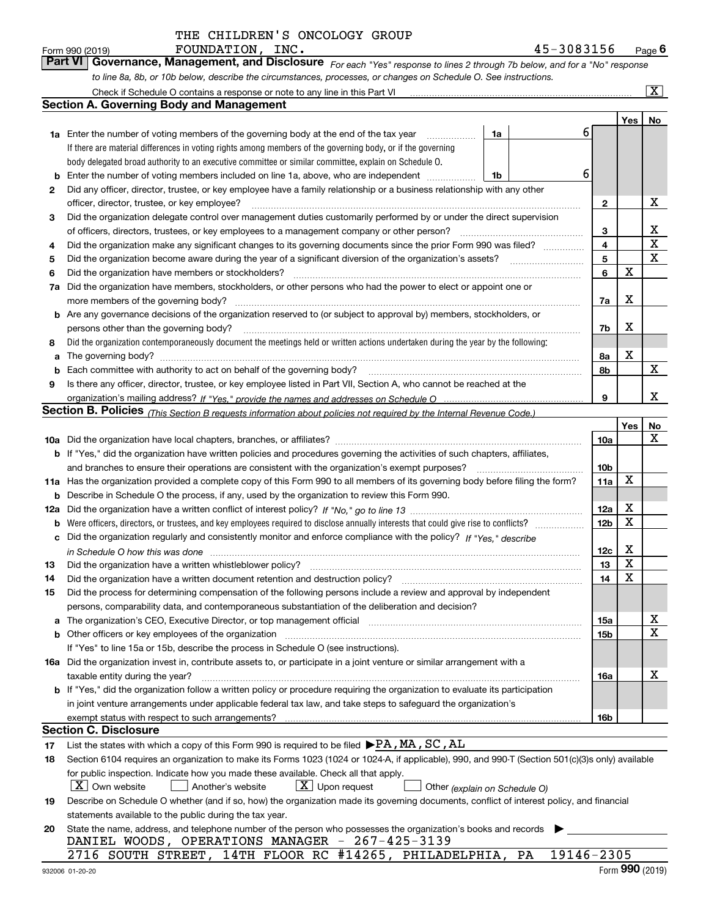THE CHILDREN'S ONCOLOGY GROUP FOUNDATION, INC. 45-3083156

Form 990 (2019) Page 6

## Part VI Governance, Management, and Disclosure

*For each "Yes" response to lines 2 through 7b below, and for a "No" response to line 8a, 8b, or 10b below, describe the circumstances, processes, or changes on Schedule O. See instructions.*

Check if Schedule O contains a response or note to any line in this Part VI [X]

### Section A. Governing Body and Management

| | | | | Yes | No |
|---|---|---|---|---|---|
| 1a | Enter the number of voting members of the governing body at the end of the tax year. If there are material differences in voting rights among members of the governing body, or if the governing body delegated broad authority to an executive committee or similar committee, explain on Schedule O. | 1a | 6 | | |
| b | Enter the number of voting members included on line 1a, above, who are independent | 1b | 6 | | |
| 2 | Did any officer, director, trustee, or key employee have a family relationship or a business relationship with any other officer, director, trustee, or key employee? | 2 | | | X |
| 3 | Did the organization delegate control over management duties customarily performed by or under the direct supervision of officers, directors, trustees, or key employees to a management company or other person? | 3 | | | X |
| 4 | Did the organization make any significant changes to its governing documents since the prior Form 990 was filed? | 4 | | | X |
| 5 | Did the organization become aware during the year of a significant diversion of the organization's assets? | 5 | | | X |
| 6 | Did the organization have members or stockholders? | 6 | | X | |
| 7a | Did the organization have members, stockholders, or other persons who had the power to elect or appoint one or more members of the governing body? | 7a | | X | |
| b | Are any governance decisions of the organization reserved to (or subject to approval by) members, stockholders, or persons other than the governing body? | 7b | | X | |
| 8 | Did the organization contemporaneously document the meetings held or written actions undertaken during the year by the following: | | | | |
| a | The governing body? | 8a | | X | |
| b | Each committee with authority to act on behalf of the governing body? | 8b | | | X |
| 9 | Is there any officer, director, trustee, or key employee listed in Part VII, Section A, who cannot be reached at the organization's mailing address? *If "Yes," provide the names and addresses on Schedule O* | 9 | | | X |

### Section B. Policies *(This Section B requests information about policies not required by the Internal Revenue Code.)*

| | | | Yes | No |
|---|---|---|---|---|
| 10a | Did the organization have local chapters, branches, or affiliates? | 10a | | X |
| b | If "Yes," did the organization have written policies and procedures governing the activities of such chapters, affiliates, and branches to ensure their operations are consistent with the organization's exempt purposes? | 10b | | |
| 11a | Has the organization provided a complete copy of this Form 990 to all members of its governing body before filing the form? | 11a | X | |
| b | Describe in Schedule O the process, if any, used by the organization to review this Form 990. | | | |
| 12a | Did the organization have a written conflict of interest policy? *If "No," go to line 13* | 12a | X | |
| b | Were officers, directors, or trustees, and key employees required to disclose annually interests that could give rise to conflicts? | 12b | X | |
| c | Did the organization regularly and consistently monitor and enforce compliance with the policy? *If "Yes," describe in Schedule O how this was done* | 12c | X | |
| 13 | Did the organization have a written whistleblower policy? | 13 | X | |
| 14 | Did the organization have a written document retention and destruction policy? | 14 | X | |
| 15 | Did the process for determining compensation of the following persons include a review and approval by independent persons, comparability data, and contemporaneous substantiation of the deliberation and decision? | | | |
| a | The organization's CEO, Executive Director, or top management official | 15a | | X |
| b | Other officers or key employees of the organization | 15b | | X |
| | If "Yes" to line 15a or 15b, describe the process in Schedule O (see instructions). | | | |
| 16a | Did the organization invest in, contribute assets to, or participate in a joint venture or similar arrangement with a taxable entity during the year? | 16a | | X |
| b | If "Yes," did the organization follow a written policy or procedure requiring the organization to evaluate its participation in joint venture arrangements under applicable federal tax law, and take steps to safeguard the organization's exempt status with respect to such arrangements? | 16b | | |

### Section C. Disclosure

17 List the states with which a copy of this Form 990 is required to be filed ▶PA,MA,SC,AL

18 Section 6104 requires an organization to make its Forms 1023 (1024 or 1024-A, if applicable), 990, and 990-T (Section 501(c)(3)s only) available for public inspection. Indicate how you made these available. Check all that apply.

[X] Own website [ ] Another's website [X] Upon request [ ] Other *(explain on Schedule O)*

19 Describe on Schedule O whether (and if so, how) the organization made its governing documents, conflict of interest policy, and financial statements available to the public during the tax year.

20 State the name, address, and telephone number of the person who possesses the organization's books and records ▶

DANIEL WOODS, OPERATIONS MANAGER - 267-425-3139

2716 SOUTH STREET, 14TH FLOOR RC #14265, PHILADELPHIA, PA 19146-2305

932006 01-20-20 Form 990 (2019)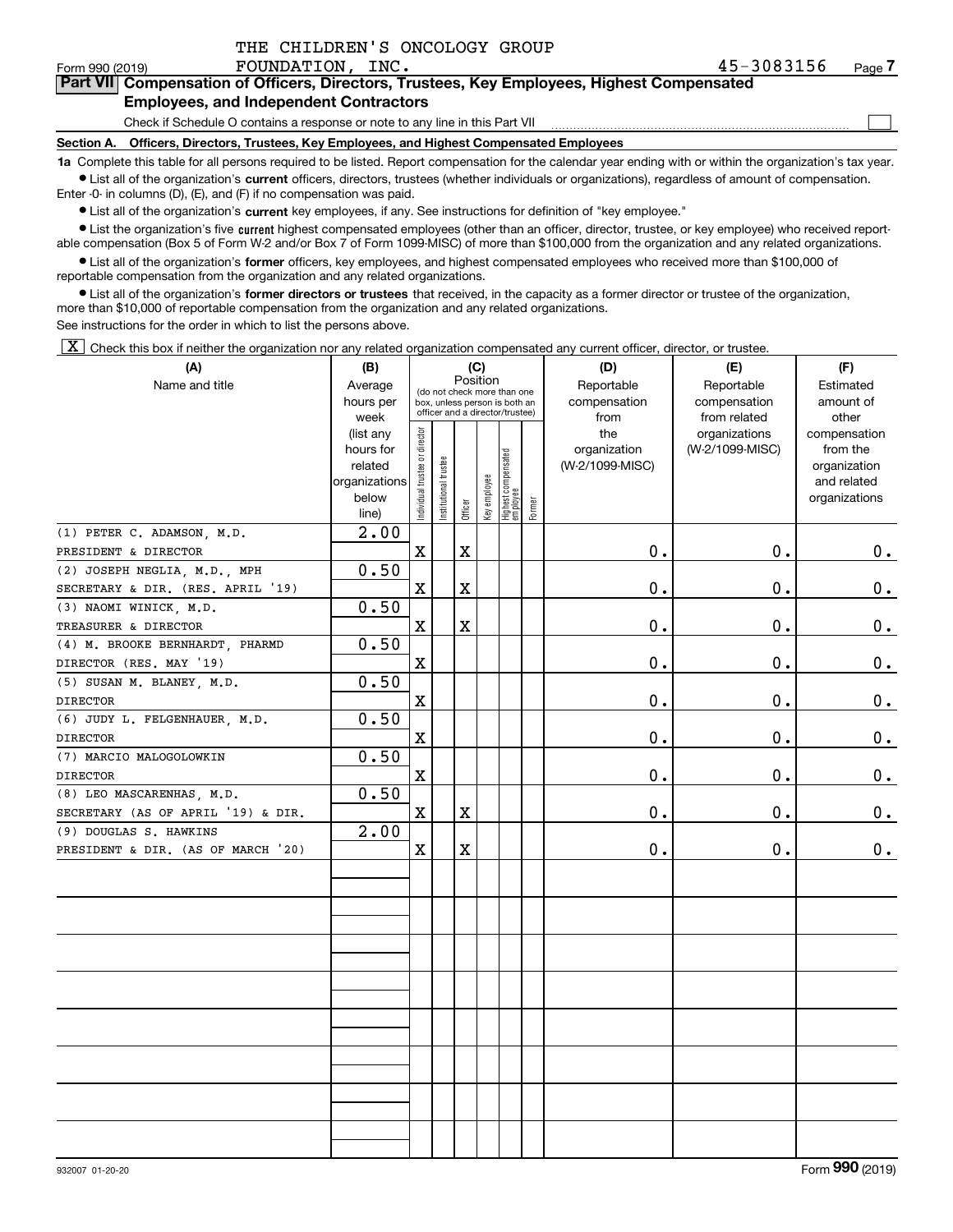THE CHILDREN'S ONCOLOGY GROUP FOUNDATION, INC. 45-3083156

Form 990 (2019)

## Part VII Compensation of Officers, Directors, Trustees, Key Employees, Highest Compensated Employees, and Independent Contractors

Check if Schedule O contains a response or note to any line in this Part VII ☐

### Section A. Officers, Directors, Trustees, Key Employees, and Highest Compensated Employees

**1a** Complete this table for all persons required to be listed. Report compensation for the calendar year ending with or within the organization's tax year.

- List all of the organization's **current** officers, directors, trustees (whether individuals or organizations), regardless of amount of compensation. Enter -0- in columns (D), (E), and (F) if no compensation was paid.
- List all of the organization's **current** key employees, if any. See instructions for definition of "key employee."
- List the organization's five **current** highest compensated employees (other than an officer, director, trustee, or key employee) who received reportable compensation (Box 5 of Form W-2 and/or Box 7 of Form 1099-MISC) of more than $100,000 from the organization and any related organizations.
- List all of the organization's **former** officers, key employees, and highest compensated employees who received more than $100,000 of reportable compensation from the organization and any related organizations.
- List all of the organization's **former directors or trustees** that received, in the capacity as a former director or trustee of the organization, more than $10,000 of reportable compensation from the organization and any related organizations.

See instructions for the order in which to list the persons above.

☒ Check this box if neither the organization nor any related organization compensated any current officer, director, or trustee.

| (A) Name and title | (B) Average hours per week (list any hours for related organizations below line) | (C) Position: Individual trustee or director | Institutional trustee | Officer | Key employee | Highest compensated employee | Former | (D) Reportable compensation from the organization (W-2/1099-MISC) | (E) Reportable compensation from related organizations (W-2/1099-MISC) | (F) Estimated amount of other compensation from the organization and related organizations |
|---|---|---|---|---|---|---|---|---|---|---|
| (1) PETER C. ADAMSON, M.D. PRESIDENT & DIRECTOR | 2.00 | X | | X | | | | 0. | 0. | 0. |
| (2) JOSEPH NEGLIA, M.D., MPH SECRETARY & DIR. (RES. APRIL '19) | 0.50 | X | | X | | | | 0. | 0. | 0. |
| (3) NAOMI WINICK, M.D. TREASURER & DIRECTOR | 0.50 | X | | X | | | | 0. | 0. | 0. |
| (4) M. BROOKE BERNHARDT, PHARMD DIRECTOR (RES. MAY '19) | 0.50 | X | | | | | | 0. | 0. | 0. |
| (5) SUSAN M. BLANEY, M.D. DIRECTOR | 0.50 | X | | | | | | 0. | 0. | 0. |
| (6) JUDY L. FELGENHAUER, M.D. DIRECTOR | 0.50 | X | | | | | | 0. | 0. | 0. |
| (7) MARCIO MALOGOLOWKIN DIRECTOR | 0.50 | X | | | | | | 0. | 0. | 0. |
| (8) LEO MASCARENHAS, M.D. SECRETARY (AS OF APRIL '19) & DIR. | 0.50 | X | | X | | | | 0. | 0. | 0. |
| (9) DOUGLAS S. HAWKINS PRESIDENT & DIR. (AS OF MARCH '20) | 2.00 | X | | X | | | | 0. | 0. | 0. |

932007 01-20-20 Form **990** (2019)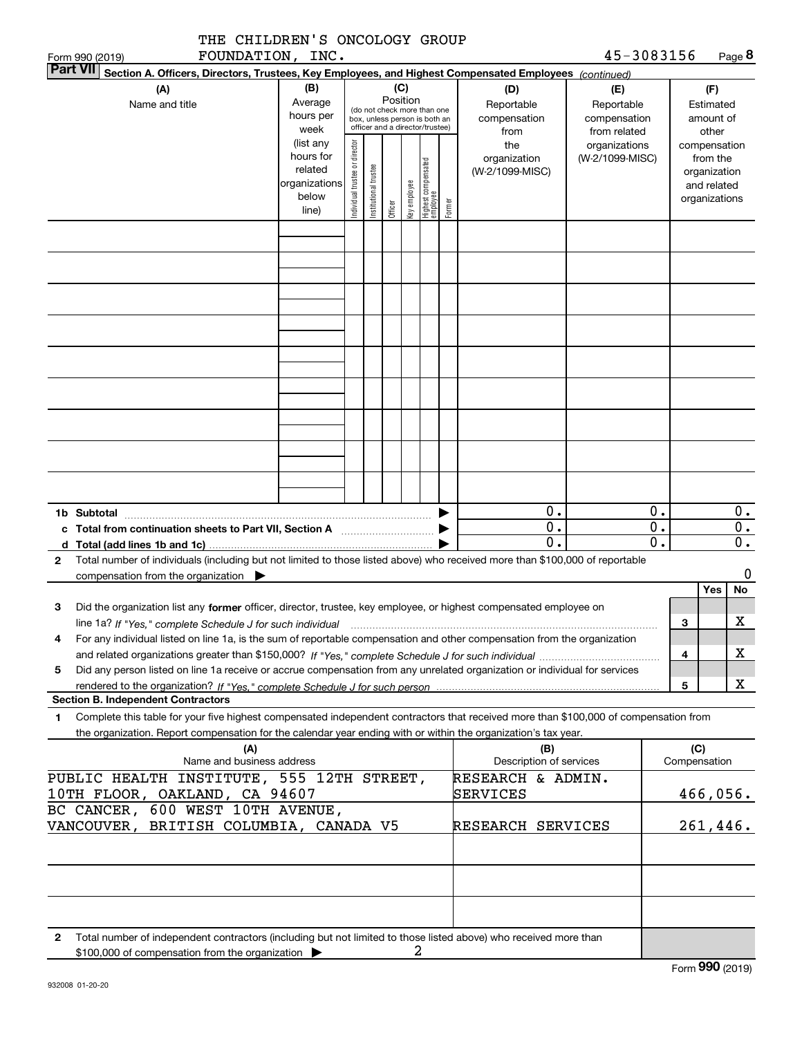THE CHILDREN'S ONCOLOGY GROUP FOUNDATION, INC. 45-3083156

Form 990 (2019) Page 8

**Part VII Section A. Officers, Directors, Trustees, Key Employees, and Highest Compensated Employees** *(continued)*

| (A) Name and title | (B) Average hours per week (list any hours for related organizations below line) | (C) Position (do not check more than one box, unless person is both an officer and a director/trustee): Individual trustee or director | Institutional trustee | Officer | Key employee | Highest compensated employee | Former | (D) Reportable compensation from the organization (W-2/1099-MISC) | (E) Reportable compensation from related organizations (W-2/1099-MISC) | (F) Estimated amount of other compensation from the organization and related organizations |
|---|---|---|---|---|---|---|---|---|---|---|
| | | | | | | | | | | |
| | | | | | | | | | | |
| | | | | | | | | | | |
| | | | | | | | | | | |
| | | | | | | | | | | |
| | | | | | | | | | | |
| | | | | | | | | | | |
| | | | | | | | | | | |
| | | | | | | | | | | |
| **1b Subtotal** | | | | | | | | 0. | 0. | 0. |
| **c Total from continuation sheets to Part VII, Section A** | | | | | | | | 0. | 0. | 0. |
| **d Total (add lines 1b and 1c)** | | | | | | | | 0. | 0. | 0. |

**2** Total number of individuals (including but not limited to those listed above) who received more than $100,000 of reportable compensation from the organization ▶ 0

| | | Yes | No |
|---|---|---|---|
| **3** Did the organization list any **former** officer, director, trustee, key employee, or highest compensated employee on line 1a? *If "Yes," complete Schedule J for such individual* | 3 | | X |
| **4** For any individual listed on line 1a, is the sum of reportable compensation and other compensation from the organization and related organizations greater than $150,000? *If "Yes," complete Schedule J for such individual* | 4 | | X |
| **5** Did any person listed on line 1a receive or accrue compensation from any unrelated organization or individual for services rendered to the organization? *If "Yes," complete Schedule J for such person* | 5 | | X |

**Section B. Independent Contractors**

**1** Complete this table for your five highest compensated independent contractors that received more than $100,000 of compensation from the organization. Report compensation for the calendar year ending with or within the organization's tax year.

| (A) Name and business address | (B) Description of services | (C) Compensation |
|---|---|---|
| PUBLIC HEALTH INSTITUTE, 555 12TH STREET, 10TH FLOOR, OAKLAND, CA 94607 | RESEARCH & ADMIN. SERVICES | 466,056. |
| BC CANCER, 600 WEST 10TH AVENUE, VANCOUVER, BRITISH COLUMBIA, CANADA V5 | RESEARCH SERVICES | 261,446. |
| | | |
| | | |
| | | |

**2** Total number of independent contractors (including but not limited to those listed above) who received more than $100,000 of compensation from the organization ▶ 2

Form **990** (2019)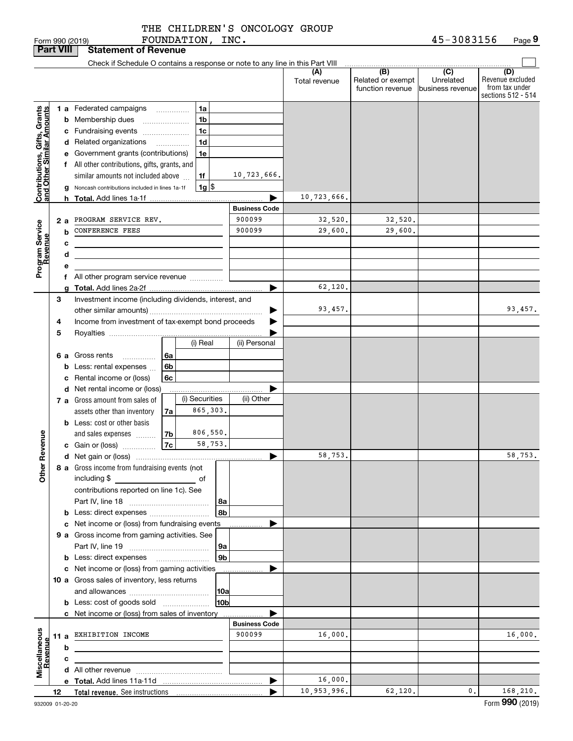THE CHILDREN'S ONCOLOGY GROUP FOUNDATION, INC. 45-3083156

Form 990 (2019)

**Part VIII Statement of Revenue**

Check if Schedule O contains a response or note to any line in this Part VIII

| | | | | (A) Total revenue | (B) Related or exempt function revenue | (C) Unrelated business revenue | (D) Revenue excluded from tax under sections 512 - 514 |
|---|---|---|---|---|---|---|---|
| Contributions, Gifts, Grants and Other Similar Amounts | 1 a Federated campaigns | 1a | | | | | |
| | b Membership dues | 1b | | | | | |
| | c Fundraising events | 1c | | | | | |
| | d Related organizations | 1d | | | | | |
| | e Government grants (contributions) | 1e | | | | | |
| | f All other contributions, gifts, grants, and similar amounts not included above | 1f | 10,723,666. | | | | |
| | g Noncash contributions included in lines 1a-1f | 1g | $ | | | | |
| | h Total. Add lines 1a-1f | | | 10,723,666. | | | |
| | | | Business Code | | | | |
| Program Service Revenue | 2 a PROGRAM SERVICE REV. | | 900099 | 32,520. | 32,520. | | |
| | b CONFERENCE FEES | | 900099 | 29,600. | 29,600. | | |
| | c | | | | | | |
| | d | | | | | | |
| | e | | | | | | |
| | f All other program service revenue | | | | | | |
| | g Total. Add lines 2a-2f | | | 62,120. | | | |
| Other Revenue | 3 Investment income (including dividends, interest, and other similar amounts) | | | 93,457. | | | 93,457. |
| | 4 Income from investment of tax-exempt bond proceeds | | | | | | |
| | 5 Royalties | | | | | | |
| | | | (i) Real / (ii) Personal | | | | |
| | 6 a Gross rents | 6a | | | | | |
| | b Less: rental expenses | 6b | | | | | |
| | c Rental income or (loss) | 6c | | | | | |
| | d Net rental income or (loss) | | | | | | |
| | | | (i) Securities / (ii) Other | | | | |
| | 7 a Gross amount from sales of assets other than inventory | 7a | 865,303. | | | | |
| | b Less: cost or other basis and sales expenses | 7b | 806,550. | | | | |
| | c Gain or (loss) | 7c | 58,753. | | | | |
| | d Net gain or (loss) | | | 58,753. | | | 58,753. |
| | 8 a Gross income from fundraising events (not including $ of contributions reported on line 1c). See Part IV, line 18 | 8a | | | | | |
| | b Less: direct expenses | 8b | | | | | |
| | c Net income or (loss) from fundraising events | | | | | | |
| | 9 a Gross income from gaming activities. See Part IV, line 19 | 9a | | | | | |
| | b Less: direct expenses | 9b | | | | | |
| | c Net income or (loss) from gaming activities | | | | | | |
| | 10 a Gross sales of inventory, less returns and allowances | 10a | | | | | |
| | b Less: cost of goods sold | 10b | | | | | |
| | c Net income or (loss) from sales of inventory | | | | | | |
| | | | Business Code | | | | |
| Miscellaneous Revenue | 11 a EXHIBITION INCOME | | 900099 | 16,000. | | | 16,000. |
| | b | | | | | | |
| | c | | | | | | |
| | d All other revenue | | | | | | |
| | e Total. Add lines 11a-11d | | | 16,000. | | | |
| | 12 Total revenue. See instructions | | | 10,953,996. | 62,120. | 0. | 168,210. |

932009 01-20-20 Form 990 (2019)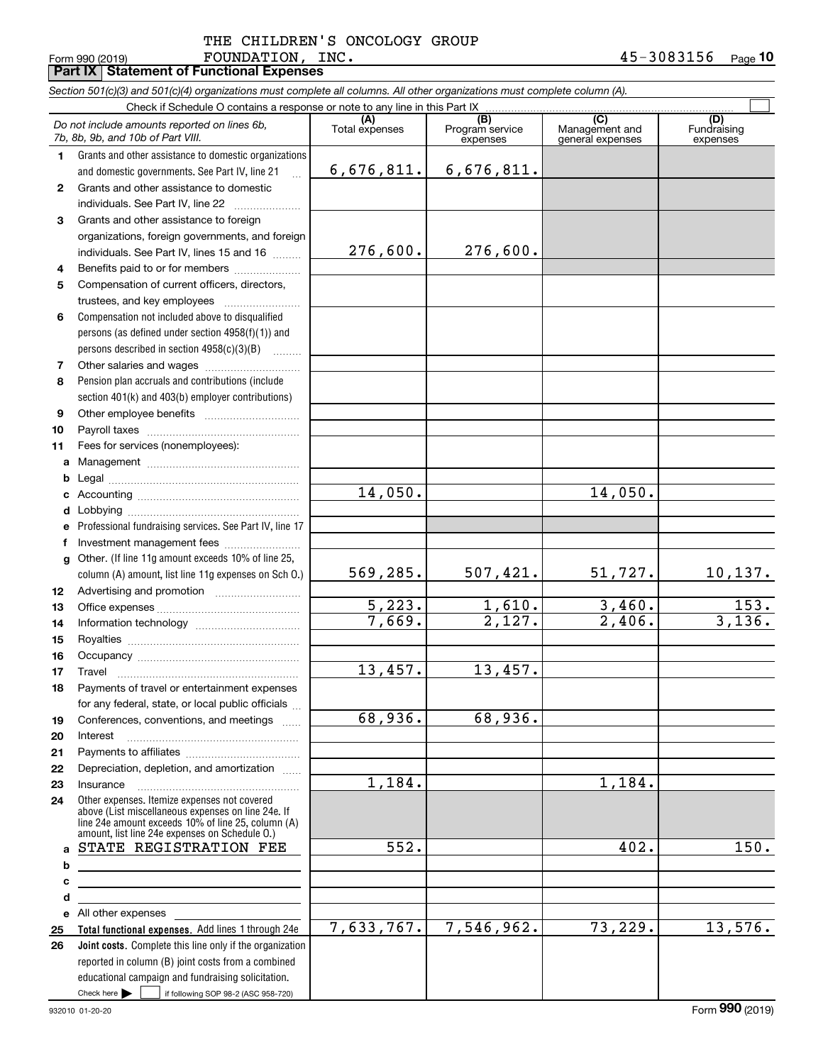THE CHILDREN'S ONCOLOGY GROUP FOUNDATION, INC. 45-3083156

Form 990 (2019)

## Part IX Statement of Functional Expenses

*Section 501(c)(3) and 501(c)(4) organizations must complete all columns. All other organizations must complete column (A).*

Check if Schedule O contains a response or note to any line in this Part IX

| *Do not include amounts reported on lines 6b, 7b, 8b, 9b, and 10b of Part VIII.* | (A) Total expenses | (B) Program service expenses | (C) Management and general expenses | (D) Fundraising expenses |
|---|---|---|---|---|
| 1 Grants and other assistance to domestic organizations and domestic governments. See Part IV, line 21 | 6,676,811. | 6,676,811. | | |
| 2 Grants and other assistance to domestic individuals. See Part IV, line 22 | | | | |
| 3 Grants and other assistance to foreign organizations, foreign governments, and foreign individuals. See Part IV, lines 15 and 16 | 276,600. | 276,600. | | |
| 4 Benefits paid to or for members | | | | |
| 5 Compensation of current officers, directors, trustees, and key employees | | | | |
| 6 Compensation not included above to disqualified persons (as defined under section 4958(f)(1)) and persons described in section 4958(c)(3)(B) | | | | |
| 7 Other salaries and wages | | | | |
| 8 Pension plan accruals and contributions (include section 401(k) and 403(b) employer contributions) | | | | |
| 9 Other employee benefits | | | | |
| 10 Payroll taxes | | | | |
| 11 Fees for services (nonemployees): | | | | |
| a Management | | | | |
| b Legal | | | | |
| c Accounting | 14,050. | | 14,050. | |
| d Lobbying | | | | |
| e Professional fundraising services. See Part IV, line 17 | | | | |
| f Investment management fees | | | | |
| g Other. (If line 11g amount exceeds 10% of line 25, column (A) amount, list line 11g expenses on Sch O.) | 569,285. | 507,421. | 51,727. | 10,137. |
| 12 Advertising and promotion | | | | |
| 13 Office expenses | 5,223. | 1,610. | 3,460. | 153. |
| 14 Information technology | 7,669. | 2,127. | 2,406. | 3,136. |
| 15 Royalties | | | | |
| 16 Occupancy | | | | |
| 17 Travel | 13,457. | 13,457. | | |
| 18 Payments of travel or entertainment expenses for any federal, state, or local public officials | | | | |
| 19 Conferences, conventions, and meetings | 68,936. | 68,936. | | |
| 20 Interest | | | | |
| 21 Payments to affiliates | | | | |
| 22 Depreciation, depletion, and amortization | | | | |
| 23 Insurance | 1,184. | | 1,184. | |
| 24 Other expenses. Itemize expenses not covered above (List miscellaneous expenses on line 24e. If line 24e amount exceeds 10% of line 25, column (A) amount, list line 24e expenses on Schedule O.) | | | | |
| a STATE REGISTRATION FEE | 552. | | 402. | 150. |
| b | | | | |
| c | | | | |
| d | | | | |
| e All other expenses | | | | |
| 25 **Total functional expenses.** Add lines 1 through 24e | 7,633,767. | 7,546,962. | 73,229. | 13,576. |
| 26 **Joint costs.** Complete this line only if the organization reported in column (B) joint costs from a combined educational campaign and fundraising solicitation. Check here ☐ if following SOP 98-2 (ASC 958-720) | | | | |

932010 01-20-20

Form **990** (2019)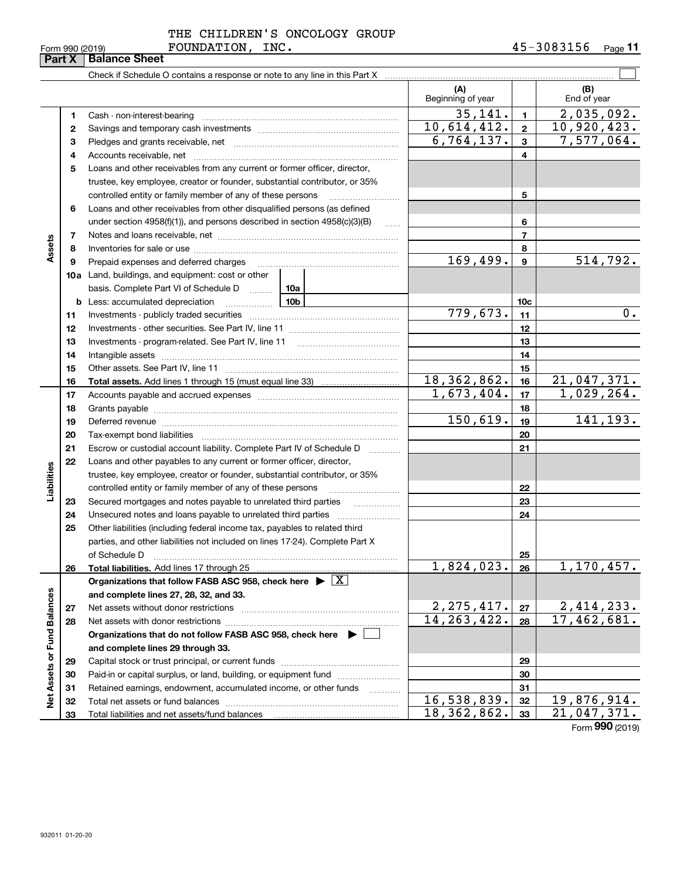THE CHILDREN'S ONCOLOGY GROUP FOUNDATION, INC. 45-3083156

Form 990 (2019)

## Part X Balance Sheet

Check if Schedule O contains a response or note to any line in this Part X

| | | | (A) Beginning of year | | (B) End of year |
|---|---|---|---|---|---|
| **Assets** | 1 | Cash - non-interest-bearing | 35,141. | 1 | 2,035,092. |
| | 2 | Savings and temporary cash investments | 10,614,412. | 2 | 10,920,423. |
| | 3 | Pledges and grants receivable, net | 6,764,137. | 3 | 7,577,064. |
| | 4 | Accounts receivable, net | | 4 | |
| | 5 | Loans and other receivables from any current or former officer, director, trustee, key employee, creator or founder, substantial contributor, or 35% controlled entity or family member of any of these persons | | 5 | |
| | 6 | Loans and other receivables from other disqualified persons (as defined under section 4958(f)(1)), and persons described in section 4958(c)(3)(B) | | 6 | |
| | 7 | Notes and loans receivable, net | | 7 | |
| | 8 | Inventories for sale or use | | 8 | |
| | 9 | Prepaid expenses and deferred charges | 169,499. | 9 | 514,792. |
| | 10a | Land, buildings, and equipment: cost or other basis. Complete Part VI of Schedule D — 10a | | | |
| | b | Less: accumulated depreciation — 10b | | 10c | |
| | 11 | Investments - publicly traded securities | 779,673. | 11 | 0. |
| | 12 | Investments - other securities. See Part IV, line 11 | | 12 | |
| | 13 | Investments - program-related. See Part IV, line 11 | | 13 | |
| | 14 | Intangible assets | | 14 | |
| | 15 | Other assets. See Part IV, line 11 | | 15 | |
| | 16 | **Total assets.** Add lines 1 through 15 (must equal line 33) | 18,362,862. | 16 | 21,047,371. |
| **Liabilities** | 17 | Accounts payable and accrued expenses | 1,673,404. | 17 | 1,029,264. |
| | 18 | Grants payable | | 18 | |
| | 19 | Deferred revenue | 150,619. | 19 | 141,193. |
| | 20 | Tax-exempt bond liabilities | | 20 | |
| | 21 | Escrow or custodial account liability. Complete Part IV of Schedule D | | 21 | |
| | 22 | Loans and other payables to any current or former officer, director, trustee, key employee, creator or founder, substantial contributor, or 35% controlled entity or family member of any of these persons | | 22 | |
| | 23 | Secured mortgages and notes payable to unrelated third parties | | 23 | |
| | 24 | Unsecured notes and loans payable to unrelated third parties | | 24 | |
| | 25 | Other liabilities (including federal income tax, payables to related third parties, and other liabilities not included on lines 17-24). Complete Part X of Schedule D | | 25 | |
| | 26 | **Total liabilities.** Add lines 17 through 25 | 1,824,023. | 26 | 1,170,457. |
| **Net Assets or Fund Balances** | | **Organizations that follow FASB ASC 958, check here ▶ [X] and complete lines 27, 28, 32, and 33.** | | | |
| | 27 | Net assets without donor restrictions | 2,275,417. | 27 | 2,414,233. |
| | 28 | Net assets with donor restrictions | 14,263,422. | 28 | 17,462,681. |
| | | **Organizations that do not follow FASB ASC 958, check here ▶ [ ] and complete lines 29 through 33.** | | | |
| | 29 | Capital stock or trust principal, or current funds | | 29 | |
| | 30 | Paid-in or capital surplus, or land, building, or equipment fund | | 30 | |
| | 31 | Retained earnings, endowment, accumulated income, or other funds | | 31 | |
| | 32 | Total net assets or fund balances | 16,538,839. | 32 | 19,876,914. |
| | 33 | Total liabilities and net assets/fund balances | 18,362,862. | 33 | 21,047,371. |

Form **990** (2019)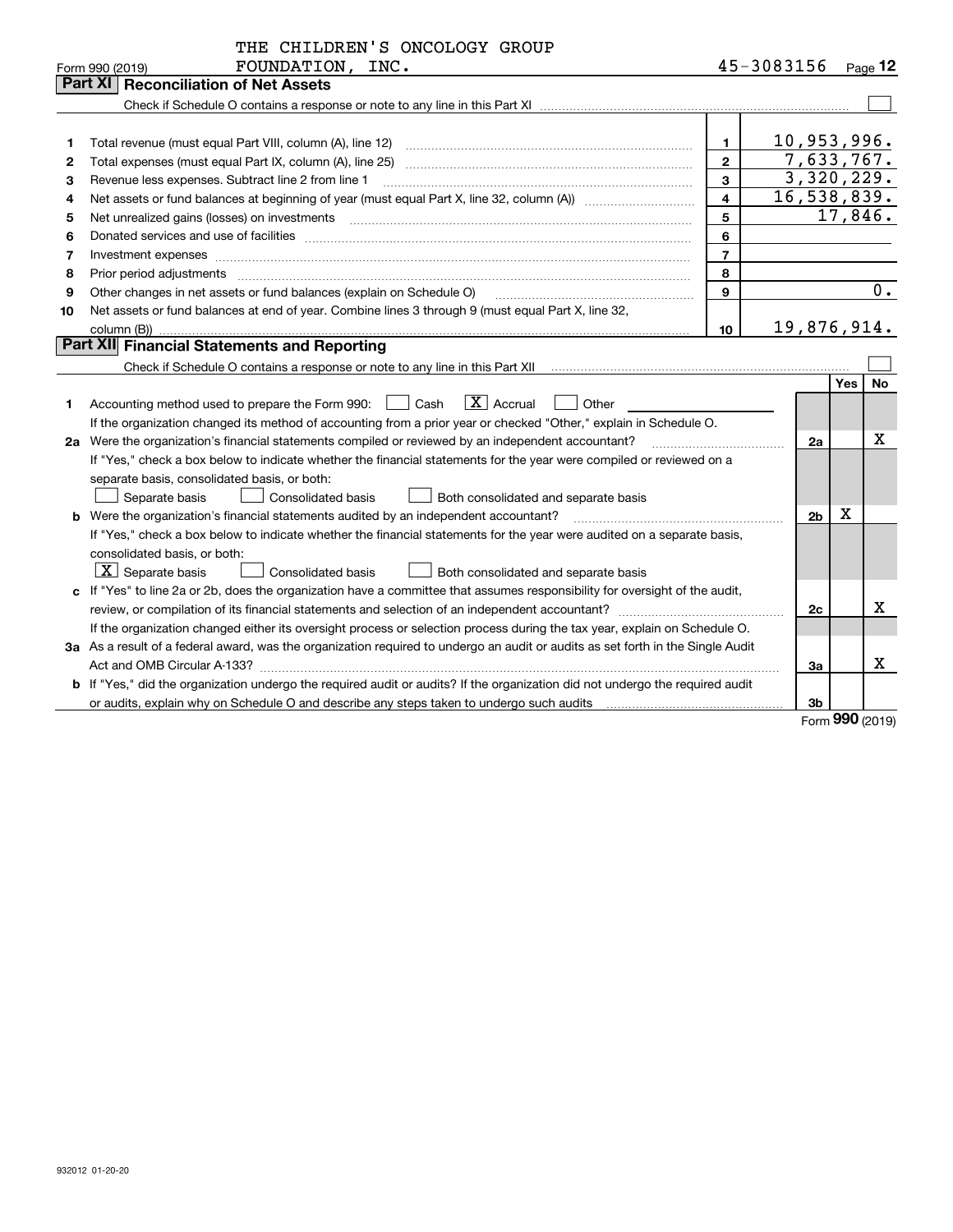THE CHILDREN'S ONCOLOGY GROUP FOUNDATION, INC.

Form 990 (2019) 45-3083156 Page 12

## Part XI Reconciliation of Net Assets

Check if Schedule O contains a response or note to any line in this Part XI ☐

| | | | |
|---|---|---|---|
| 1 | Total revenue (must equal Part VIII, column (A), line 12) | 1 | 10,953,996. |
| 2 | Total expenses (must equal Part IX, column (A), line 25) | 2 | 7,633,767. |
| 3 | Revenue less expenses. Subtract line 2 from line 1 | 3 | 3,320,229. |
| 4 | Net assets or fund balances at beginning of year (must equal Part X, line 32, column (A)) | 4 | 16,538,839. |
| 5 | Net unrealized gains (losses) on investments | 5 | 17,846. |
| 6 | Donated services and use of facilities | 6 | |
| 7 | Investment expenses | 7 | |
| 8 | Prior period adjustments | 8 | |
| 9 | Other changes in net assets or fund balances (explain on Schedule O) | 9 | 0. |
| 10 | Net assets or fund balances at end of year. Combine lines 3 through 9 (must equal Part X, line 32, column (B)) | 10 | 19,876,914. |

## Part XII Financial Statements and Reporting

Check if Schedule O contains a response or note to any line in this Part XII ☐

| | | | Yes | No |
|---|---|---|---|---|
| 1 | Accounting method used to prepare the Form 990: ☐ Cash ☒ Accrual ☐ Other<br>If the organization changed its method of accounting from a prior year or checked "Other," explain in Schedule O. | | | |
| 2a | Were the organization's financial statements compiled or reviewed by an independent accountant?<br>If "Yes," check a box below to indicate whether the financial statements for the year were compiled or reviewed on a separate basis, consolidated basis, or both:<br>☐ Separate basis ☐ Consolidated basis ☐ Both consolidated and separate basis | 2a | | X |
| b | Were the organization's financial statements audited by an independent accountant?<br>If "Yes," check a box below to indicate whether the financial statements for the year were audited on a separate basis, consolidated basis, or both:<br>☒ Separate basis ☐ Consolidated basis ☐ Both consolidated and separate basis | 2b | X | |
| c | If "Yes" to line 2a or 2b, does the organization have a committee that assumes responsibility for oversight of the audit, review, or compilation of its financial statements and selection of an independent accountant?<br>If the organization changed either its oversight process or selection process during the tax year, explain on Schedule O. | 2c | | X |
| 3a | As a result of a federal award, was the organization required to undergo an audit or audits as set forth in the Single Audit Act and OMB Circular A-133? | 3a | | X |
| b | If "Yes," did the organization undergo the required audit or audits? If the organization did not undergo the required audit or audits, explain why on Schedule O and describe any steps taken to undergo such audits | 3b | | |

Form 990 (2019)

932012 01-20-20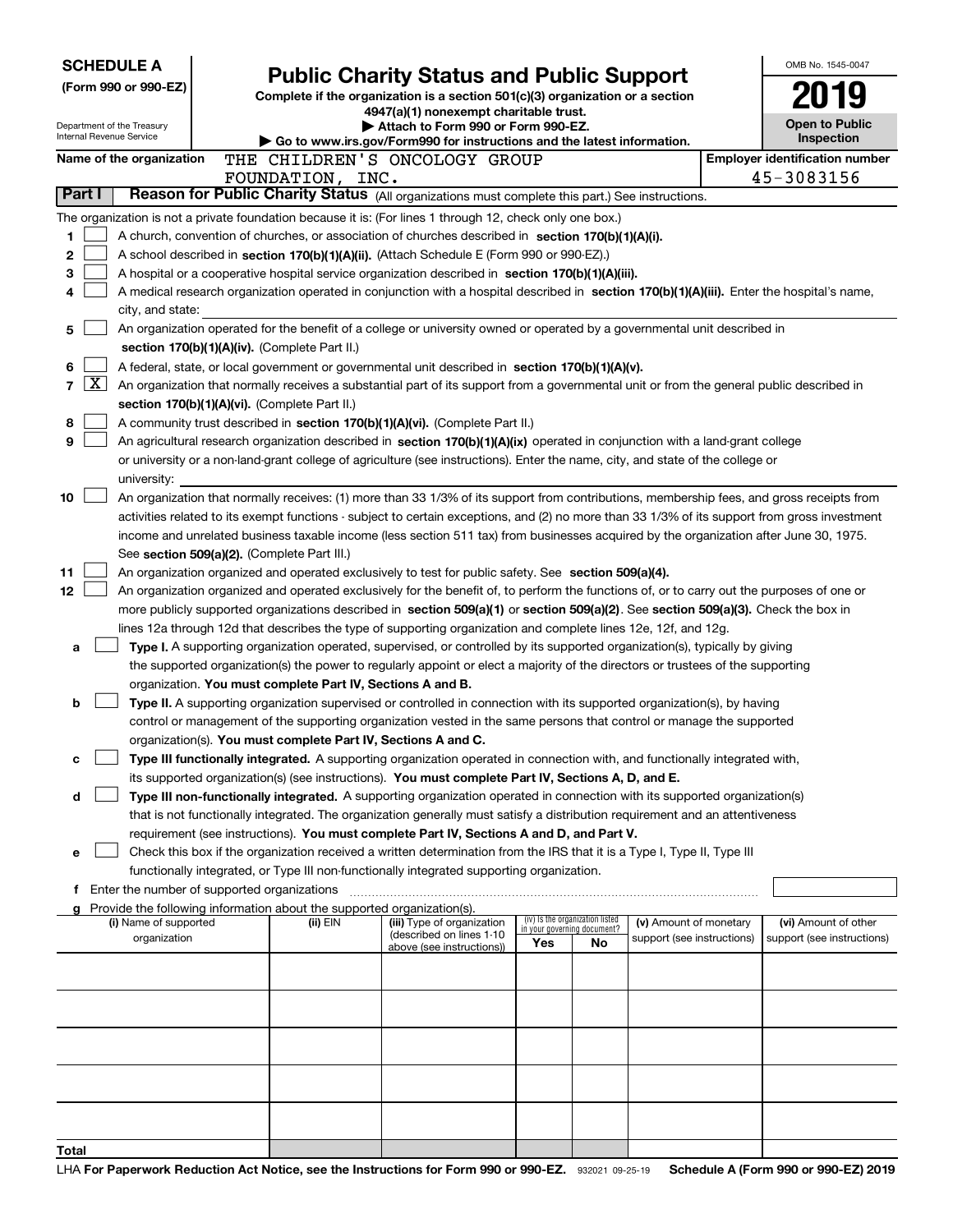**SCHEDULE A**
**(Form 990 or 990-EZ)**

Department of the Treasury
Internal Revenue Service

# Public Charity Status and Public Support

**Complete if the organization is a section 501(c)(3) organization or a section 4947(a)(1) nonexempt charitable trust.**
**▶ Attach to Form 990 or Form 990-EZ.**
**▶ Go to www.irs.gov/Form990 for instructions and the latest information.**

OMB No. 1545-0047
**2019**
**Open to Public Inspection**

**Name of the organization** THE CHILDREN'S ONCOLOGY GROUP FOUNDATION, INC.
**Employer identification number** 45-3083156

**Part I** **Reason for Public Charity Status** (All organizations must complete this part.) See instructions.

The organization is not a private foundation because it is: (For lines 1 through 12, check only one box.)

1 ☐ A church, convention of churches, or association of churches described in **section 170(b)(1)(A)(i).**
2 ☐ A school described in **section 170(b)(1)(A)(ii).** (Attach Schedule E (Form 990 or 990-EZ).)
3 ☐ A hospital or a cooperative hospital service organization described in **section 170(b)(1)(A)(iii).**
4 ☐ A medical research organization operated in conjunction with a hospital described in **section 170(b)(1)(A)(iii).** Enter the hospital's name, city, and state:
5 ☐ An organization operated for the benefit of a college or university owned or operated by a governmental unit described in **section 170(b)(1)(A)(iv).** (Complete Part II.)
6 ☐ A federal, state, or local government or governmental unit described in **section 170(b)(1)(A)(v).**
7 ☒ An organization that normally receives a substantial part of its support from a governmental unit or from the general public described in **section 170(b)(1)(A)(vi).** (Complete Part II.)
8 ☐ A community trust described in **section 170(b)(1)(A)(vi).** (Complete Part II.)
9 ☐ An agricultural research organization described in **section 170(b)(1)(A)(ix)** operated in conjunction with a land-grant college or university or a non-land-grant college of agriculture (see instructions). Enter the name, city, and state of the college or university:
10 ☐ An organization that normally receives: (1) more than 33 1/3% of its support from contributions, membership fees, and gross receipts from activities related to its exempt functions - subject to certain exceptions, and (2) no more than 33 1/3% of its support from gross investment income and unrelated business taxable income (less section 511 tax) from businesses acquired by the organization after June 30, 1975. See **section 509(a)(2).** (Complete Part III.)
11 ☐ An organization organized and operated exclusively to test for public safety. See **section 509(a)(4).**
12 ☐ An organization organized and operated exclusively for the benefit of, to perform the functions of, or to carry out the purposes of one or more publicly supported organizations described in **section 509(a)(1)** or **section 509(a)(2)**. See **section 509(a)(3).** Check the box in lines 12a through 12d that describes the type of supporting organization and complete lines 12e, 12f, and 12g.

a ☐ **Type I.** A supporting organization operated, supervised, or controlled by its supported organization(s), typically by giving the supported organization(s) the power to regularly appoint or elect a majority of the directors or trustees of the supporting organization. **You must complete Part IV, Sections A and B.**

b ☐ **Type II.** A supporting organization supervised or controlled in connection with its supported organization(s), by having control or management of the supporting organization vested in the same persons that control or manage the supported organization(s). **You must complete Part IV, Sections A and C.**

c ☐ **Type III functionally integrated.** A supporting organization operated in connection with, and functionally integrated with, its supported organization(s) (see instructions). **You must complete Part IV, Sections A, D, and E.**

d ☐ **Type III non-functionally integrated.** A supporting organization operated in connection with its supported organization(s) that is not functionally integrated. The organization generally must satisfy a distribution requirement and an attentiveness requirement (see instructions). **You must complete Part IV, Sections A and D, and Part V.**

e ☐ Check this box if the organization received a written determination from the IRS that it is a Type I, Type II, Type III functionally integrated, or Type III non-functionally integrated supporting organization.

f Enter the number of supported organizations

g Provide the following information about the supported organization(s).

| (i) Name of supported organization | (ii) EIN | (iii) Type of organization (described on lines 1-10 above (see instructions)) | (iv) Is the organization listed in your governing document? Yes | No | (v) Amount of monetary support (see instructions) | (vi) Amount of other support (see instructions) |
|---|---|---|---|---|---|---|
| | | | | | | |
| | | | | | | |
| | | | | | | |
| | | | | | | |
| | | | | | | |
| **Total** | | | | | | |

LHA **For Paperwork Reduction Act Notice, see the Instructions for Form 990 or 990-EZ.** 932021 09-25-19 **Schedule A (Form 990 or 990-EZ) 2019**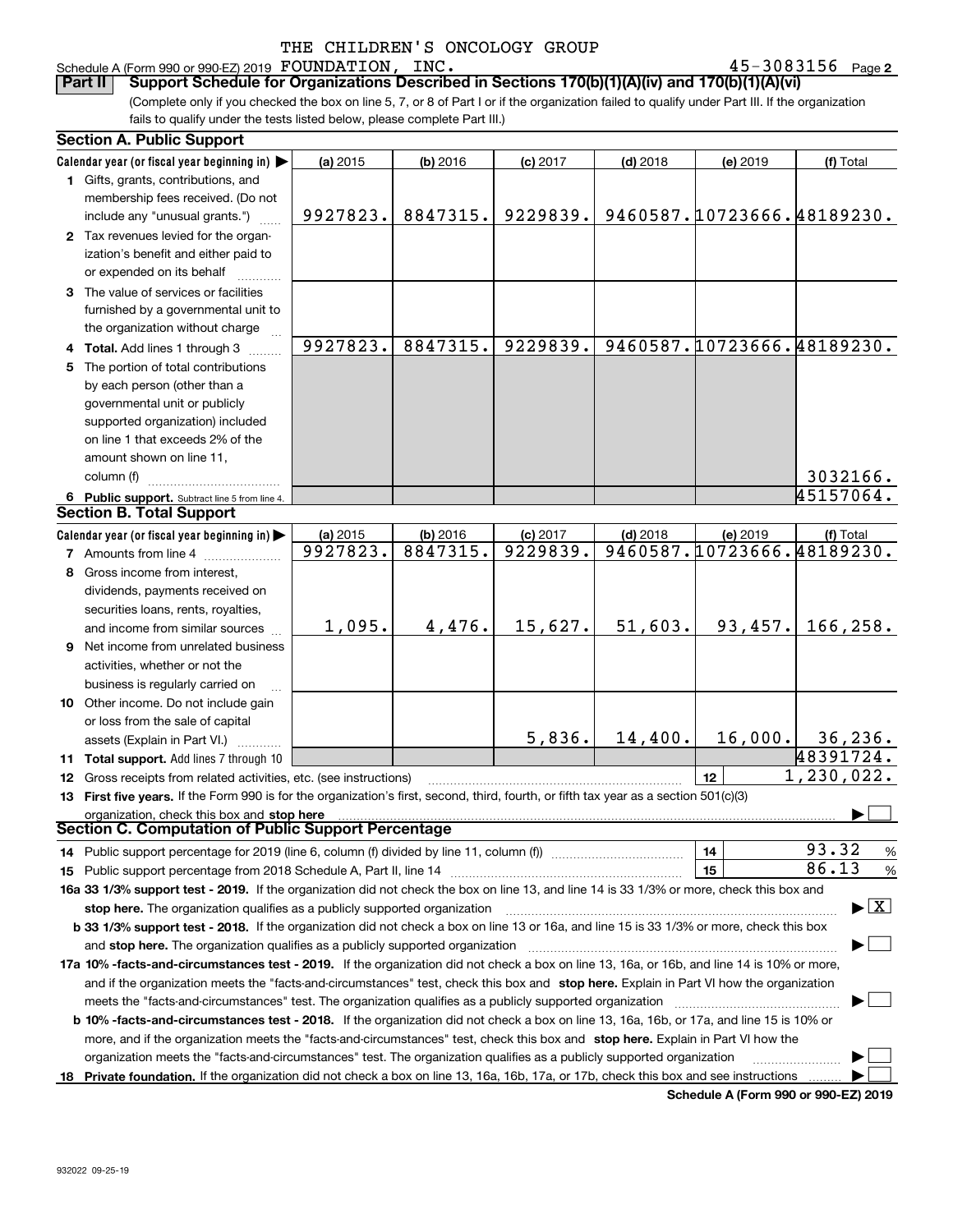THE CHILDREN'S ONCOLOGY GROUP

Schedule A (Form 990 or 990-EZ) 2019 FOUNDATION, INC. 45-3083156 Page 2

## Part II Support Schedule for Organizations Described in Sections 170(b)(1)(A)(iv) and 170(b)(1)(A)(vi)

(Complete only if you checked the box on line 5, 7, or 8 of Part I or if the organization failed to qualify under Part III. If the organization fails to qualify under the tests listed below, please complete Part III.)

### Section A. Public Support

| Calendar year (or fiscal year beginning in) ▶ | (a) 2015 | (b) 2016 | (c) 2017 | (d) 2018 | (e) 2019 | (f) Total |
|---|---|---|---|---|---|---|
| **1** Gifts, grants, contributions, and membership fees received. (Do not include any "unusual grants.") | 9927823. | 8847315. | 9229839. | 9460587. | 10723666. | 48189230. |
| **2** Tax revenues levied for the organization's benefit and either paid to or expended on its behalf | | | | | | |
| **3** The value of services or facilities furnished by a governmental unit to the organization without charge | | | | | | |
| **4 Total.** Add lines 1 through 3 | 9927823. | 8847315. | 9229839. | 9460587. | 10723666. | 48189230. |
| **5** The portion of total contributions by each person (other than a governmental unit or publicly supported organization) included on line 1 that exceeds 2% of the amount shown on line 11, column (f) | | | | | | 3032166. |
| **6 Public support.** Subtract line 5 from line 4. | | | | | | 45157064. |

### Section B. Total Support

| Calendar year (or fiscal year beginning in) ▶ | (a) 2015 | (b) 2016 | (c) 2017 | (d) 2018 | (e) 2019 | (f) Total |
|---|---|---|---|---|---|---|
| **7** Amounts from line 4 | 9927823. | 8847315. | 9229839. | 9460587. | 10723666. | 48189230. |
| **8** Gross income from interest, dividends, payments received on securities loans, rents, royalties, and income from similar sources | 1,095. | 4,476. | 15,627. | 51,603. | 93,457. | 166,258. |
| **9** Net income from unrelated business activities, whether or not the business is regularly carried on | | | | | | |
| **10** Other income. Do not include gain or loss from the sale of capital assets (Explain in Part VI.) | | | 5,836. | 14,400. | 16,000. | 36,236. |
| **11 Total support.** Add lines 7 through 10 | | | | | | 48391724. |
| **12** Gross receipts from related activities, etc. (see instructions) | | | | | 12 | 1,230,022. |

**13 First five years.** If the Form 990 is for the organization's first, second, third, fourth, or fifth tax year as a section 501(c)(3) organization, check this box and **stop here** ▶ ☐

### Section C. Computation of Public Support Percentage

**14** Public support percentage for 2019 (line 6, column (f) divided by line 11, column (f)) — **14** — 93.32 %

**15** Public support percentage from 2018 Schedule A, Part II, line 14 — **15** — 86.13 %

**16a 33 1/3% support test - 2019.** If the organization did not check the box on line 13, and line 14 is 33 1/3% or more, check this box and **stop here.** The organization qualifies as a publicly supported organization ▶ ☒

**b 33 1/3% support test - 2018.** If the organization did not check a box on line 13 or 16a, and line 15 is 33 1/3% or more, check this box and **stop here.** The organization qualifies as a publicly supported organization ▶ ☐

**17a 10% -facts-and-circumstances test - 2019.** If the organization did not check a box on line 13, 16a, or 16b, and line 14 is 10% or more, and if the organization meets the "facts-and-circumstances" test, check this box and **stop here.** Explain in Part VI how the organization meets the "facts-and-circumstances" test. The organization qualifies as a publicly supported organization ▶ ☐

**b 10% -facts-and-circumstances test - 2018.** If the organization did not check a box on line 13, 16a, 16b, or 17a, and line 15 is 10% or more, and if the organization meets the "facts-and-circumstances" test, check this box and **stop here.** Explain in Part VI how the organization meets the "facts-and-circumstances" test. The organization qualifies as a publicly supported organization ▶ ☐

**18 Private foundation.** If the organization did not check a box on line 13, 16a, 16b, 17a, or 17b, check this box and see instructions ▶ ☐

**Schedule A (Form 990 or 990-EZ) 2019**

932022 09-25-19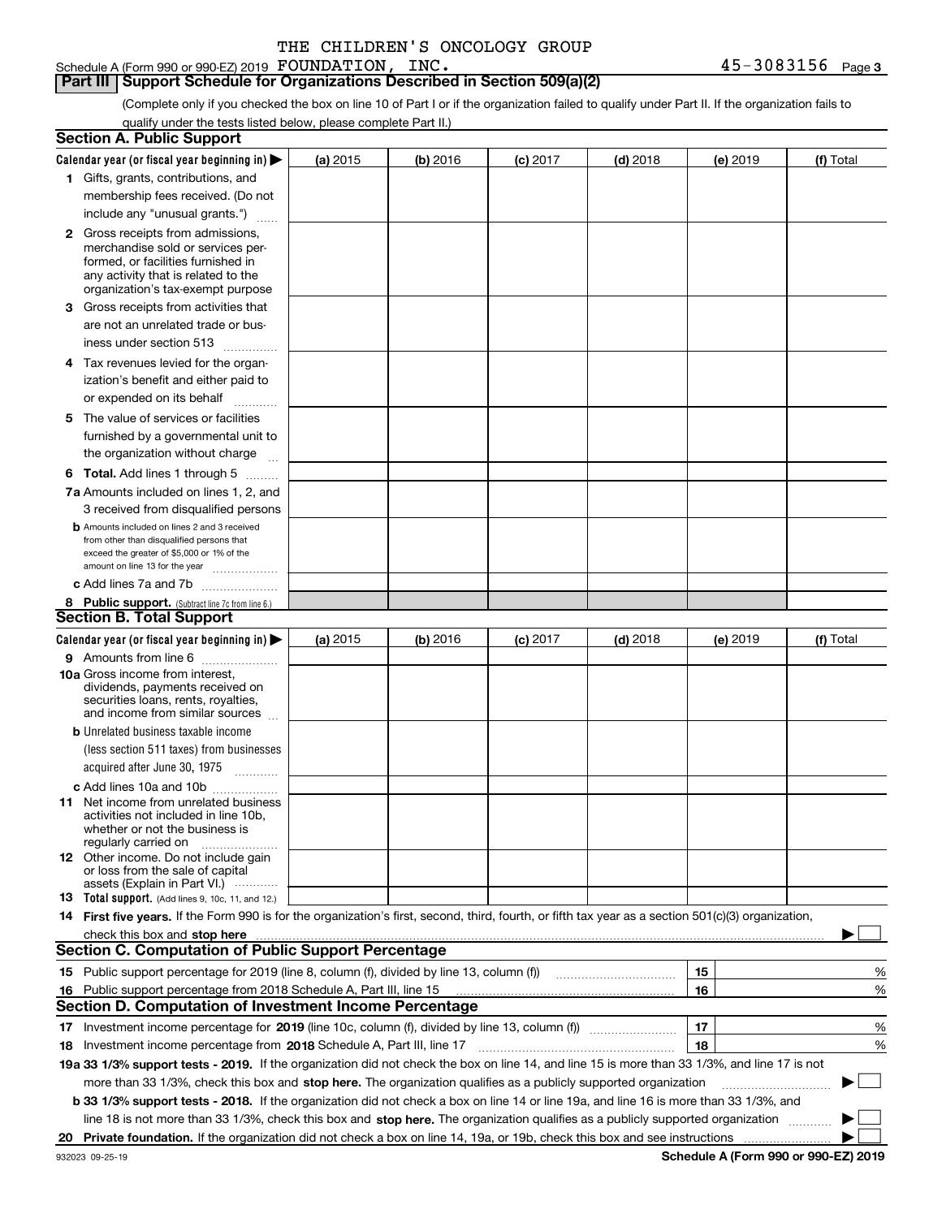THE CHILDREN'S ONCOLOGY GROUP

Schedule A (Form 990 or 990-EZ) 2019 FOUNDATION, INC. 45-3083156 Page 3

## Part III | Support Schedule for Organizations Described in Section 509(a)(2)

(Complete only if you checked the box on line 10 of Part I or if the organization failed to qualify under Part II. If the organization fails to qualify under the tests listed below, please complete Part II.)

### Section A. Public Support

| Calendar year (or fiscal year beginning in) ▶ | (a) 2015 | (b) 2016 | (c) 2017 | (d) 2018 | (e) 2019 | (f) Total |
|---|---|---|---|---|---|---|
| 1 Gifts, grants, contributions, and membership fees received. (Do not include any "unusual grants.") | | | | | | |
| 2 Gross receipts from admissions, merchandise sold or services performed, or facilities furnished in any activity that is related to the organization's tax-exempt purpose | | | | | | |
| 3 Gross receipts from activities that are not an unrelated trade or business under section 513 | | | | | | |
| 4 Tax revenues levied for the organization's benefit and either paid to or expended on its behalf | | | | | | |
| 5 The value of services or facilities furnished by a governmental unit to the organization without charge | | | | | | |
| 6 Total. Add lines 1 through 5 | | | | | | |
| 7a Amounts included on lines 1, 2, and 3 received from disqualified persons | | | | | | |
| b Amounts included on lines 2 and 3 received from other than disqualified persons that exceed the greater of $5,000 or 1% of the amount on line 13 for the year | | | | | | |
| c Add lines 7a and 7b | | | | | | |
| 8 Public support. (Subtract line 7c from line 6.) | | | | | | |

### Section B. Total Support

| Calendar year (or fiscal year beginning in) ▶ | (a) 2015 | (b) 2016 | (c) 2017 | (d) 2018 | (e) 2019 | (f) Total |
|---|---|---|---|---|---|---|
| 9 Amounts from line 6 | | | | | | |
| 10a Gross income from interest, dividends, payments received on securities loans, rents, royalties, and income from similar sources | | | | | | |
| b Unrelated business taxable income (less section 511 taxes) from businesses acquired after June 30, 1975 | | | | | | |
| c Add lines 10a and 10b | | | | | | |
| 11 Net income from unrelated business activities not included in line 10b, whether or not the business is regularly carried on | | | | | | |
| 12 Other income. Do not include gain or loss from the sale of capital assets (Explain in Part VI.) | | | | | | |
| 13 Total support. (Add lines 9, 10c, 11, and 12.) | | | | | | |

14 **First five years.** If the Form 990 is for the organization's first, second, third, fourth, or fifth tax year as a section 501(c)(3) organization, check this box and **stop here** ▶ ☐

### Section C. Computation of Public Support Percentage

| | | |
|---|---|---|
| 15 Public support percentage for 2019 (line 8, column (f), divided by line 13, column (f)) | 15 | % |
| 16 Public support percentage from 2018 Schedule A, Part III, line 15 | 16 | % |

### Section D. Computation of Investment Income Percentage

| | | |
|---|---|---|
| 17 Investment income percentage for **2019** (line 10c, column (f), divided by line 13, column (f)) | 17 | % |
| 18 Investment income percentage from **2018** Schedule A, Part III, line 17 | 18 | % |

**19a 33 1/3% support tests - 2019.** If the organization did not check the box on line 14, and line 15 is more than 33 1/3%, and line 17 is not more than 33 1/3%, check this box and **stop here.** The organization qualifies as a publicly supported organization ▶ ☐

**b 33 1/3% support tests - 2018.** If the organization did not check a box on line 14 or line 19a, and line 16 is more than 33 1/3%, and line 18 is not more than 33 1/3%, check this box and **stop here.** The organization qualifies as a publicly supported organization ▶ ☐

**20 Private foundation.** If the organization did not check a box on line 14, 19a, or 19b, check this box and see instructions ▶ ☐

932023 09-25-19 **Schedule A (Form 990 or 990-EZ) 2019**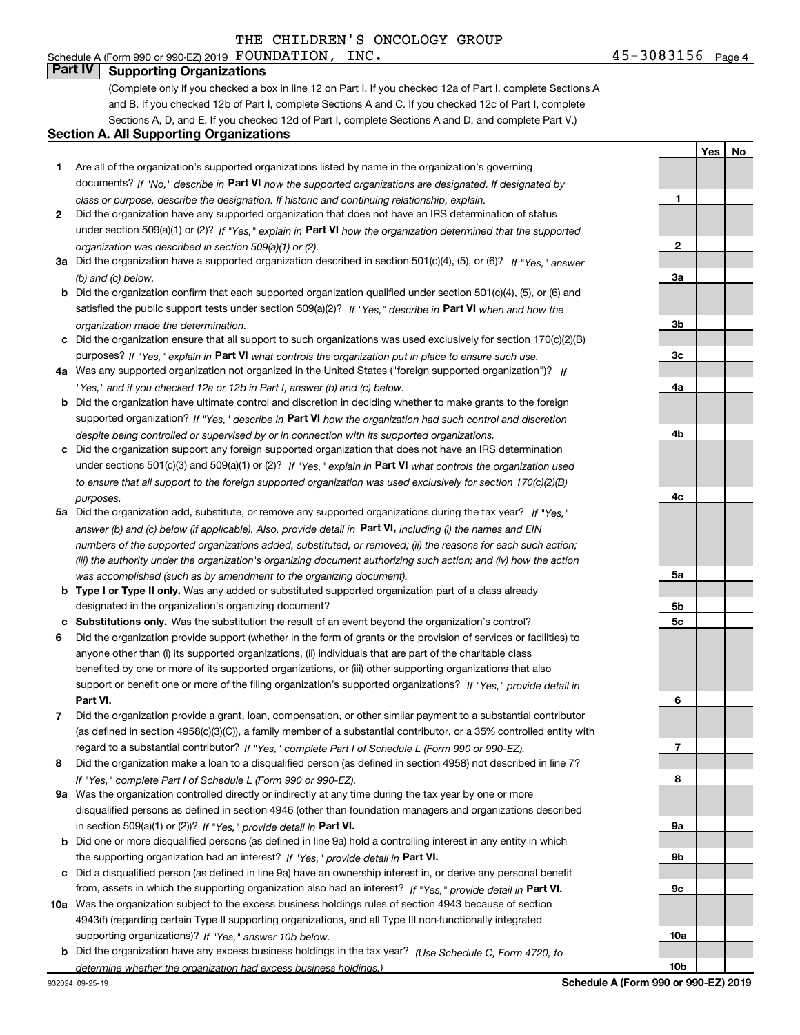THE CHILDREN'S ONCOLOGY GROUP

Schedule A (Form 990 or 990-EZ) 2019 FOUNDATION, INC. 45-3083156 Page 4

## Part IV Supporting Organizations

(Complete only if you checked a box in line 12 on Part I. If you checked 12a of Part I, complete Sections A and B. If you checked 12b of Part I, complete Sections A and C. If you checked 12c of Part I, complete Sections A, D, and E. If you checked 12d of Part I, complete Sections A and D, and complete Part V.)

### Section A. All Supporting Organizations

| | | Line | Yes | No |
|---|---|---|---|---|
| **1** | Are all of the organization's supported organizations listed by name in the organization's governing documents? *If "No," describe in* **Part VI** *how the supported organizations are designated. If designated by class or purpose, describe the designation. If historic and continuing relationship, explain.* | 1 | | |
| **2** | Did the organization have any supported organization that does not have an IRS determination of status under section 509(a)(1) or (2)? *If "Yes," explain in* **Part VI** *how the organization determined that the supported organization was described in section 509(a)(1) or (2).* | 2 | | |
| **3a** | Did the organization have a supported organization described in section 501(c)(4), (5), or (6)? *If "Yes," answer (b) and (c) below.* | 3a | | |
| **b** | Did the organization confirm that each supported organization qualified under section 501(c)(4), (5), or (6) and satisfied the public support tests under section 509(a)(2)? *If "Yes," describe in* **Part VI** *when and how the organization made the determination.* | 3b | | |
| **c** | Did the organization ensure that all support to such organizations was used exclusively for section 170(c)(2)(B) purposes? *If "Yes," explain in* **Part VI** *what controls the organization put in place to ensure such use.* | 3c | | |
| **4a** | Was any supported organization not organized in the United States ("foreign supported organization")? *If "Yes," and if you checked 12a or 12b in Part I, answer (b) and (c) below.* | 4a | | |
| **b** | Did the organization have ultimate control and discretion in deciding whether to make grants to the foreign supported organization? *If "Yes," describe in* **Part VI** *how the organization had such control and discretion despite being controlled or supervised by or in connection with its supported organizations.* | 4b | | |
| **c** | Did the organization support any foreign supported organization that does not have an IRS determination under sections 501(c)(3) and 509(a)(1) or (2)? *If "Yes," explain in* **Part VI** *what controls the organization used to ensure that all support to the foreign supported organization was used exclusively for section 170(c)(2)(B) purposes.* | 4c | | |
| **5a** | Did the organization add, substitute, or remove any supported organizations during the tax year? *If "Yes," answer (b) and (c) below (if applicable). Also, provide detail in* **Part VI,** *including (i) the names and EIN numbers of the supported organizations added, substituted, or removed; (ii) the reasons for each such action; (iii) the authority under the organization's organizing document authorizing such action; and (iv) how the action was accomplished (such as by amendment to the organizing document).* | 5a | | |
| **b** | **Type I or Type II only.** Was any added or substituted supported organization part of a class already designated in the organization's organizing document? | 5b | | |
| **c** | **Substitutions only.** Was the substitution the result of an event beyond the organization's control? | 5c | | |
| **6** | Did the organization provide support (whether in the form of grants or the provision of services or facilities) to anyone other than (i) its supported organizations, (ii) individuals that are part of the charitable class benefited by one or more of its supported organizations, or (iii) other supporting organizations that also support or benefit one or more of the filing organization's supported organizations? *If "Yes," provide detail in* **Part VI.** | 6 | | |
| **7** | Did the organization provide a grant, loan, compensation, or other similar payment to a substantial contributor (as defined in section 4958(c)(3)(C)), a family member of a substantial contributor, or a 35% controlled entity with regard to a substantial contributor? *If "Yes," complete Part I of Schedule L (Form 990 or 990-EZ).* | 7 | | |
| **8** | Did the organization make a loan to a disqualified person (as defined in section 4958) not described in line 7? *If "Yes," complete Part I of Schedule L (Form 990 or 990-EZ).* | 8 | | |
| **9a** | Was the organization controlled directly or indirectly at any time during the tax year by one or more disqualified persons as defined in section 4946 (other than foundation managers and organizations described in section 509(a)(1) or (2))? *If "Yes," provide detail in* **Part VI.** | 9a | | |
| **b** | Did one or more disqualified persons (as defined in line 9a) hold a controlling interest in any entity in which the supporting organization had an interest? *If "Yes," provide detail in* **Part VI.** | 9b | | |
| **c** | Did a disqualified person (as defined in line 9a) have an ownership interest in, or derive any personal benefit from, assets in which the supporting organization also had an interest? *If "Yes," provide detail in* **Part VI.** | 9c | | |
| **10a** | Was the organization subject to the excess business holdings rules of section 4943 because of section 4943(f) (regarding certain Type II supporting organizations, and all Type III non-functionally integrated supporting organizations)? *If "Yes," answer 10b below.* | 10a | | |
| **b** | Did the organization have any excess business holdings in the tax year? *(Use Schedule C, Form 4720, to determine whether the organization had excess business holdings.)* | 10b | | |

932024 09-25-19 **Schedule A (Form 990 or 990-EZ) 2019**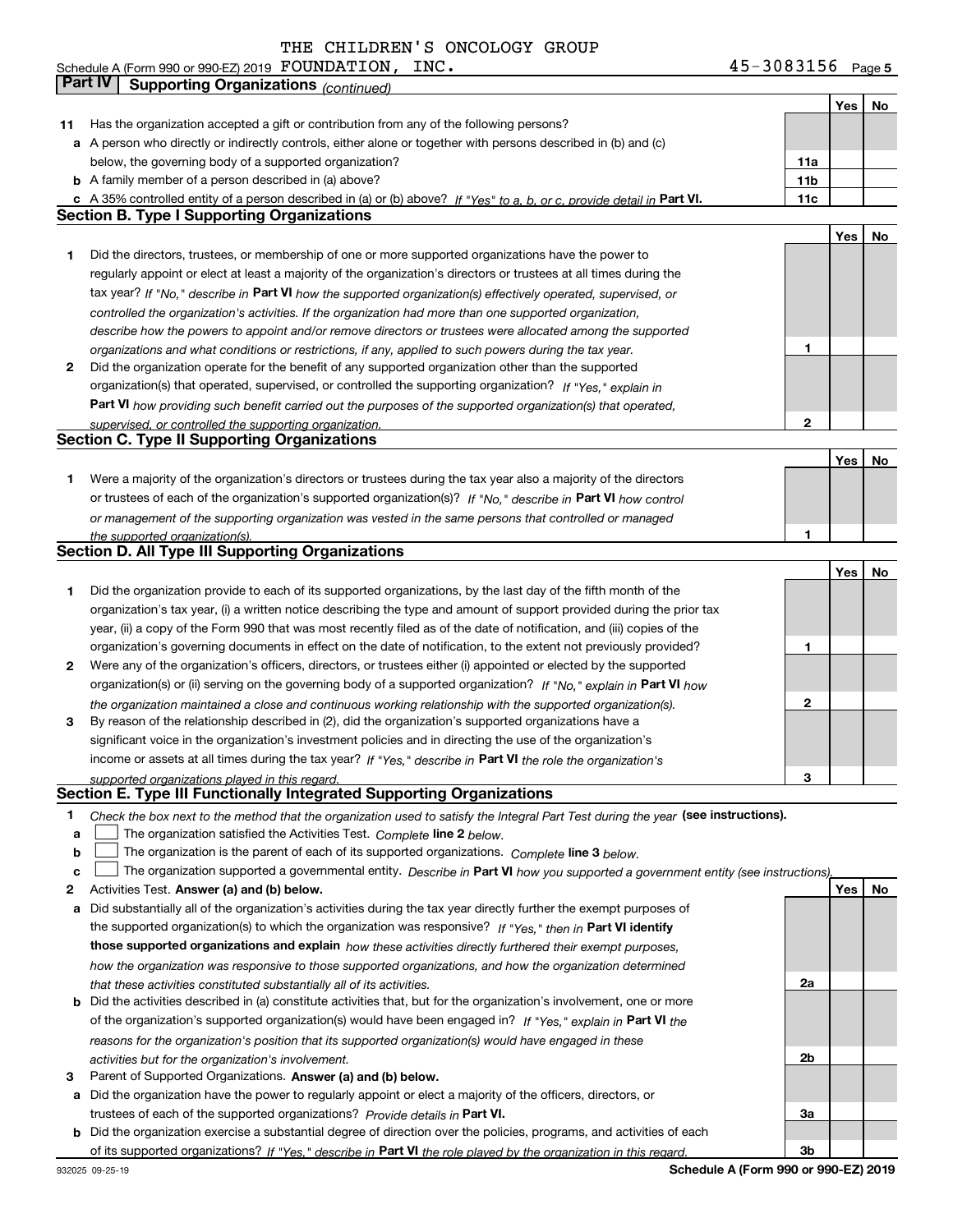THE CHILDREN'S ONCOLOGY GROUP

Schedule A (Form 990 or 990-EZ) 2019 FOUNDATION, INC. 45-3083156 Page 5

## Part IV Supporting Organizations *(continued)*

| | | | Yes | No |
|---|---|---|---|---|
| **11** | Has the organization accepted a gift or contribution from any of the following persons? | | | |
| **a** | A person who directly or indirectly controls, either alone or together with persons described in (b) and (c) below, the governing body of a supported organization? | 11a | | |
| **b** | A family member of a person described in (a) above? | 11b | | |
| **c** | A 35% controlled entity of a person described in (a) or (b) above? *If "Yes" to a, b, or c, provide detail in* **Part VI.** | 11c | | |

### Section B. Type I Supporting Organizations

| | | | Yes | No |
|---|---|---|---|---|
| **1** | Did the directors, trustees, or membership of one or more supported organizations have the power to regularly appoint or elect at least a majority of the organization's directors or trustees at all times during the tax year? *If "No," describe in* **Part VI** *how the supported organization(s) effectively operated, supervised, or controlled the organization's activities. If the organization had more than one supported organization, describe how the powers to appoint and/or remove directors or trustees were allocated among the supported organizations and what conditions or restrictions, if any, applied to such powers during the tax year.* | 1 | | |
| **2** | Did the organization operate for the benefit of any supported organization other than the supported organization(s) that operated, supervised, or controlled the supporting organization? *If "Yes," explain in* **Part VI** *how providing such benefit carried out the purposes of the supported organization(s) that operated, supervised, or controlled the supporting organization.* | 2 | | |

### Section C. Type II Supporting Organizations

| | | | Yes | No |
|---|---|---|---|---|
| **1** | Were a majority of the organization's directors or trustees during the tax year also a majority of the directors or trustees of each of the organization's supported organization(s)? *If "No," describe in* **Part VI** *how control or management of the supporting organization was vested in the same persons that controlled or managed the supported organization(s).* | 1 | | |

### Section D. All Type III Supporting Organizations

| | | | Yes | No |
|---|---|---|---|---|
| **1** | Did the organization provide to each of its supported organizations, by the last day of the fifth month of the organization's tax year, (i) a written notice describing the type and amount of support provided during the prior tax year, (ii) a copy of the Form 990 that was most recently filed as of the date of notification, and (iii) copies of the organization's governing documents in effect on the date of notification, to the extent not previously provided? | 1 | | |
| **2** | Were any of the organization's officers, directors, or trustees either (i) appointed or elected by the supported organization(s) or (ii) serving on the governing body of a supported organization? *If "No," explain in* **Part VI** *how the organization maintained a close and continuous working relationship with the supported organization(s).* | 2 | | |
| **3** | By reason of the relationship described in (2), did the organization's supported organizations have a significant voice in the organization's investment policies and in directing the use of the organization's income or assets at all times during the tax year? *If "Yes," describe in* **Part VI** *the role the organization's supported organizations played in this regard.* | 3 | | |

### Section E. Type III Functionally Integrated Supporting Organizations

**1** *Check the box next to the method that the organization used to satisfy the Integral Part Test during the year* **(see instructions).**

**a** ☐ The organization satisfied the Activities Test. *Complete* **line 2** *below.*

**b** ☐ The organization is the parent of each of its supported organizations. *Complete* **line 3** *below.*

**c** ☐ The organization supported a governmental entity. *Describe in* **Part VI** *how you supported a government entity (see instructions).*

| | | | Yes | No |
|---|---|---|---|---|
| **2** | Activities Test. **Answer (a) and (b) below.** | | | |
| **a** | Did substantially all of the organization's activities during the tax year directly further the exempt purposes of the supported organization(s) to which the organization was responsive? *If "Yes," then in* **Part VI identify those supported organizations and explain** *how these activities directly furthered their exempt purposes, how the organization was responsive to those supported organizations, and how the organization determined that these activities constituted substantially all of its activities.* | 2a | | |
| **b** | Did the activities described in (a) constitute activities that, but for the organization's involvement, one or more of the organization's supported organization(s) would have been engaged in? *If "Yes," explain in* **Part VI** *the reasons for the organization's position that its supported organization(s) would have engaged in these activities but for the organization's involvement.* | 2b | | |
| **3** | Parent of Supported Organizations. **Answer (a) and (b) below.** | | | |
| **a** | Did the organization have the power to regularly appoint or elect a majority of the officers, directors, or trustees of each of the supported organizations? *Provide details in* **Part VI.** | 3a | | |
| **b** | Did the organization exercise a substantial degree of direction over the policies, programs, and activities of each of its supported organizations? *If "Yes," describe in* **Part VI** *the role played by the organization in this regard.* | 3b | | |

932025 09-25-19 **Schedule A (Form 990 or 990-EZ) 2019**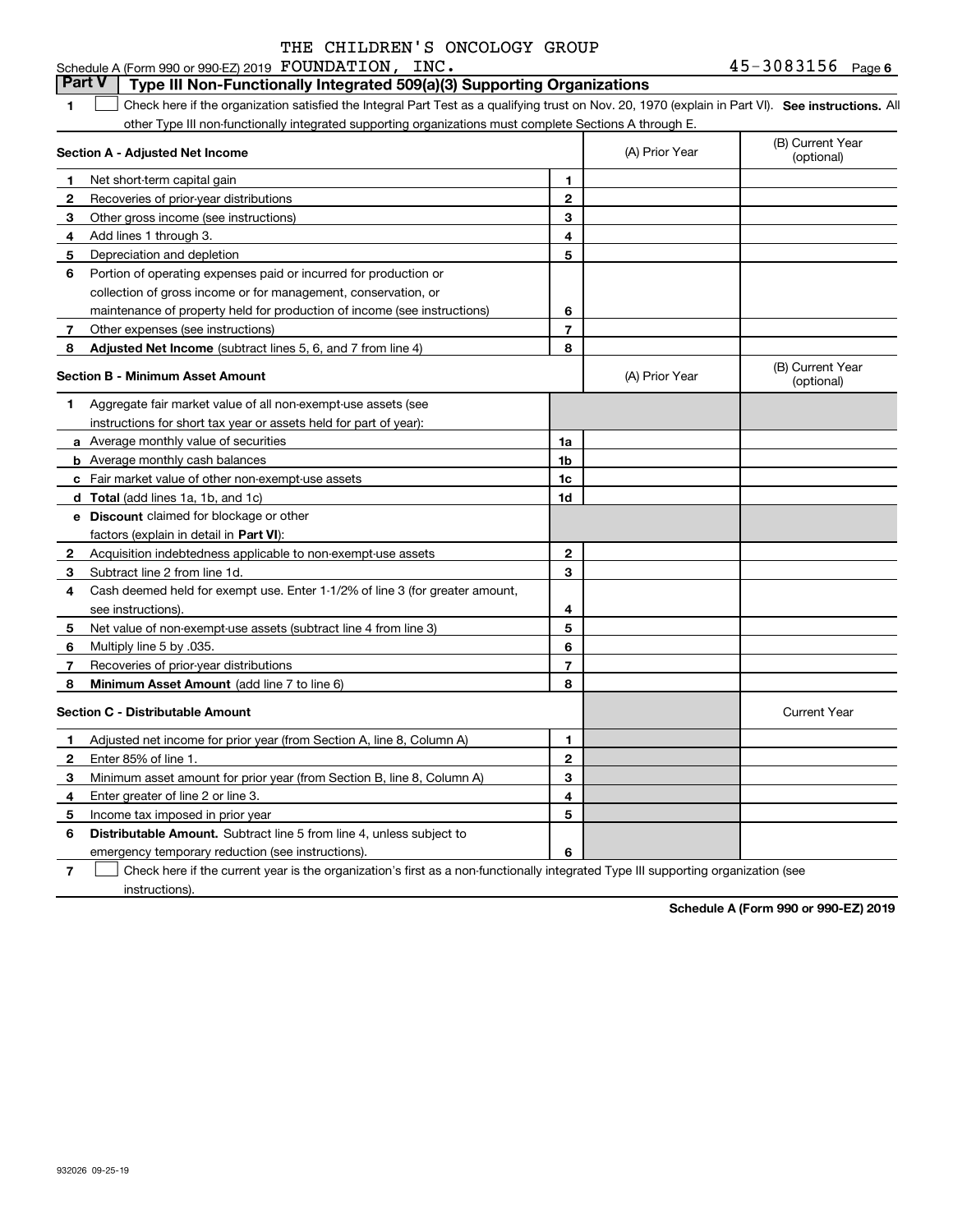THE CHILDREN'S ONCOLOGY GROUP

Schedule A (Form 990 or 990-EZ) 2019 FOUNDATION, INC. 45-3083156 Page 6

## Part V Type III Non-Functionally Integrated 509(a)(3) Supporting Organizations

**1** ☐ Check here if the organization satisfied the Integral Part Test as a qualifying trust on Nov. 20, 1970 (explain in Part VI). **See instructions.** All other Type III non-functionally integrated supporting organizations must complete Sections A through E.

| **Section A - Adjusted Net Income** | | (A) Prior Year | (B) Current Year (optional) |
|---|---|---|---|
| **1** Net short-term capital gain | **1** | | |
| **2** Recoveries of prior-year distributions | **2** | | |
| **3** Other gross income (see instructions) | **3** | | |
| **4** Add lines 1 through 3. | **4** | | |
| **5** Depreciation and depletion | **5** | | |
| **6** Portion of operating expenses paid or incurred for production or collection of gross income or for management, conservation, or maintenance of property held for production of income (see instructions) | **6** | | |
| **7** Other expenses (see instructions) | **7** | | |
| **8** **Adjusted Net Income** (subtract lines 5, 6, and 7 from line 4) | **8** | | |

| **Section B - Minimum Asset Amount** | | (A) Prior Year | (B) Current Year (optional) |
|---|---|---|---|
| **1** Aggregate fair market value of all non-exempt-use assets (see instructions for short tax year or assets held for part of year): | | | |
| **a** Average monthly value of securities | **1a** | | |
| **b** Average monthly cash balances | **1b** | | |
| **c** Fair market value of other non-exempt-use assets | **1c** | | |
| **d** **Total** (add lines 1a, 1b, and 1c) | **1d** | | |
| **e** **Discount** claimed for blockage or other factors (explain in detail in **Part VI**): | | | |
| **2** Acquisition indebtedness applicable to non-exempt-use assets | **2** | | |
| **3** Subtract line 2 from line 1d. | **3** | | |
| **4** Cash deemed held for exempt use. Enter 1-1/2% of line 3 (for greater amount, see instructions). | **4** | | |
| **5** Net value of non-exempt-use assets (subtract line 4 from line 3) | **5** | | |
| **6** Multiply line 5 by .035. | **6** | | |
| **7** Recoveries of prior-year distributions | **7** | | |
| **8** **Minimum Asset Amount** (add line 7 to line 6) | **8** | | |

| **Section C - Distributable Amount** | | | Current Year |
|---|---|---|---|
| **1** Adjusted net income for prior year (from Section A, line 8, Column A) | **1** | | |
| **2** Enter 85% of line 1. | **2** | | |
| **3** Minimum asset amount for prior year (from Section B, line 8, Column A) | **3** | | |
| **4** Enter greater of line 2 or line 3. | **4** | | |
| **5** Income tax imposed in prior year | **5** | | |
| **6** **Distributable Amount.** Subtract line 5 from line 4, unless subject to emergency temporary reduction (see instructions). | **6** | | |

**7** ☐ Check here if the current year is the organization's first as a non-functionally integrated Type III supporting organization (see instructions).

**Schedule A (Form 990 or 990-EZ) 2019**

932026 09-25-19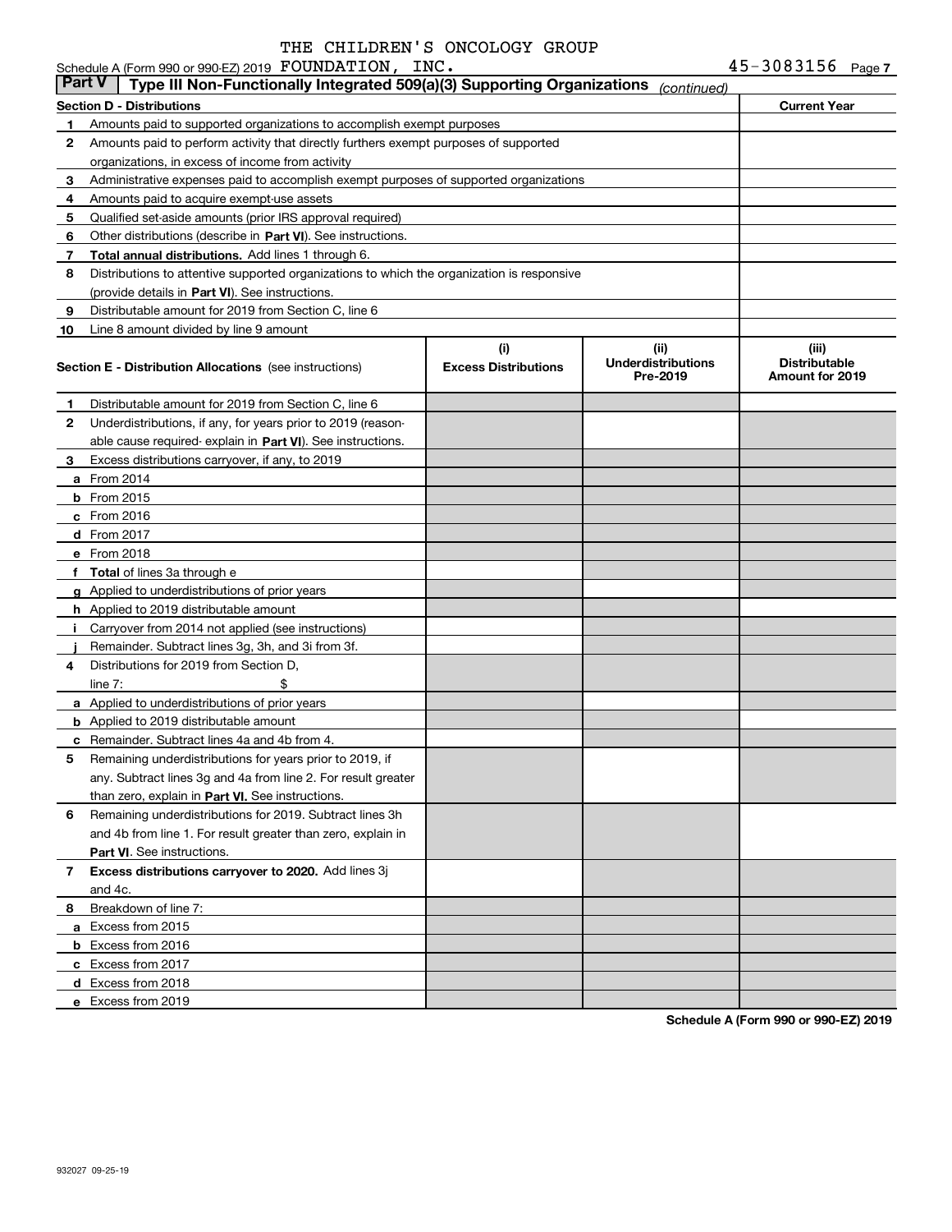THE CHILDREN'S ONCOLOGY GROUP

Schedule A (Form 990 or 990-EZ) 2019 FOUNDATION, INC. 45-3083156 Page 7

**Part V | Type III Non-Functionally Integrated 509(a)(3) Supporting Organizations** *(continued)*

| **Section D - Distributions** | | **Current Year** |
|---|---|---|
| 1 | Amounts paid to supported organizations to accomplish exempt purposes | |
| 2 | Amounts paid to perform activity that directly furthers exempt purposes of supported organizations, in excess of income from activity | |
| 3 | Administrative expenses paid to accomplish exempt purposes of supported organizations | |
| 4 | Amounts paid to acquire exempt-use assets | |
| 5 | Qualified set-aside amounts (prior IRS approval required) | |
| 6 | Other distributions (describe in **Part VI**). See instructions. | |
| 7 | **Total annual distributions.** Add lines 1 through 6. | |
| 8 | Distributions to attentive supported organizations to which the organization is responsive (provide details in **Part VI**). See instructions. | |
| 9 | Distributable amount for 2019 from Section C, line 6 | |
| 10 | Line 8 amount divided by line 9 amount | |

| | **Section E - Distribution Allocations** (see instructions) | (i) **Excess Distributions** | (ii) **Underdistributions Pre-2019** | (iii) **Distributable Amount for 2019** |
|---|---|---|---|---|
| 1 | Distributable amount for 2019 from Section C, line 6 | | | |
| 2 | Underdistributions, if any, for years prior to 2019 (reasonable cause required- explain in **Part VI**). See instructions. | | | |
| 3 | Excess distributions carryover, if any, to 2019 | | | |
| a | From 2014 | | | |
| b | From 2015 | | | |
| c | From 2016 | | | |
| d | From 2017 | | | |
| e | From 2018 | | | |
| f | **Total** of lines 3a through e | | | |
| g | Applied to underdistributions of prior years | | | |
| h | Applied to 2019 distributable amount | | | |
| i | Carryover from 2014 not applied (see instructions) | | | |
| j | Remainder. Subtract lines 3g, 3h, and 3i from 3f. | | | |
| 4 | Distributions for 2019 from Section D, line 7: $ | | | |
| a | Applied to underdistributions of prior years | | | |
| b | Applied to 2019 distributable amount | | | |
| c | Remainder. Subtract lines 4a and 4b from 4. | | | |
| 5 | Remaining underdistributions for years prior to 2019, if any. Subtract lines 3g and 4a from line 2. For result greater than zero, explain in **Part VI.** See instructions. | | | |
| 6 | Remaining underdistributions for 2019. Subtract lines 3h and 4b from line 1. For result greater than zero, explain in **Part VI**. See instructions. | | | |
| 7 | **Excess distributions carryover to 2020.** Add lines 3j and 4c. | | | |
| 8 | Breakdown of line 7: | | | |
| a | Excess from 2015 | | | |
| b | Excess from 2016 | | | |
| c | Excess from 2017 | | | |
| d | Excess from 2018 | | | |
| e | Excess from 2019 | | | |

**Schedule A (Form 990 or 990-EZ) 2019**

932027 09-25-19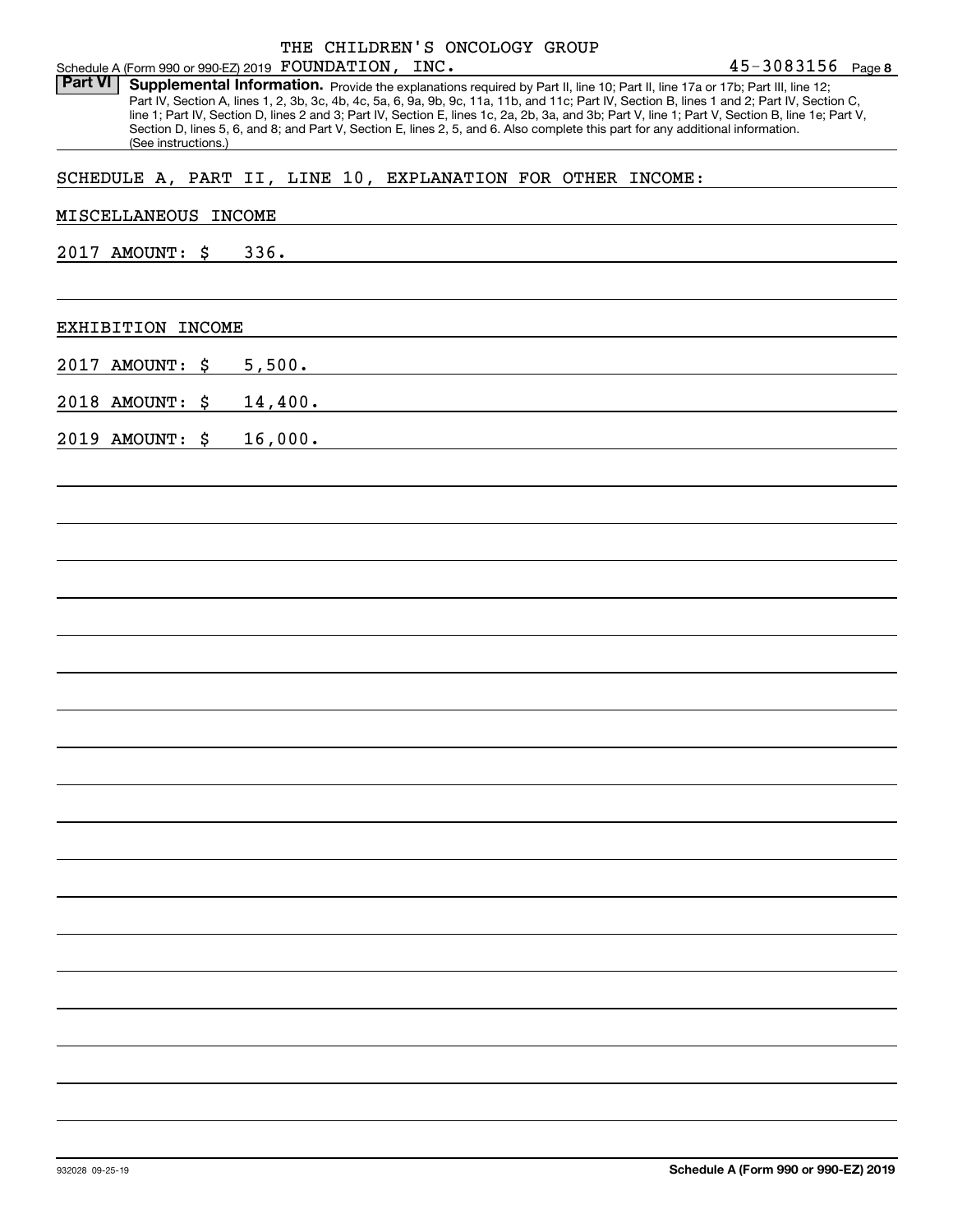THE CHILDREN'S ONCOLOGY GROUP

Schedule A (Form 990 or 990-EZ) 2019 FOUNDATION, INC. 45-3083156 Page 8

**Part VI** **Supplemental Information.** Provide the explanations required by Part II, line 10; Part II, line 17a or 17b; Part III, line 12; Part IV, Section A, lines 1, 2, 3b, 3c, 4b, 4c, 5a, 6, 9a, 9b, 9c, 11a, 11b, and 11c; Part IV, Section B, lines 1 and 2; Part IV, Section C, line 1; Part IV, Section D, lines 2 and 3; Part IV, Section E, lines 1c, 2a, 2b, 3a, and 3b; Part V, line 1; Part V, Section B, line 1e; Part V, Section D, lines 5, 6, and 8; and Part V, Section E, lines 2, 5, and 6. Also complete this part for any additional information. (See instructions.)

SCHEDULE A, PART II, LINE 10, EXPLANATION FOR OTHER INCOME:

MISCELLANEOUS INCOME

2017 AMOUNT: $ 336.

EXHIBITION INCOME

2017 AMOUNT: $ 5,500.

2018 AMOUNT: $ 14,400.

2019 AMOUNT: $ 16,000.

932028 09-25-19 **Schedule A (Form 990 or 990-EZ) 2019**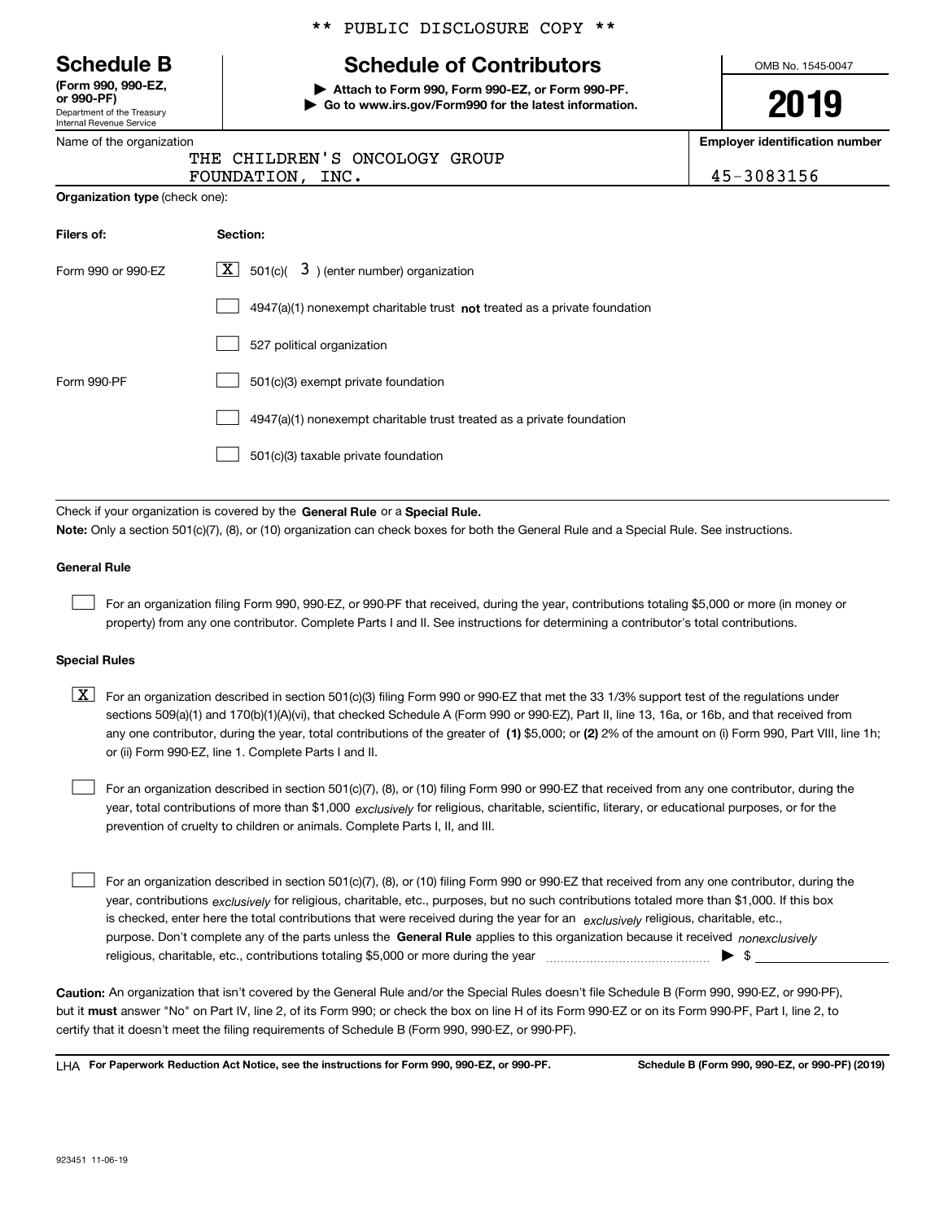\*\* PUBLIC DISCLOSURE COPY \*\*

# Schedule B

**(Form 990, 990-EZ, or 990-PF)**
Department of the Treasury
Internal Revenue Service

## Schedule of Contributors

▶ **Attach to Form 990, Form 990-EZ, or Form 990-PF.**
▶ **Go to www.irs.gov/Form990 for the latest information.**

OMB No. 1545-0047

**2019**

Name of the organization: THE CHILDREN'S ONCOLOGY GROUP FOUNDATION, INC.

**Employer identification number:** 45-3083156

**Organization type** (check one):

| Filers of: | Section: |
|---|---|
| Form 990 or 990-EZ | [X] 501(c)( 3 ) (enter number) organization |
| | [ ] 4947(a)(1) nonexempt charitable trust **not** treated as a private foundation |
| | [ ] 527 political organization |
| Form 990-PF | [ ] 501(c)(3) exempt private foundation |
| | [ ] 4947(a)(1) nonexempt charitable trust treated as a private foundation |
| | [ ] 501(c)(3) taxable private foundation |

Check if your organization is covered by the **General Rule** or a **Special Rule.**

**Note:** Only a section 501(c)(7), (8), or (10) organization can check boxes for both the General Rule and a Special Rule. See instructions.

### General Rule

[ ] For an organization filing Form 990, 990-EZ, or 990-PF that received, during the year, contributions totaling $5,000 or more (in money or property) from any one contributor. Complete Parts I and II. See instructions for determining a contributor's total contributions.

### Special Rules

[X] For an organization described in section 501(c)(3) filing Form 990 or 990-EZ that met the 33 1/3% support test of the regulations under sections 509(a)(1) and 170(b)(1)(A)(vi), that checked Schedule A (Form 990 or 990-EZ), Part II, line 13, 16a, or 16b, and that received from any one contributor, during the year, total contributions of the greater of **(1)** $5,000; or **(2)** 2% of the amount on (i) Form 990, Part VIII, line 1h; or (ii) Form 990-EZ, line 1. Complete Parts I and II.

[ ] For an organization described in section 501(c)(7), (8), or (10) filing Form 990 or 990-EZ that received from any one contributor, during the year, total contributions of more than $1,000 *exclusively* for religious, charitable, scientific, literary, or educational purposes, or for the prevention of cruelty to children or animals. Complete Parts I, II, and III.

[ ] For an organization described in section 501(c)(7), (8), or (10) filing Form 990 or 990-EZ that received from any one contributor, during the year, contributions *exclusively* for religious, charitable, etc., purposes, but no such contributions totaled more than $1,000. If this box is checked, enter here the total contributions that were received during the year for an *exclusively* religious, charitable, etc., purpose. Don't complete any of the parts unless the **General Rule** applies to this organization because it received *nonexclusively* religious, charitable, etc., contributions totaling $5,000 or more during the year ▶ $ ____________

**Caution:** An organization that isn't covered by the General Rule and/or the Special Rules doesn't file Schedule B (Form 990, 990-EZ, or 990-PF), but it **must** answer "No" on Part IV, line 2, of its Form 990; or check the box on line H of its Form 990-EZ or on its Form 990-PF, Part I, line 2, to certify that it doesn't meet the filing requirements of Schedule B (Form 990, 990-EZ, or 990-PF).

LHA **For Paperwork Reduction Act Notice, see the instructions for Form 990, 990-EZ, or 990-PF.** **Schedule B (Form 990, 990-EZ, or 990-PF) (2019)**

923451 11-06-19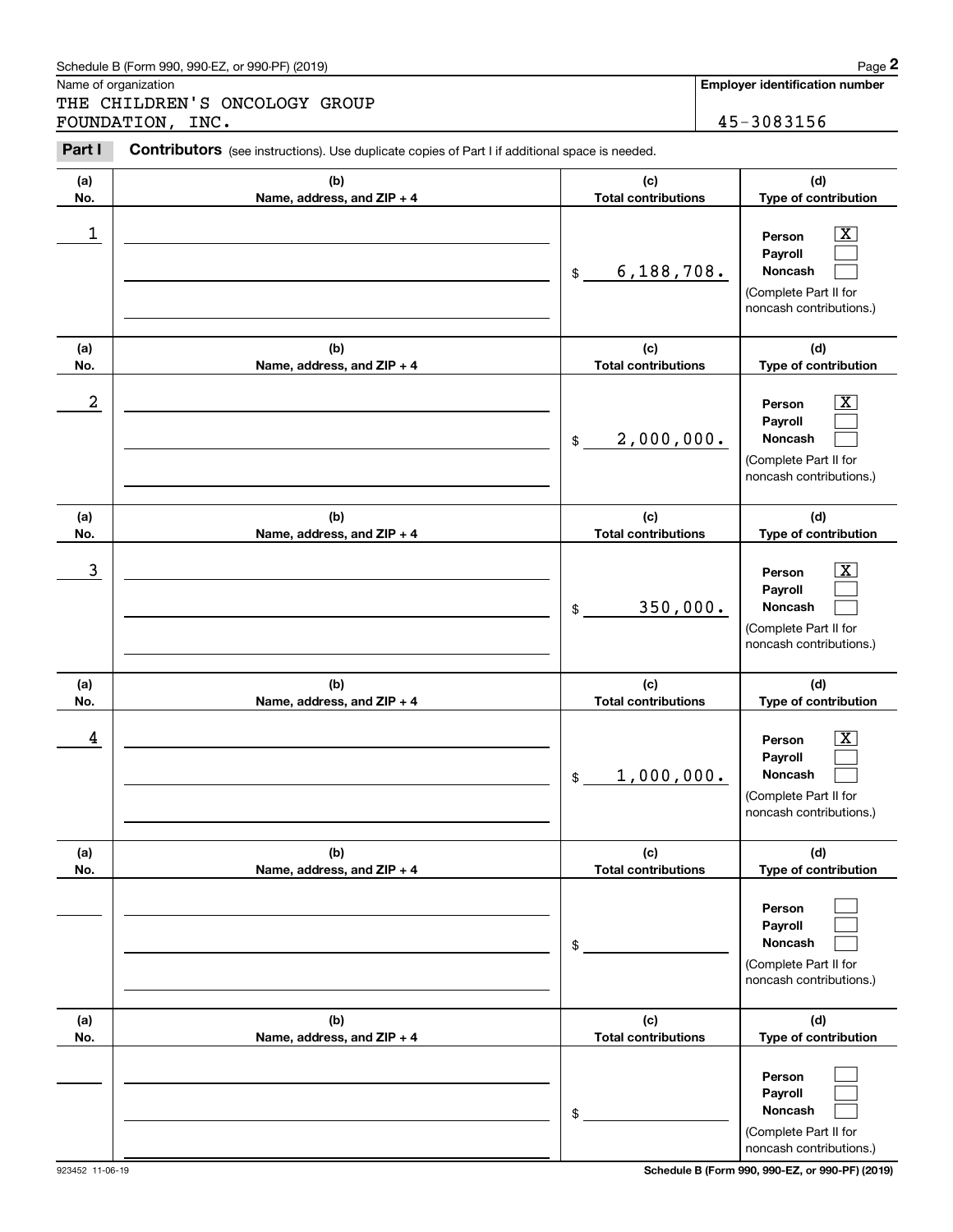Schedule B (Form 990, 990-EZ, or 990-PF) (2019)

Name of organization

THE CHILDREN'S ONCOLOGY GROUP FOUNDATION, INC.

**Employer identification number**

45-3083156

**Part I** **Contributors** (see instructions). Use duplicate copies of Part I if additional space is needed.

| (a) No. | (b) Name, address, and ZIP + 4 | (c) Total contributions | (d) Type of contribution |
|---|---|---|---|
| 1 | | $ 6,188,708. | Person [X] Payroll [ ] Noncash [ ] (Complete Part II for noncash contributions.) |
| 2 | | $ 2,000,000. | Person [X] Payroll [ ] Noncash [ ] (Complete Part II for noncash contributions.) |
| 3 | | $ 350,000. | Person [X] Payroll [ ] Noncash [ ] (Complete Part II for noncash contributions.) |
| 4 | | $ 1,000,000. | Person [X] Payroll [ ] Noncash [ ] (Complete Part II for noncash contributions.) |
| | | $ | Person [ ] Payroll [ ] Noncash [ ] (Complete Part II for noncash contributions.) |
| | | $ | Person [ ] Payroll [ ] Noncash [ ] (Complete Part II for noncash contributions.) |

923452 11-06-19

**Schedule B (Form 990, 990-EZ, or 990-PF) (2019)**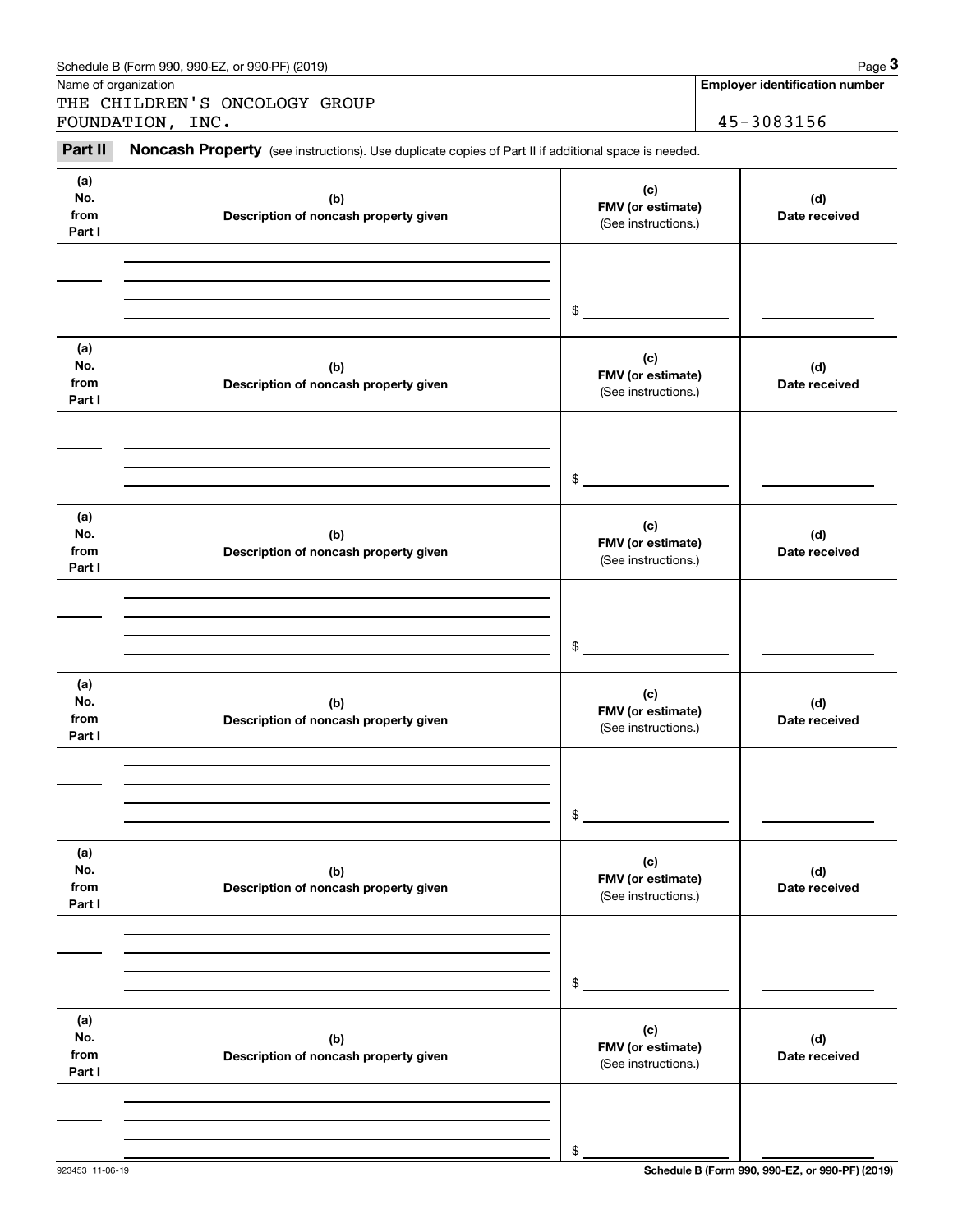Schedule B (Form 990, 990-EZ, or 990-PF) (2019)

Name of organization: THE CHILDREN'S ONCOLOGY GROUP FOUNDATION, INC.

**Employer identification number:** 45-3083156

## Part II Noncash Property

(see instructions). Use duplicate copies of Part II if additional space is needed.

| (a) No. from Part I | (b) Description of noncash property given | (c) FMV (or estimate) (See instructions.) | (d) Date received |
|---|---|---|---|
| | | $ | |
| | | $ | |
| | | $ | |
| | | $ | |
| | | $ | |
| | | $ | |

923453 11-06-19

Schedule B (Form 990, 990-EZ, or 990-PF) (2019)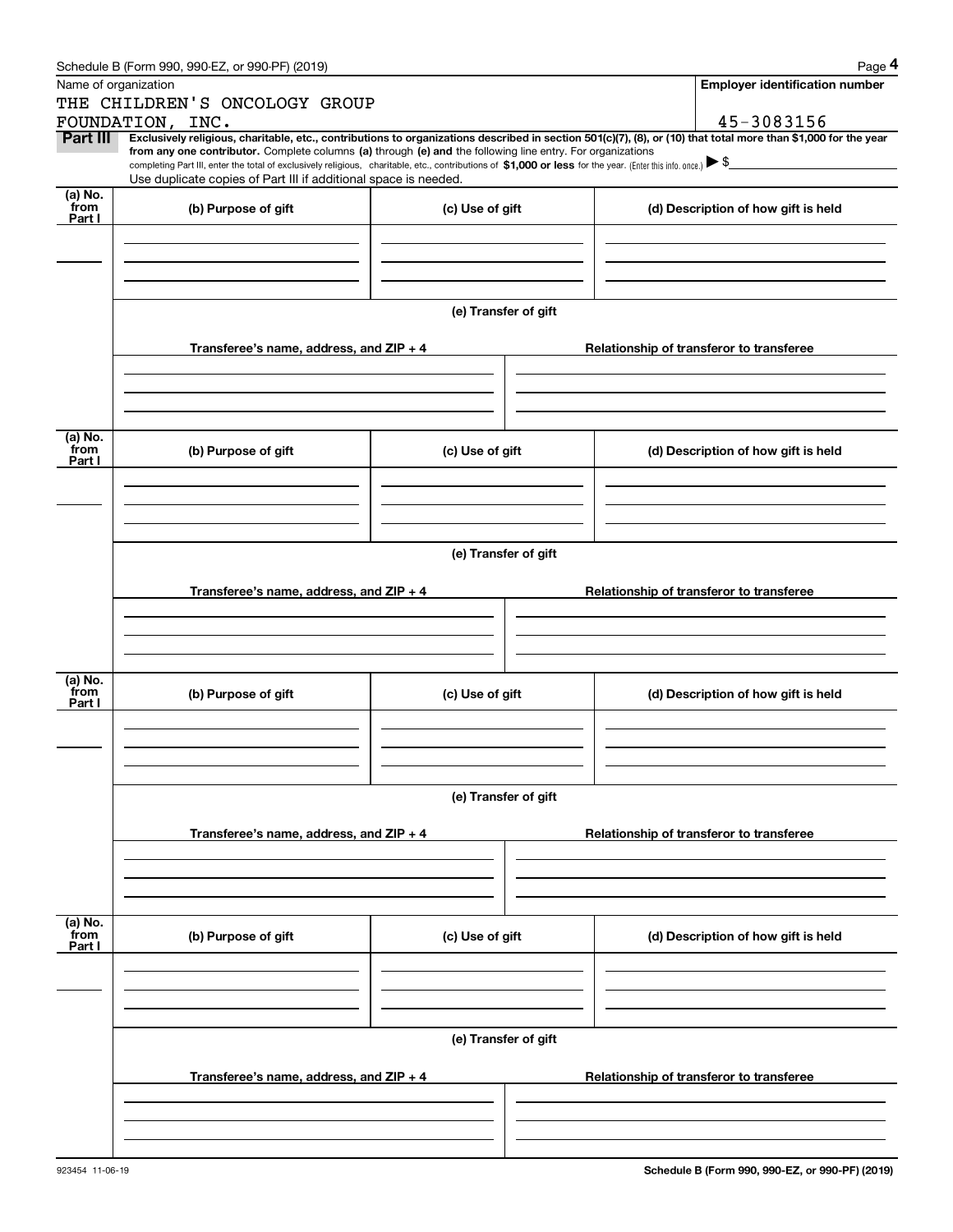Name of organization

THE CHILDREN'S ONCOLOGY GROUP FOUNDATION, INC.

**Employer identification number**

45-3083156

**Part III** **Exclusively religious, charitable, etc., contributions to organizations described in section 501(c)(7), (8), or (10) that total more than $1,000 for the year from any one contributor.** Complete columns **(a)** through **(e) and** the following line entry. For organizations completing Part III, enter the total of exclusively religious, charitable, etc., contributions of **$1,000 or less** for the year. (Enter this info. once.) ▶ $

Use duplicate copies of Part III if additional space is needed.

| (a) No. from Part I | (b) Purpose of gift | (c) Use of gift | (d) Description of how gift is held |
|---|---|---|---|
| | | | |

(e) Transfer of gift

| Transferee's name, address, and ZIP + 4 | Relationship of transferor to transferee |
|---|---|
| | |

| (a) No. from Part I | (b) Purpose of gift | (c) Use of gift | (d) Description of how gift is held |
|---|---|---|---|
| | | | |

(e) Transfer of gift

| Transferee's name, address, and ZIP + 4 | Relationship of transferor to transferee |
|---|---|
| | |

| (a) No. from Part I | (b) Purpose of gift | (c) Use of gift | (d) Description of how gift is held |
|---|---|---|---|
| | | | |

(e) Transfer of gift

| Transferee's name, address, and ZIP + 4 | Relationship of transferor to transferee |
|---|---|
| | |

| (a) No. from Part I | (b) Purpose of gift | (c) Use of gift | (d) Description of how gift is held |
|---|---|---|---|
| | | | |

(e) Transfer of gift

| Transferee's name, address, and ZIP + 4 | Relationship of transferor to transferee |
|---|---|
| | |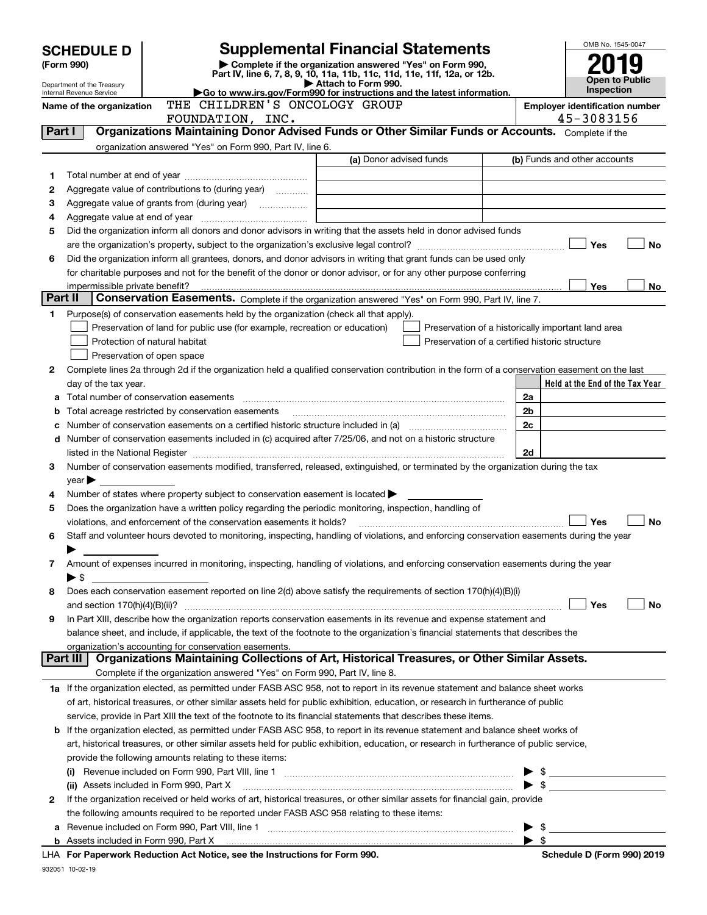# SCHEDULE D (Form 990)

Department of the Treasury
Internal Revenue Service

## Supplemental Financial Statements

▶ Complete if the organization answered "Yes" on Form 990, Part IV, line 6, 7, 8, 9, 10, 11a, 11b, 11c, 11d, 11e, 11f, 12a, or 12b.
▶ Attach to Form 990.
▶Go to www.irs.gov/Form990 for instructions and the latest information.

OMB No. 1545-0047

**2019**

**Open to Public Inspection**

**Name of the organization** THE CHILDREN'S ONCOLOGY GROUP FOUNDATION, INC.

**Employer identification number** 45-3083156

**Part I** **Organizations Maintaining Donor Advised Funds or Other Similar Funds or Accounts.** Complete if the organization answered "Yes" on Form 990, Part IV, line 6.

| | | (a) Donor advised funds | (b) Funds and other accounts |
|---|---|---|---|
| 1 | Total number at end of year | | |
| 2 | Aggregate value of contributions to (during year) | | |
| 3 | Aggregate value of grants from (during year) | | |
| 4 | Aggregate value at end of year | | |

5 Did the organization inform all donors and donor advisors in writing that the assets held in donor advised funds are the organization's property, subject to the organization's exclusive legal control? ☐ Yes ☐ No

6 Did the organization inform all grantees, donors, and donor advisors in writing that grant funds can be used only for charitable purposes and not for the benefit of the donor or donor advisor, or for any other purpose conferring impermissible private benefit? ☐ Yes ☐ No

**Part II** **Conservation Easements.** Complete if the organization answered "Yes" on Form 990, Part IV, line 7.

1 Purpose(s) of conservation easements held by the organization (check all that apply).
- ☐ Preservation of land for public use (for example, recreation or education)
- ☐ Protection of natural habitat
- ☐ Preservation of open space
- ☐ Preservation of a historically important land area
- ☐ Preservation of a certified historic structure

2 Complete lines 2a through 2d if the organization held a qualified conservation contribution in the form of a conservation easement on the last day of the tax year.

| | | | Held at the End of the Tax Year |
|---|---|---|---|
| a | Total number of conservation easements | 2a | |
| b | Total acreage restricted by conservation easements | 2b | |
| c | Number of conservation easements on a certified historic structure included in (a) | 2c | |
| d | Number of conservation easements included in (c) acquired after 7/25/06, and not on a historic structure listed in the National Register | 2d | |

3 Number of conservation easements modified, transferred, released, extinguished, or terminated by the organization during the tax year ▶

4 Number of states where property subject to conservation easement is located ▶

5 Does the organization have a written policy regarding the periodic monitoring, inspection, handling of violations, and enforcement of the conservation easements it holds? ☐ Yes ☐ No

6 Staff and volunteer hours devoted to monitoring, inspecting, handling of violations, and enforcing conservation easements during the year ▶

7 Amount of expenses incurred in monitoring, inspecting, handling of violations, and enforcing conservation easements during the year ▶ $

8 Does each conservation easement reported on line 2(d) above satisfy the requirements of section 170(h)(4)(B)(i) and section 170(h)(4)(B)(ii)? ☐ Yes ☐ No

9 In Part XIII, describe how the organization reports conservation easements in its revenue and expense statement and balance sheet, and include, if applicable, the text of the footnote to the organization's financial statements that describes the organization's accounting for conservation easements.

**Part III** **Organizations Maintaining Collections of Art, Historical Treasures, or Other Similar Assets.** Complete if the organization answered "Yes" on Form 990, Part IV, line 8.

1a If the organization elected, as permitted under FASB ASC 958, not to report in its revenue statement and balance sheet works of art, historical treasures, or other similar assets held for public exhibition, education, or research in furtherance of public service, provide in Part XIII the text of the footnote to its financial statements that describes these items.

b If the organization elected, as permitted under FASB ASC 958, to report in its revenue statement and balance sheet works of art, historical treasures, or other similar assets held for public exhibition, education, or research in furtherance of public service, provide the following amounts relating to these items:

(i) Revenue included on Form 990, Part VIII, line 1 ▶ $

(ii) Assets included in Form 990, Part X ▶ $

2 If the organization received or held works of art, historical treasures, or other similar assets for financial gain, provide the following amounts required to be reported under FASB ASC 958 relating to these items:

a Revenue included on Form 990, Part VIII, line 1 ▶ $

b Assets included in Form 990, Part X ▶ $

LHA **For Paperwork Reduction Act Notice, see the Instructions for Form 990.** **Schedule D (Form 990) 2019**

932051 10-02-19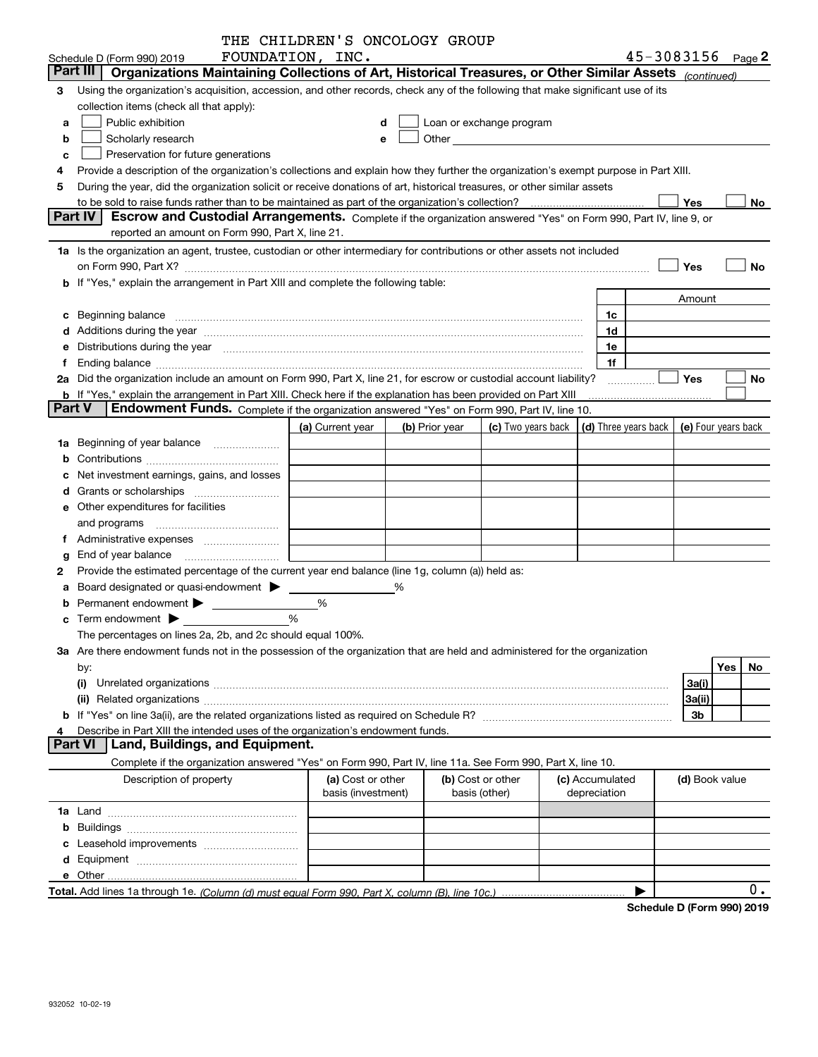THE CHILDREN'S ONCOLOGY GROUP FOUNDATION, INC. 45-3083156

Schedule D (Form 990) 2019

## Part III Organizations Maintaining Collections of Art, Historical Treasures, or Other Similar Assets *(continued)*

3 Using the organization's acquisition, accession, and other records, check any of the following that make significant use of its collection items (check all that apply):

- a ☐ Public exhibition
- b ☐ Scholarly research
- c ☐ Preservation for future generations
- d ☐ Loan or exchange program
- e ☐ Other

4 Provide a description of the organization's collections and explain how they further the organization's exempt purpose in Part XIII.

5 During the year, did the organization solicit or receive donations of art, historical treasures, or other similar assets to be sold to raise funds rather than to be maintained as part of the organization's collection? ☐ Yes ☐ No

## Part IV Escrow and Custodial Arrangements.

Complete if the organization answered "Yes" on Form 990, Part IV, line 9, or reported an amount on Form 990, Part X, line 21.

1a Is the organization an agent, trustee, custodian or other intermediary for contributions or other assets not included on Form 990, Part X? ☐ Yes ☐ No

b If "Yes," explain the arrangement in Part XIII and complete the following table:

| | | Amount |
|---|---|---|
| c Beginning balance | 1c | |
| d Additions during the year | 1d | |
| e Distributions during the year | 1e | |
| f Ending balance | 1f | |

2a Did the organization include an amount on Form 990, Part X, line 21, for escrow or custodial account liability? ☐ Yes ☐ No

b If "Yes," explain the arrangement in Part XIII. Check here if the explanation has been provided on Part XIII ☐

## Part V Endowment Funds.

Complete if the organization answered "Yes" on Form 990, Part IV, line 10.

| | (a) Current year | (b) Prior year | (c) Two years back | (d) Three years back | (e) Four years back |
|---|---|---|---|---|---|
| 1a Beginning of year balance | | | | | |
| b Contributions | | | | | |
| c Net investment earnings, gains, and losses | | | | | |
| d Grants or scholarships | | | | | |
| e Other expenditures for facilities and programs | | | | | |
| f Administrative expenses | | | | | |
| g End of year balance | | | | | |

2 Provide the estimated percentage of the current year end balance (line 1g, column (a)) held as:

- a Board designated or quasi-endowment ▶ %
- b Permanent endowment ▶ %
- c Term endowment ▶ %

The percentages on lines 2a, 2b, and 2c should equal 100%.

3a Are there endowment funds not in the possession of the organization that are held and administered for the organization by:

| | | Yes | No |
|---|---|---|---|
| (i) Unrelated organizations | 3a(i) | | |
| (ii) Related organizations | 3a(ii) | | |
| b If "Yes" on line 3a(ii), are the related organizations listed as required on Schedule R? | 3b | | |

4 Describe in Part XIII the intended uses of the organization's endowment funds.

## Part VI Land, Buildings, and Equipment.

Complete if the organization answered "Yes" on Form 990, Part IV, line 11a. See Form 990, Part X, line 10.

| Description of property | (a) Cost or other basis (investment) | (b) Cost or other basis (other) | (c) Accumulated depreciation | (d) Book value |
|---|---|---|---|---|
| 1a Land | | | | |
| b Buildings | | | | |
| c Leasehold improvements | | | | |
| d Equipment | | | | |
| e Other | | | | |
| **Total.** Add lines 1a through 1e. *(Column (d) must equal Form 990, Part X, column (B), line 10c.)* | | | ▶ | 0. |

**Schedule D (Form 990) 2019**

932052 10-02-19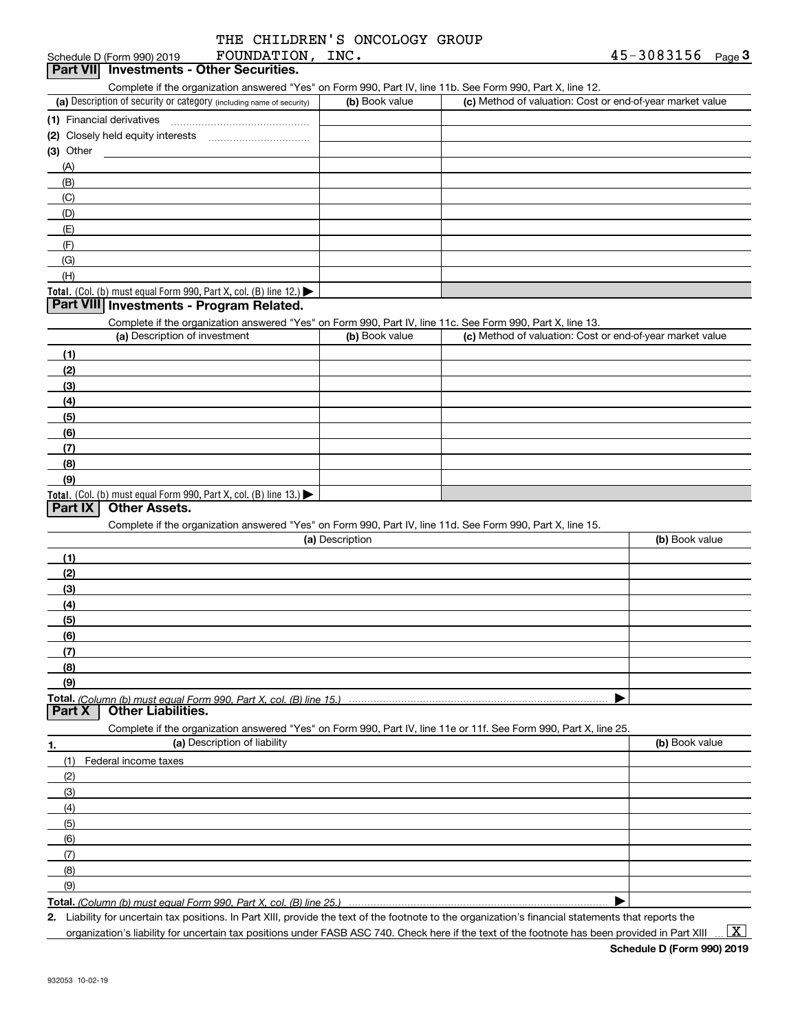THE CHILDREN'S ONCOLOGY GROUP FOUNDATION, INC. 45-3083156

Schedule D (Form 990) 2019

## Part VII Investments - Other Securities.

Complete if the organization answered "Yes" on Form 990, Part IV, line 11b. See Form 990, Part X, line 12.

| (a) Description of security or category (including name of security) | (b) Book value | (c) Method of valuation: Cost or end-of-year market value |
|---|---|---|
| (1) Financial derivatives | | |
| (2) Closely held equity interests | | |
| (3) Other | | |
| (A) | | |
| (B) | | |
| (C) | | |
| (D) | | |
| (E) | | |
| (F) | | |
| (G) | | |
| (H) | | |
| **Total.** (Col. (b) must equal Form 990, Part X, col. (B) line 12.) ▶ | | |

## Part VIII Investments - Program Related.

Complete if the organization answered "Yes" on Form 990, Part IV, line 11c. See Form 990, Part X, line 13.

| (a) Description of investment | (b) Book value | (c) Method of valuation: Cost or end-of-year market value |
|---|---|---|
| (1) | | |
| (2) | | |
| (3) | | |
| (4) | | |
| (5) | | |
| (6) | | |
| (7) | | |
| (8) | | |
| (9) | | |
| **Total.** (Col. (b) must equal Form 990, Part X, col. (B) line 13.) ▶ | | |

## Part IX Other Assets.

Complete if the organization answered "Yes" on Form 990, Part IV, line 11d. See Form 990, Part X, line 15.

| (a) Description | (b) Book value |
|---|---|
| (1) | |
| (2) | |
| (3) | |
| (4) | |
| (5) | |
| (6) | |
| (7) | |
| (8) | |
| (9) | |
| **Total.** *(Column (b) must equal Form 990, Part X, col. (B) line 15.)* ▶ | |

## Part X Other Liabilities.

Complete if the organization answered "Yes" on Form 990, Part IV, line 11e or 11f. See Form 990, Part X, line 25.

| 1. (a) Description of liability | (b) Book value |
|---|---|
| (1) Federal income taxes | |
| (2) | |
| (3) | |
| (4) | |
| (5) | |
| (6) | |
| (7) | |
| (8) | |
| (9) | |
| **Total.** *(Column (b) must equal Form 990, Part X, col. (B) line 25.)* ▶ | |

**2.** Liability for uncertain tax positions. In Part XIII, provide the text of the footnote to the organization's financial statements that reports the organization's liability for uncertain tax positions under FASB ASC 740. Check here if the text of the footnote has been provided in Part XIII ... [X]

**Schedule D (Form 990) 2019**

932053 10-02-19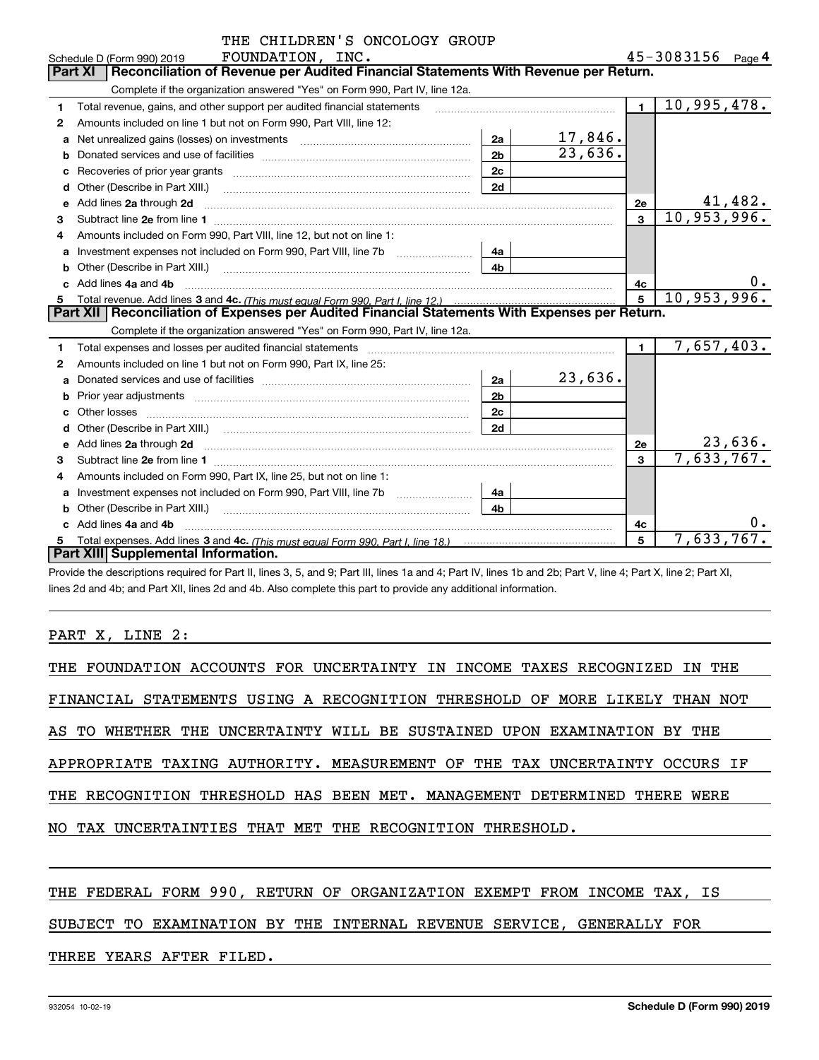THE CHILDREN'S ONCOLOGY GROUP FOUNDATION, INC. 45-3083156

Schedule D (Form 990) 2019 Page 4

## Part XI Reconciliation of Revenue per Audited Financial Statements With Revenue per Return.

Complete if the organization answered "Yes" on Form 990, Part IV, line 12a.

| | | | | | |
|---|---|---|---|---|---|
| 1 | Total revenue, gains, and other support per audited financial statements | | | 1 | 10,995,478. |
| 2 | Amounts included on line 1 but not on Form 990, Part VIII, line 12: | | | | |
| a | Net unrealized gains (losses) on investments | 2a | 17,846. | | |
| b | Donated services and use of facilities | 2b | 23,636. | | |
| c | Recoveries of prior year grants | 2c | | | |
| d | Other (Describe in Part XIII.) | 2d | | | |
| e | Add lines 2a through 2d | | | 2e | 41,482. |
| 3 | Subtract line 2e from line 1 | | | 3 | 10,953,996. |
| 4 | Amounts included on Form 990, Part VIII, line 12, but not on line 1: | | | | |
| a | Investment expenses not included on Form 990, Part VIII, line 7b | 4a | | | |
| b | Other (Describe in Part XIII.) | 4b | | | |
| c | Add lines 4a and 4b | | | 4c | 0. |
| 5 | Total revenue. Add lines 3 and 4c. *(This must equal Form 990, Part I, line 12.)* | | | 5 | 10,953,996. |

## Part XII Reconciliation of Expenses per Audited Financial Statements With Expenses per Return.

Complete if the organization answered "Yes" on Form 990, Part IV, line 12a.

| | | | | | |
|---|---|---|---|---|---|
| 1 | Total expenses and losses per audited financial statements | | | 1 | 7,657,403. |
| 2 | Amounts included on line 1 but not on Form 990, Part IX, line 25: | | | | |
| a | Donated services and use of facilities | 2a | 23,636. | | |
| b | Prior year adjustments | 2b | | | |
| c | Other losses | 2c | | | |
| d | Other (Describe in Part XIII.) | 2d | | | |
| e | Add lines 2a through 2d | | | 2e | 23,636. |
| 3 | Subtract line 2e from line 1 | | | 3 | 7,633,767. |
| 4 | Amounts included on Form 990, Part IX, line 25, but not on line 1: | | | | |
| a | Investment expenses not included on Form 990, Part VIII, line 7b | 4a | | | |
| b | Other (Describe in Part XIII.) | 4b | | | |
| c | Add lines 4a and 4b | | | 4c | 0. |
| 5 | Total expenses. Add lines 3 and 4c. *(This must equal Form 990, Part I, line 18.)* | | | 5 | 7,633,767. |

## Part XIII Supplemental Information.

Provide the descriptions required for Part II, lines 3, 5, and 9; Part III, lines 1a and 4; Part IV, lines 1b and 2b; Part V, line 4; Part X, line 2; Part XI, lines 2d and 4b; and Part XII, lines 2d and 4b. Also complete this part to provide any additional information.

PART X, LINE 2:

THE FOUNDATION ACCOUNTS FOR UNCERTAINTY IN INCOME TAXES RECOGNIZED IN THE FINANCIAL STATEMENTS USING A RECOGNITION THRESHOLD OF MORE LIKELY THAN NOT AS TO WHETHER THE UNCERTAINTY WILL BE SUSTAINED UPON EXAMINATION BY THE APPROPRIATE TAXING AUTHORITY. MEASUREMENT OF THE TAX UNCERTAINTY OCCURS IF THE RECOGNITION THRESHOLD HAS BEEN MET. MANAGEMENT DETERMINED THERE WERE NO TAX UNCERTAINTIES THAT MET THE RECOGNITION THRESHOLD.

THE FEDERAL FORM 990, RETURN OF ORGANIZATION EXEMPT FROM INCOME TAX, IS SUBJECT TO EXAMINATION BY THE INTERNAL REVENUE SERVICE, GENERALLY FOR THREE YEARS AFTER FILED.

932054 10-02-19 Schedule D (Form 990) 2019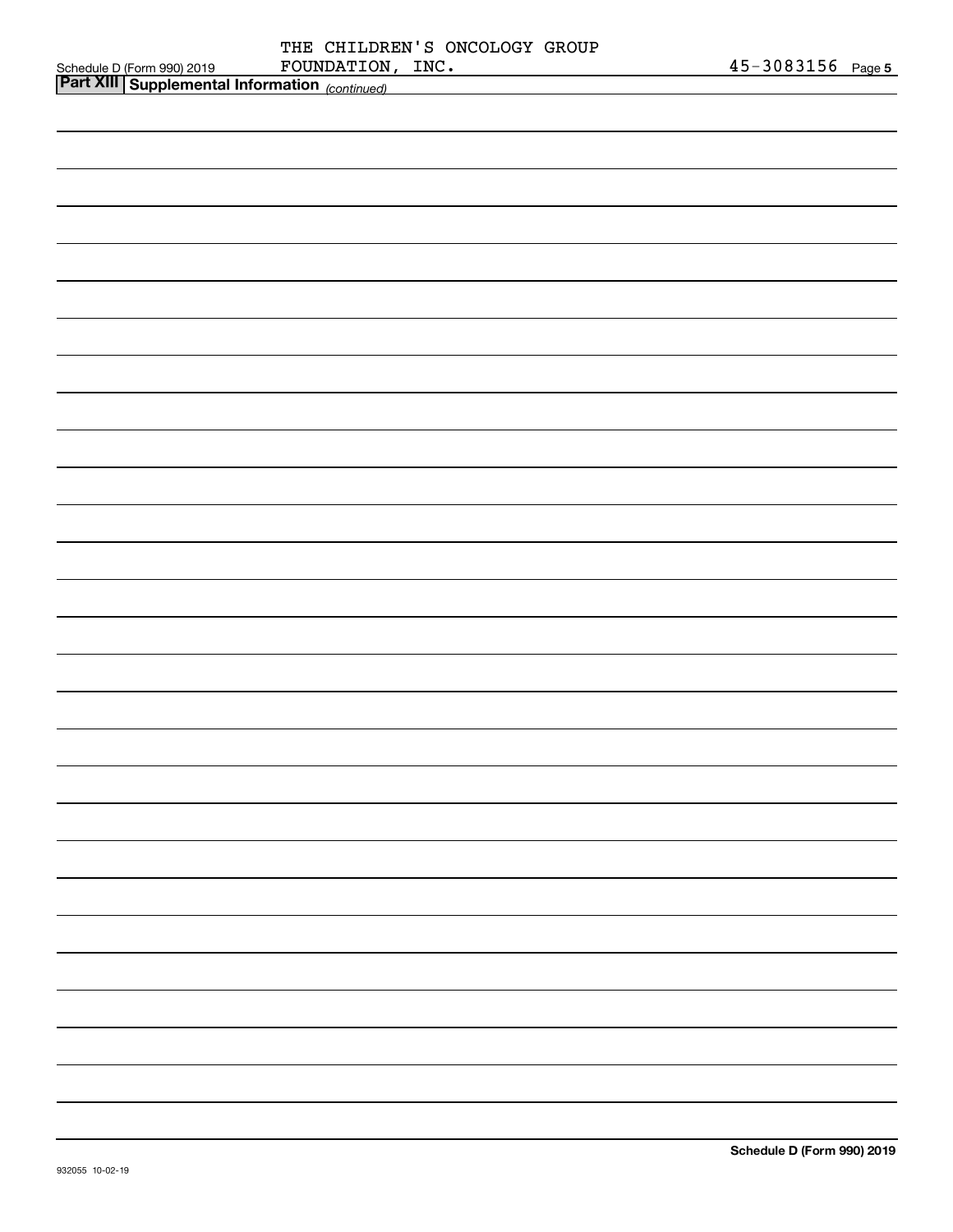THE CHILDREN'S ONCOLOGY GROUP FOUNDATION, INC. 45-3083156

## Part XIII Supplemental Information *(continued)*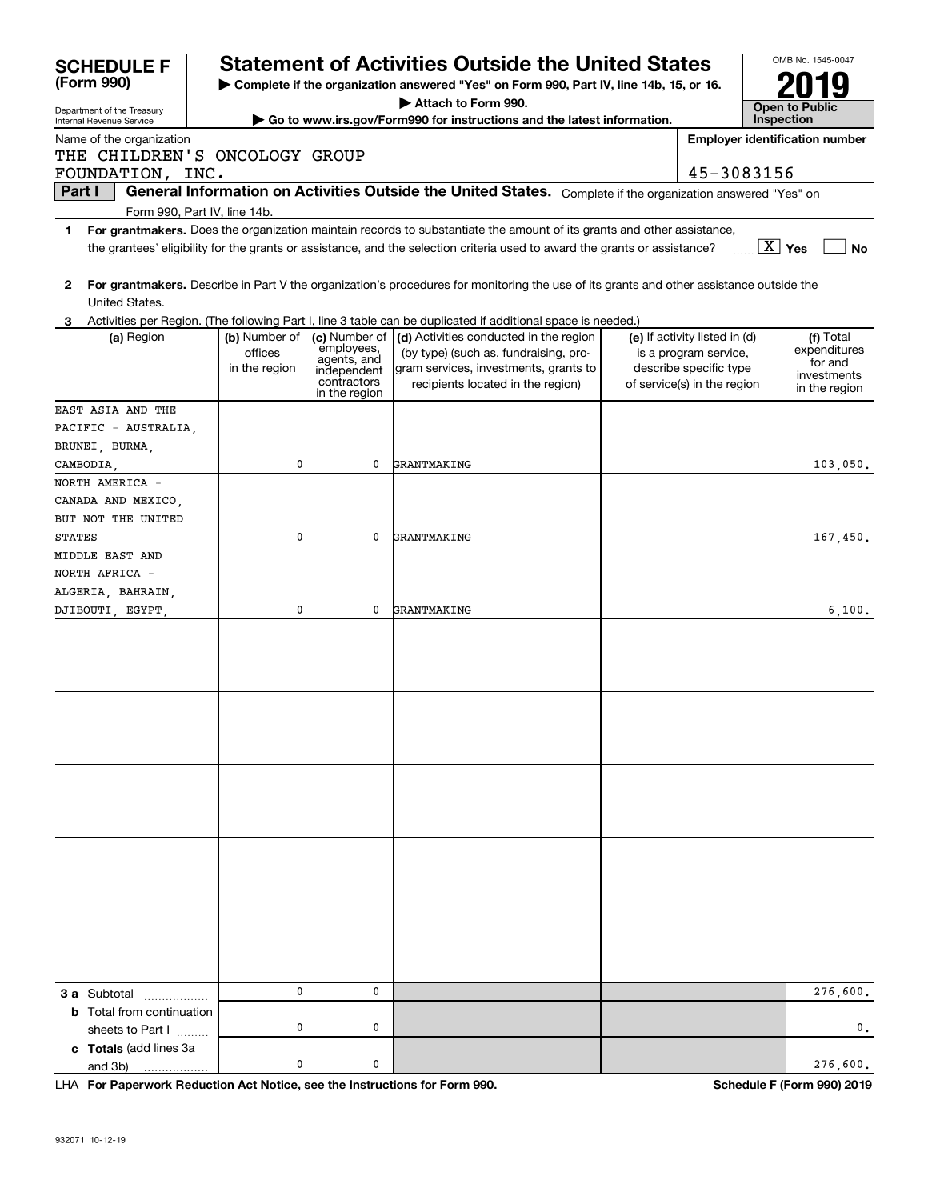**SCHEDULE F (Form 990)**

Department of the Treasury
Internal Revenue Service

# Statement of Activities Outside the United States

▶ Complete if the organization answered "Yes" on Form 990, Part IV, line 14b, 15, or 16.
▶ Attach to Form 990.
▶ Go to www.irs.gov/Form990 for instructions and the latest information.

OMB No. 1545-0047

**2019**

**Open to Public Inspection**

Name of the organization: THE CHILDREN'S ONCOLOGY GROUP FOUNDATION, INC.

Employer identification number: 45-3083156

**Part I** **General Information on Activities Outside the United States.** Complete if the organization answered "Yes" on Form 990, Part IV, line 14b.

1 **For grantmakers.** Does the organization maintain records to substantiate the amount of its grants and other assistance, the grantees' eligibility for the grants or assistance, and the selection criteria used to award the grants or assistance? [X] Yes [ ] No

2 **For grantmakers.** Describe in Part V the organization's procedures for monitoring the use of its grants and other assistance outside the United States.

3 Activities per Region. (The following Part I, line 3 table can be duplicated if additional space is needed.)

| (a) Region | (b) Number of offices in the region | (c) Number of employees, agents, and independent contractors in the region | (d) Activities conducted in the region (by type) (such as, fundraising, program services, investments, grants to recipients located in the region) | (e) If activity listed in (d) is a program service, describe specific type of service(s) in the region | (f) Total expenditures for and investments in the region |
|---|---|---|---|---|---|
| EAST ASIA AND THE PACIFIC - AUSTRALIA, BRUNEI, BURMA, CAMBODIA, | 0 | 0 | GRANTMAKING | | 103,050. |
| NORTH AMERICA - CANADA AND MEXICO, BUT NOT THE UNITED STATES | 0 | 0 | GRANTMAKING | | 167,450. |
| MIDDLE EAST AND NORTH AFRICA - ALGERIA, BAHRAIN, DJIBOUTI, EGYPT, | 0 | 0 | GRANTMAKING | | 6,100. |
| | | | | | |
| | | | | | |
| | | | | | |
| | | | | | |
| | | | | | |
| **3 a** Subtotal | 0 | 0 | | | 276,600. |
| **b** Total from continuation sheets to Part I | 0 | 0 | | | 0. |
| **c Totals** (add lines 3a and 3b) | 0 | 0 | | | 276,600. |

LHA **For Paperwork Reduction Act Notice, see the Instructions for Form 990.** **Schedule F (Form 990) 2019**

932071 10-12-19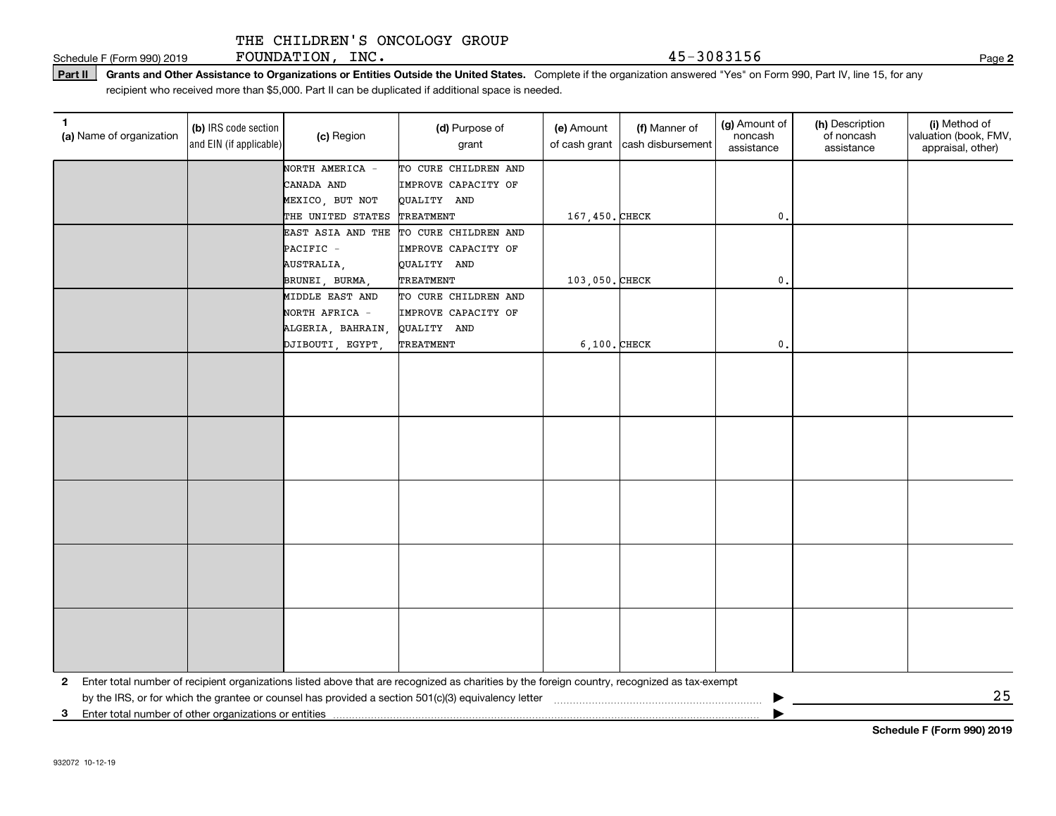THE CHILDREN'S ONCOLOGY GROUP FOUNDATION, INC. — 45-3083156

Schedule F (Form 990) 2019 — Page 2

**Part II Grants and Other Assistance to Organizations or Entities Outside the United States.** Complete if the organization answered "Yes" on Form 990, Part IV, line 15, for any recipient who received more than $5,000. Part II can be duplicated if additional space is needed.

| 1 (a) Name of organization | (b) IRS code section and EIN (if applicable) | (c) Region | (d) Purpose of grant | (e) Amount of cash grant | (f) Manner of cash disbursement | (g) Amount of noncash assistance | (h) Description of noncash assistance | (i) Method of valuation (book, FMV, appraisal, other) |
|---|---|---|---|---|---|---|---|---|
| | | NORTH AMERICA - CANADA AND MEXICO, BUT NOT THE UNITED STATES | TO CURE CHILDREN AND IMPROVE CAPACITY OF QUALITY AND TREATMENT | 167,450. | CHECK | 0. | | |
| | | EAST ASIA AND THE PACIFIC - AUSTRALIA, BRUNEI, BURMA, | TO CURE CHILDREN AND IMPROVE CAPACITY OF QUALITY AND TREATMENT | 103,050. | CHECK | 0. | | |
| | | MIDDLE EAST AND NORTH AFRICA - ALGERIA, BAHRAIN, DJIBOUTI, EGYPT, | TO CURE CHILDREN AND IMPROVE CAPACITY OF QUALITY AND TREATMENT | 6,100. | CHECK | 0. | | |
| | | | | | | | | |
| | | | | | | | | |
| | | | | | | | | |
| | | | | | | | | |
| | | | | | | | | |

2 Enter total number of recipient organizations listed above that are recognized as charities by the foreign country, recognized as tax-exempt by the IRS, or for which the grantee or counsel has provided a section 501(c)(3) equivalency letter ▶ 25

3 Enter total number of other organizations or entities ▶

Schedule F (Form 990) 2019

932072 10-12-19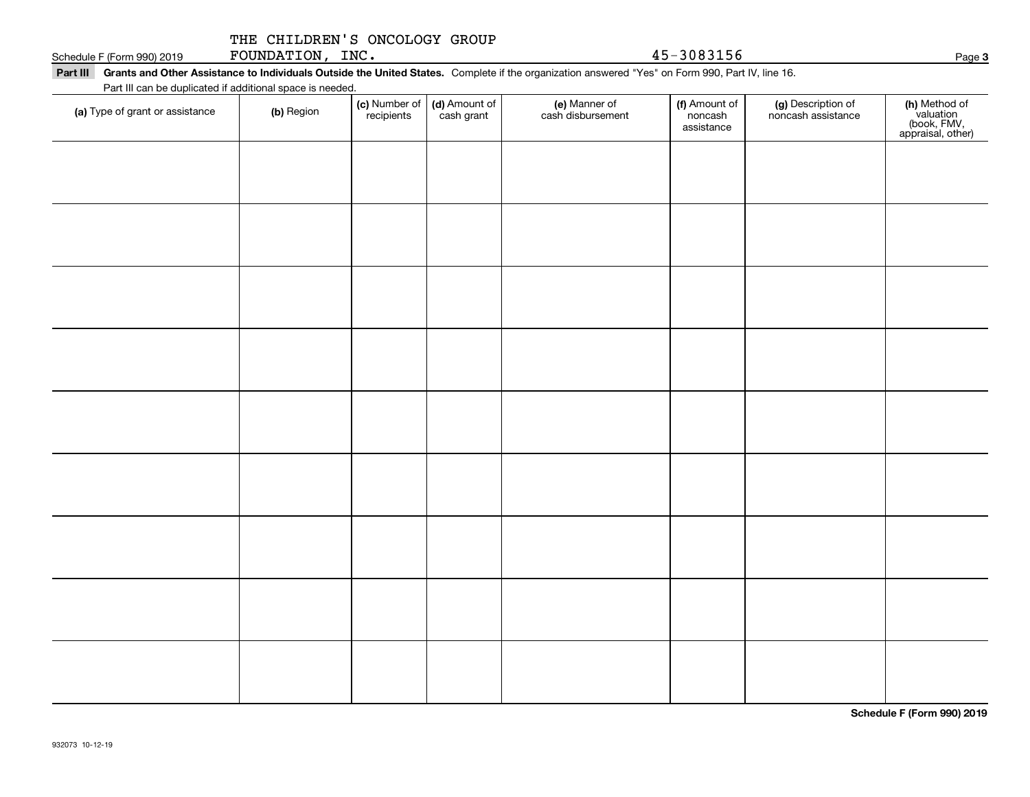THE CHILDREN'S ONCOLOGY GROUP FOUNDATION, INC. 45-3083156

**Part III Grants and Other Assistance to Individuals Outside the United States.** Complete if the organization answered "Yes" on Form 990, Part IV, line 16.

Part III can be duplicated if additional space is needed.

| (a) Type of grant or assistance | (b) Region | (c) Number of recipients | (d) Amount of cash grant | (e) Manner of cash disbursement | (f) Amount of noncash assistance | (g) Description of noncash assistance | (h) Method of valuation (book, FMV, appraisal, other) |
|---|---|---|---|---|---|---|---|
| | | | | | | | |
| | | | | | | | |
| | | | | | | | |
| | | | | | | | |
| | | | | | | | |
| | | | | | | | |
| | | | | | | | |
| | | | | | | | |
| | | | | | | | |

**Schedule F (Form 990) 2019**

932073 10-12-19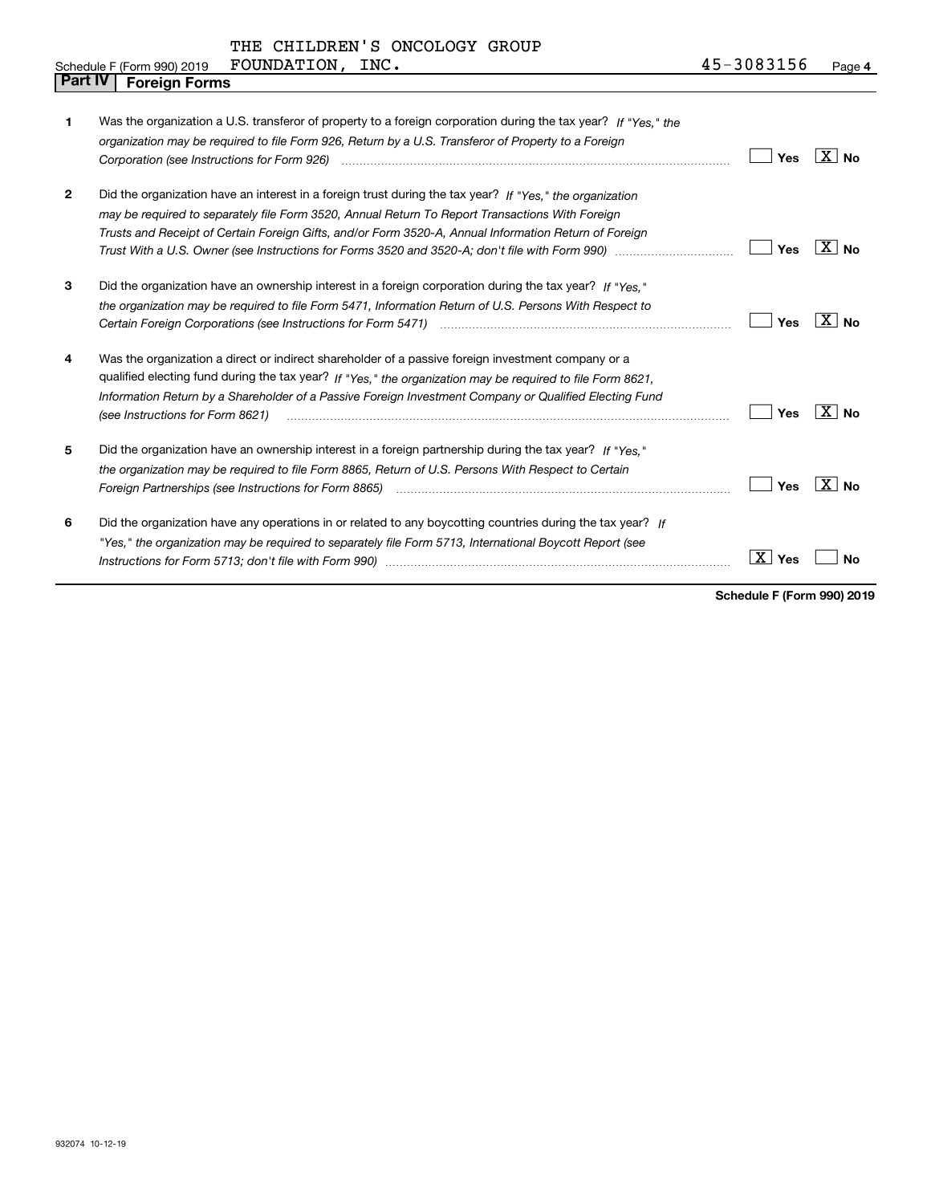Schedule F (Form 990) 2019 THE CHILDREN'S ONCOLOGY GROUP FOUNDATION, INC. 45-3083156 Page 4

## Part IV | Foreign Forms

| | | Yes | No |
|---|---|---|---|
| 1 | Was the organization a U.S. transferor of property to a foreign corporation during the tax year? *If "Yes," the organization may be required to file Form 926, Return by a U.S. Transferor of Property to a Foreign Corporation (see Instructions for Form 926)* | | X |
| 2 | Did the organization have an interest in a foreign trust during the tax year? *If "Yes," the organization may be required to separately file Form 3520, Annual Return To Report Transactions With Foreign Trusts and Receipt of Certain Foreign Gifts, and/or Form 3520-A, Annual Information Return of Foreign Trust With a U.S. Owner (see Instructions for Forms 3520 and 3520-A; don't file with Form 990)* | | X |
| 3 | Did the organization have an ownership interest in a foreign corporation during the tax year? *If "Yes," the organization may be required to file Form 5471, Information Return of U.S. Persons With Respect to Certain Foreign Corporations (see Instructions for Form 5471)* | | X |
| 4 | Was the organization a direct or indirect shareholder of a passive foreign investment company or a qualified electing fund during the tax year? *If "Yes," the organization may be required to file Form 8621, Information Return by a Shareholder of a Passive Foreign Investment Company or Qualified Electing Fund (see Instructions for Form 8621)* | | X |
| 5 | Did the organization have an ownership interest in a foreign partnership during the tax year? *If "Yes," the organization may be required to file Form 8865, Return of U.S. Persons With Respect to Certain Foreign Partnerships (see Instructions for Form 8865)* | | X |
| 6 | Did the organization have any operations in or related to any boycotting countries during the tax year? *If "Yes," the organization may be required to separately file Form 5713, International Boycott Report (see Instructions for Form 5713; don't file with Form 990)* | X | |

**Schedule F (Form 990) 2019**

932074 10-12-19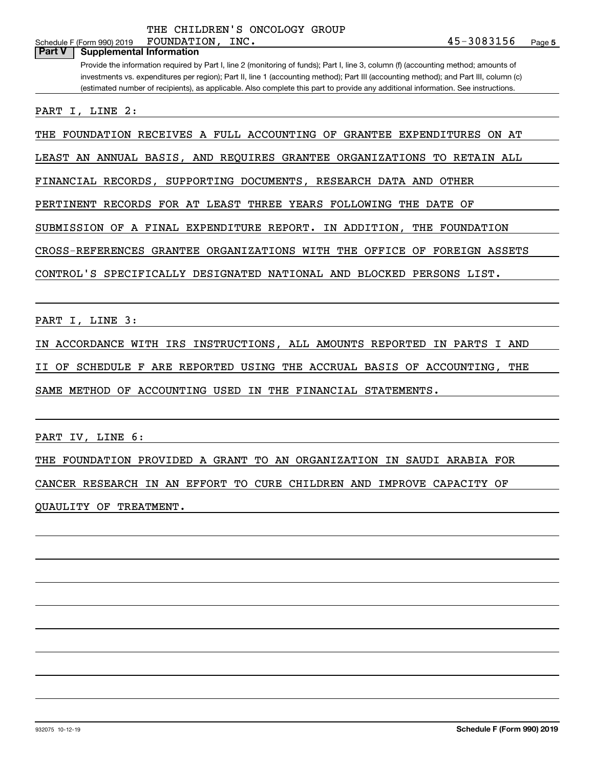THE CHILDREN'S ONCOLOGY GROUP FOUNDATION, INC. 45-3083156

## Part V Supplemental Information

Provide the information required by Part I, line 2 (monitoring of funds); Part I, line 3, column (f) (accounting method; amounts of investments vs. expenditures per region); Part II, line 1 (accounting method); Part III (accounting method); and Part III, column (c) (estimated number of recipients), as applicable. Also complete this part to provide any additional information. See instructions.

PART I, LINE 2:

THE FOUNDATION RECEIVES A FULL ACCOUNTING OF GRANTEE EXPENDITURES ON AT LEAST AN ANNUAL BASIS, AND REQUIRES GRANTEE ORGANIZATIONS TO RETAIN ALL FINANCIAL RECORDS, SUPPORTING DOCUMENTS, RESEARCH DATA AND OTHER PERTINENT RECORDS FOR AT LEAST THREE YEARS FOLLOWING THE DATE OF SUBMISSION OF A FINAL EXPENDITURE REPORT. IN ADDITION, THE FOUNDATION CROSS-REFERENCES GRANTEE ORGANIZATIONS WITH THE OFFICE OF FOREIGN ASSETS CONTROL'S SPECIFICALLY DESIGNATED NATIONAL AND BLOCKED PERSONS LIST.

PART I, LINE 3:

IN ACCORDANCE WITH IRS INSTRUCTIONS, ALL AMOUNTS REPORTED IN PARTS I AND II OF SCHEDULE F ARE REPORTED USING THE ACCRUAL BASIS OF ACCOUNTING, THE SAME METHOD OF ACCOUNTING USED IN THE FINANCIAL STATEMENTS.

PART IV, LINE 6:

THE FOUNDATION PROVIDED A GRANT TO AN ORGANIZATION IN SAUDI ARABIA FOR CANCER RESEARCH IN AN EFFORT TO CURE CHILDREN AND IMPROVE CAPACITY OF QUAULITY OF TREATMENT.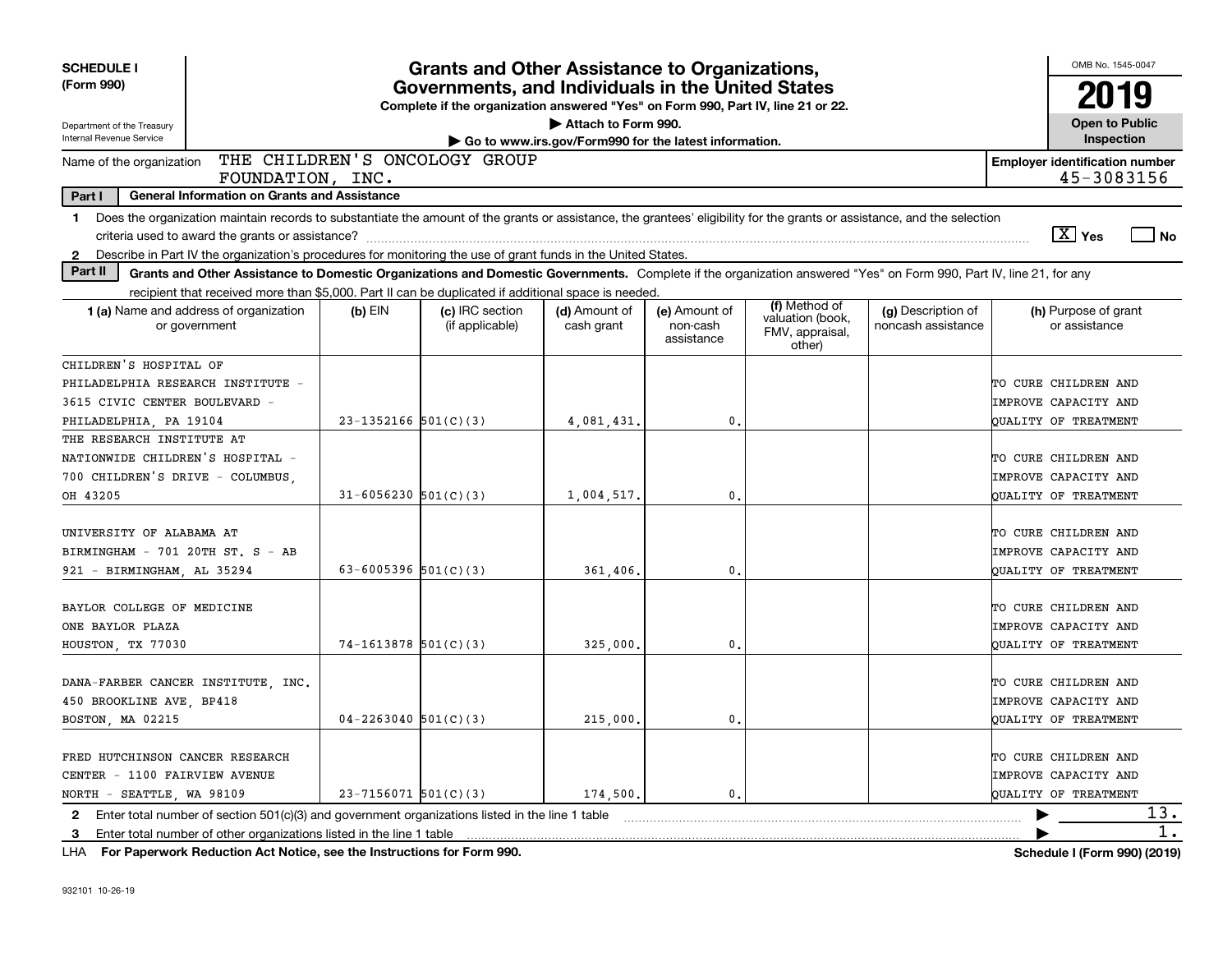**SCHEDULE I (Form 990)**

Department of the Treasury
Internal Revenue Service

# Grants and Other Assistance to Organizations, Governments, and Individuals in the United States

**Complete if the organization answered "Yes" on Form 990, Part IV, line 21 or 22.**

**▶ Attach to Form 990.**

**▶ Go to www.irs.gov/Form990 for the latest information.**

OMB No. 1545-0047

**2019**

**Open to Public Inspection**

Name of the organization: THE CHILDREN'S ONCOLOGY GROUP FOUNDATION, INC.

**Employer identification number** 45-3083156

**Part I General Information on Grants and Assistance**

1 Does the organization maintain records to substantiate the amount of the grants or assistance, the grantees' eligibility for the grants or assistance, and the selection criteria used to award the grants or assistance? [X] Yes [ ] No

2 Describe in Part IV the organization's procedures for monitoring the use of grant funds in the United States.

**Part II Grants and Other Assistance to Domestic Organizations and Domestic Governments.** Complete if the organization answered "Yes" on Form 990, Part IV, line 21, for any recipient that received more than $5,000. Part II can be duplicated if additional space is needed.

| 1 (a) Name and address of organization or government | (b) EIN | (c) IRC section (if applicable) | (d) Amount of cash grant | (e) Amount of non-cash assistance | (f) Method of valuation (book, FMV, appraisal, other) | (g) Description of noncash assistance | (h) Purpose of grant or assistance |
|---|---|---|---|---|---|---|---|
| CHILDREN'S HOSPITAL OF PHILADELPHIA RESEARCH INSTITUTE - 3615 CIVIC CENTER BOULEVARD - PHILADELPHIA, PA 19104 | 23-1352166 | 501(C)(3) | 4,081,431. | 0. | | | TO CURE CHILDREN AND IMPROVE CAPACITY AND QUALITY OF TREATMENT |
| THE RESEARCH INSTITUTE AT NATIONWIDE CHILDREN'S HOSPITAL - 700 CHILDREN'S DRIVE - COLUMBUS, OH 43205 | 31-6056230 | 501(C)(3) | 1,004,517. | 0. | | | TO CURE CHILDREN AND IMPROVE CAPACITY AND QUALITY OF TREATMENT |
| UNIVERSITY OF ALABAMA AT BIRMINGHAM - 701 20TH ST. S - AB 921 - BIRMINGHAM, AL 35294 | 63-6005396 | 501(C)(3) | 361,406. | 0. | | | TO CURE CHILDREN AND IMPROVE CAPACITY AND QUALITY OF TREATMENT |
| BAYLOR COLLEGE OF MEDICINE ONE BAYLOR PLAZA HOUSTON, TX 77030 | 74-1613878 | 501(C)(3) | 325,000. | 0. | | | TO CURE CHILDREN AND IMPROVE CAPACITY AND QUALITY OF TREATMENT |
| DANA-FARBER CANCER INSTITUTE, INC. 450 BROOKLINE AVE, BP418 BOSTON, MA 02215 | 04-2263040 | 501(C)(3) | 215,000. | 0. | | | TO CURE CHILDREN AND IMPROVE CAPACITY AND QUALITY OF TREATMENT |
| FRED HUTCHINSON CANCER RESEARCH CENTER - 1100 FAIRVIEW AVENUE NORTH - SEATTLE, WA 98109 | 23-7156071 | 501(C)(3) | 174,500. | 0. | | | TO CURE CHILDREN AND IMPROVE CAPACITY AND QUALITY OF TREATMENT |

2 Enter total number of section 501(c)(3) and government organizations listed in the line 1 table ▶ 13.

3 Enter total number of other organizations listed in the line 1 table ▶ 1.

LHA **For Paperwork Reduction Act Notice, see the Instructions for Form 990.** **Schedule I (Form 990) (2019)**

932101 10-26-19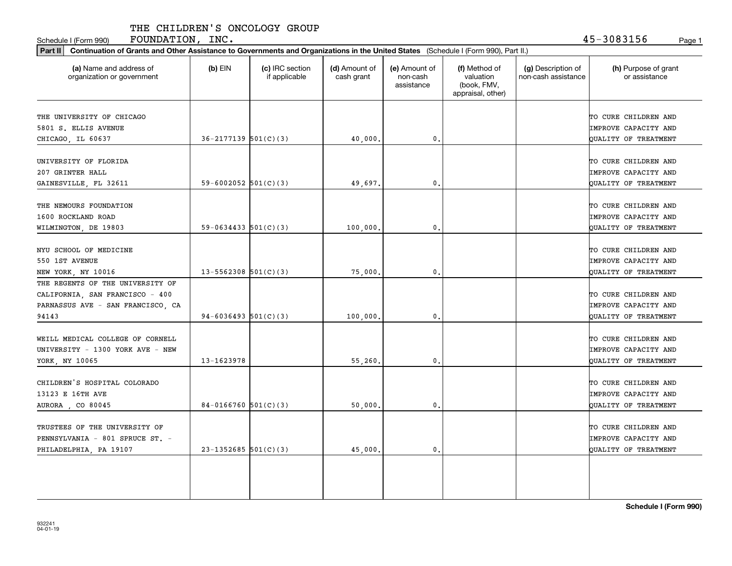THE CHILDREN'S ONCOLOGY GROUP FOUNDATION, INC. 45-3083156

Schedule I (Form 990)

**Part II** **Continuation of Grants and Other Assistance to Governments and Organizations in the United States** (Schedule I (Form 990), Part II.)

| (a) Name and address of organization or government | (b) EIN | (c) IRC section if applicable | (d) Amount of cash grant | (e) Amount of non-cash assistance | (f) Method of valuation (book, FMV, appraisal, other) | (g) Description of non-cash assistance | (h) Purpose of grant or assistance |
|---|---|---|---|---|---|---|---|
| THE UNIVERSITY OF CHICAGO 5801 S. ELLIS AVENUE CHICAGO, IL 60637 | 36-2177139 | 501(C)(3) | 40,000. | 0. | | | TO CURE CHILDREN AND IMPROVE CAPACITY AND QUALITY OF TREATMENT |
| UNIVERSITY OF FLORIDA 207 GRINTER HALL GAINESVILLE, FL 32611 | 59-6002052 | 501(C)(3) | 49,697. | 0. | | | TO CURE CHILDREN AND IMPROVE CAPACITY AND QUALITY OF TREATMENT |
| THE NEMOURS FOUNDATION 1600 ROCKLAND ROAD WILMINGTON, DE 19803 | 59-0634433 | 501(C)(3) | 100,000. | 0. | | | TO CURE CHILDREN AND IMPROVE CAPACITY AND QUALITY OF TREATMENT |
| NYU SCHOOL OF MEDICINE 550 1ST AVENUE NEW YORK, NY 10016 | 13-5562308 | 501(C)(3) | 75,000. | 0. | | | TO CURE CHILDREN AND IMPROVE CAPACITY AND QUALITY OF TREATMENT |
| THE REGENTS OF THE UNIVERSITY OF CALIFORNIA, SAN FRANCISCO - 400 PARNASSUS AVE - SAN FRANCISCO, CA 94143 | 94-6036493 | 501(C)(3) | 100,000. | 0. | | | TO CURE CHILDREN AND IMPROVE CAPACITY AND QUALITY OF TREATMENT |
| WEILL MEDICAL COLLEGE OF CORNELL UNIVERSITY - 1300 YORK AVE - NEW YORK, NY 10065 | 13-1623978 | | 55,260. | 0. | | | TO CURE CHILDREN AND IMPROVE CAPACITY AND QUALITY OF TREATMENT |
| CHILDREN'S HOSPITAL COLORADO 13123 E 16TH AVE AURORA , CO 80045 | 84-0166760 | 501(C)(3) | 50,000. | 0. | | | TO CURE CHILDREN AND IMPROVE CAPACITY AND QUALITY OF TREATMENT |
| TRUSTEES OF THE UNIVERSITY OF PENNSYLVANIA - 801 SPRUCE ST. - PHILADELPHIA, PA 19107 | 23-1352685 | 501(C)(3) | 45,000. | 0. | | | TO CURE CHILDREN AND IMPROVE CAPACITY AND QUALITY OF TREATMENT |
| | | | | | | | |

Schedule I (Form 990)

932241 04-01-19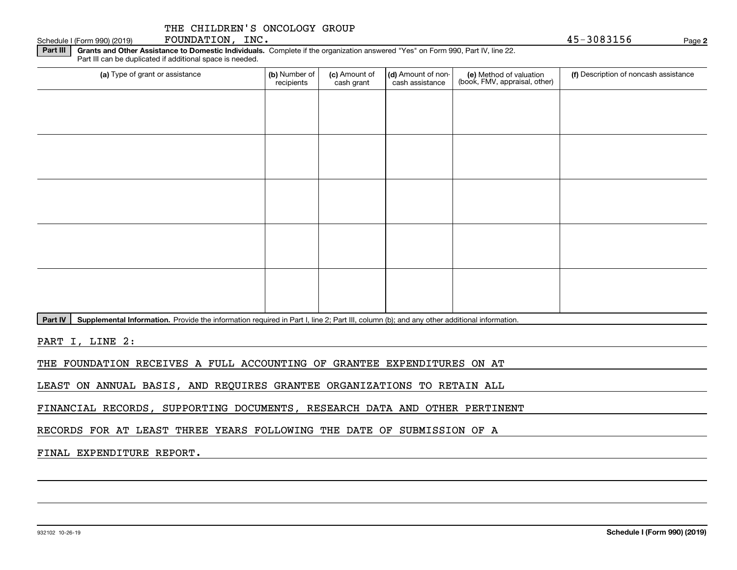THE CHILDREN'S ONCOLOGY GROUP FOUNDATION, INC. 45-3083156

Schedule I (Form 990) (2019)

**Part III** **Grants and Other Assistance to Domestic Individuals.** Complete if the organization answered "Yes" on Form 990, Part IV, line 22. Part III can be duplicated if additional space is needed.

| (a) Type of grant or assistance | (b) Number of recipients | (c) Amount of cash grant | (d) Amount of non-cash assistance | (e) Method of valuation (book, FMV, appraisal, other) | (f) Description of noncash assistance |
|---|---|---|---|---|---|
| | | | | | |
| | | | | | |
| | | | | | |
| | | | | | |
| | | | | | |

**Part IV** **Supplemental Information.** Provide the information required in Part I, line 2; Part III, column (b); and any other additional information.

PART I, LINE 2:

THE FOUNDATION RECEIVES A FULL ACCOUNTING OF GRANTEE EXPENDITURES ON AT LEAST ON ANNUAL BASIS, AND REQUIRES GRANTEE ORGANIZATIONS TO RETAIN ALL FINANCIAL RECORDS, SUPPORTING DOCUMENTS, RESEARCH DATA AND OTHER PERTINENT RECORDS FOR AT LEAST THREE YEARS FOLLOWING THE DATE OF SUBMISSION OF A FINAL EXPENDITURE REPORT.

932102 10-26-19 **Schedule I (Form 990) (2019)**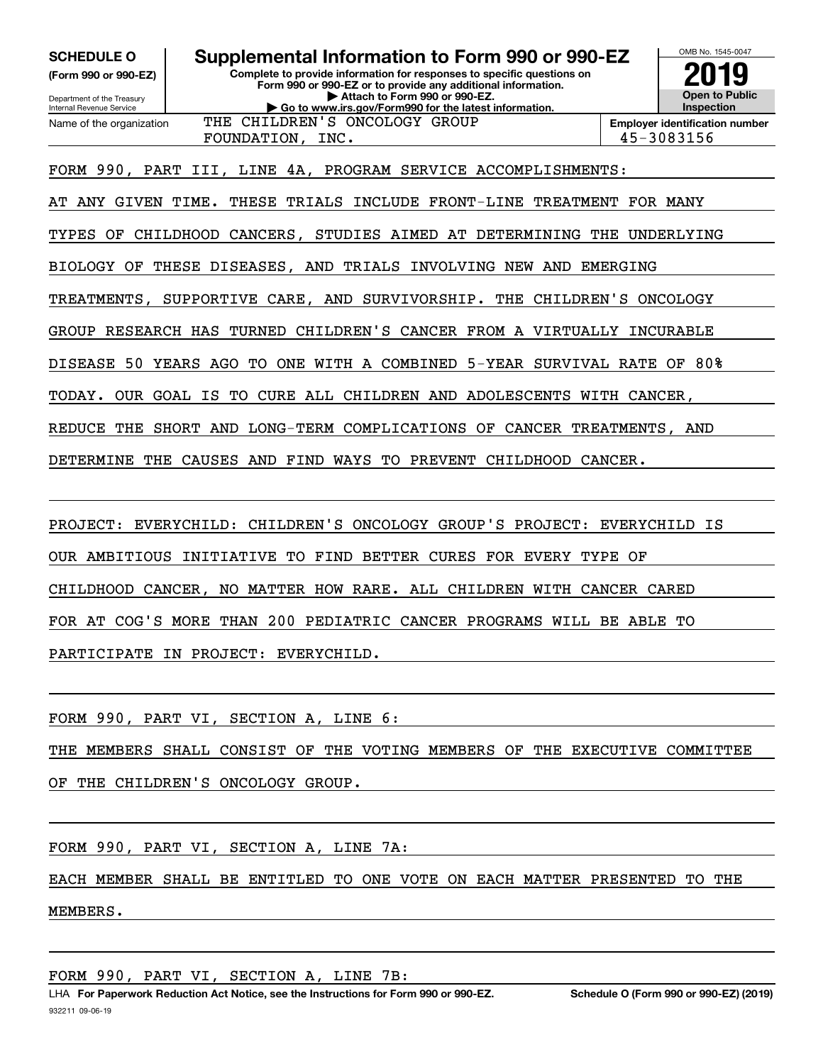**SCHEDULE O** (Form 990 or 990-EZ)

Department of the Treasury
Internal Revenue Service

# Supplemental Information to Form 990 or 990-EZ

**Complete to provide information for responses to specific questions on Form 990 or 990-EZ or to provide any additional information.**
**▶ Attach to Form 990 or 990-EZ.**
**▶ Go to www.irs.gov/Form990 for the latest information.**

OMB No. 1545-0047

**2019**

**Open to Public Inspection**

Name of the organization: THE CHILDREN'S ONCOLOGY GROUP FOUNDATION, INC.

**Employer identification number:** 45-3083156

FORM 990, PART III, LINE 4A, PROGRAM SERVICE ACCOMPLISHMENTS:

AT ANY GIVEN TIME. THESE TRIALS INCLUDE FRONT-LINE TREATMENT FOR MANY TYPES OF CHILDHOOD CANCERS, STUDIES AIMED AT DETERMINING THE UNDERLYING BIOLOGY OF THESE DISEASES, AND TRIALS INVOLVING NEW AND EMERGING TREATMENTS, SUPPORTIVE CARE, AND SURVIVORSHIP. THE CHILDREN'S ONCOLOGY GROUP RESEARCH HAS TURNED CHILDREN'S CANCER FROM A VIRTUALLY INCURABLE DISEASE 50 YEARS AGO TO ONE WITH A COMBINED 5-YEAR SURVIVAL RATE OF 80% TODAY. OUR GOAL IS TO CURE ALL CHILDREN AND ADOLESCENTS WITH CANCER, REDUCE THE SHORT AND LONG-TERM COMPLICATIONS OF CANCER TREATMENTS, AND DETERMINE THE CAUSES AND FIND WAYS TO PREVENT CHILDHOOD CANCER.

PROJECT: EVERYCHILD: CHILDREN'S ONCOLOGY GROUP'S PROJECT: EVERYCHILD IS OUR AMBITIOUS INITIATIVE TO FIND BETTER CURES FOR EVERY TYPE OF CHILDHOOD CANCER, NO MATTER HOW RARE. ALL CHILDREN WITH CANCER CARED FOR AT COG'S MORE THAN 200 PEDIATRIC CANCER PROGRAMS WILL BE ABLE TO PARTICIPATE IN PROJECT: EVERYCHILD.

FORM 990, PART VI, SECTION A, LINE 6:

THE MEMBERS SHALL CONSIST OF THE VOTING MEMBERS OF THE EXECUTIVE COMMITTEE OF THE CHILDREN'S ONCOLOGY GROUP.

FORM 990, PART VI, SECTION A, LINE 7A:

EACH MEMBER SHALL BE ENTITLED TO ONE VOTE ON EACH MATTER PRESENTED TO THE MEMBERS.

FORM 990, PART VI, SECTION A, LINE 7B:

LHA **For Paperwork Reduction Act Notice, see the Instructions for Form 990 or 990-EZ.** **Schedule O (Form 990 or 990-EZ) (2019)**

932211 09-06-19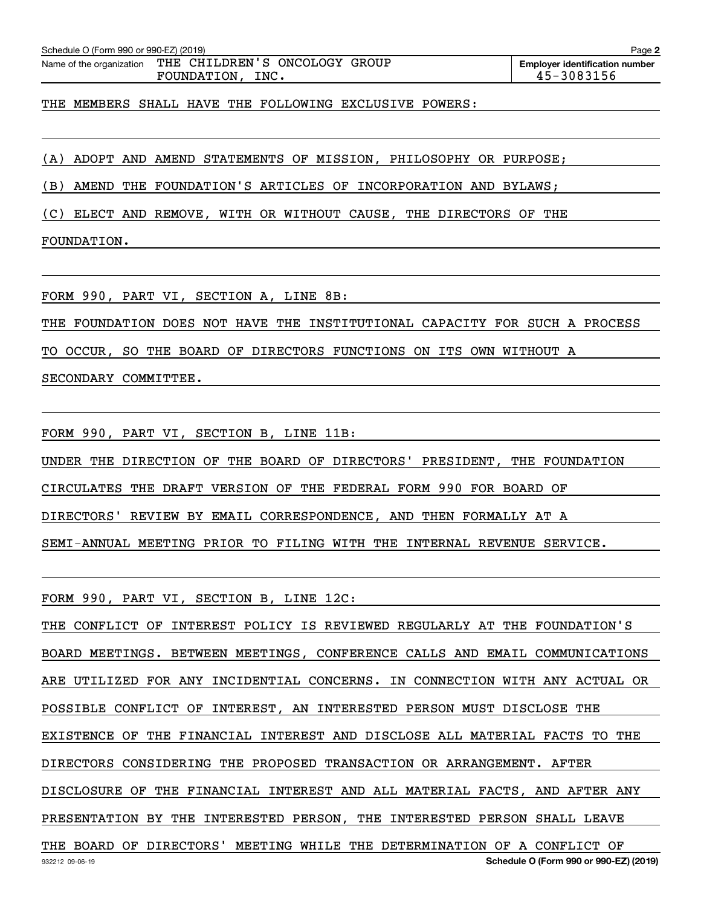Schedule O (Form 990 or 990-EZ) (2019)

Name of the organization: THE CHILDREN'S ONCOLOGY GROUP FOUNDATION, INC.

Employer identification number: 45-3083156

THE MEMBERS SHALL HAVE THE FOLLOWING EXCLUSIVE POWERS:

(A) ADOPT AND AMEND STATEMENTS OF MISSION, PHILOSOPHY OR PURPOSE;

(B) AMEND THE FOUNDATION'S ARTICLES OF INCORPORATION AND BYLAWS;

(C) ELECT AND REMOVE, WITH OR WITHOUT CAUSE, THE DIRECTORS OF THE FOUNDATION.

FORM 990, PART VI, SECTION A, LINE 8B:

THE FOUNDATION DOES NOT HAVE THE INSTITUTIONAL CAPACITY FOR SUCH A PROCESS TO OCCUR, SO THE BOARD OF DIRECTORS FUNCTIONS ON ITS OWN WITHOUT A SECONDARY COMMITTEE.

FORM 990, PART VI, SECTION B, LINE 11B:

UNDER THE DIRECTION OF THE BOARD OF DIRECTORS' PRESIDENT, THE FOUNDATION CIRCULATES THE DRAFT VERSION OF THE FEDERAL FORM 990 FOR BOARD OF DIRECTORS' REVIEW BY EMAIL CORRESPONDENCE, AND THEN FORMALLY AT A SEMI-ANNUAL MEETING PRIOR TO FILING WITH THE INTERNAL REVENUE SERVICE.

FORM 990, PART VI, SECTION B, LINE 12C:

THE CONFLICT OF INTEREST POLICY IS REVIEWED REGULARLY AT THE FOUNDATION'S BOARD MEETINGS. BETWEEN MEETINGS, CONFERENCE CALLS AND EMAIL COMMUNICATIONS ARE UTILIZED FOR ANY INCIDENTIAL CONCERNS. IN CONNECTION WITH ANY ACTUAL OR POSSIBLE CONFLICT OF INTEREST, AN INTERESTED PERSON MUST DISCLOSE THE EXISTENCE OF THE FINANCIAL INTEREST AND DISCLOSE ALL MATERIAL FACTS TO THE DIRECTORS CONSIDERING THE PROPOSED TRANSACTION OR ARRANGEMENT. AFTER DISCLOSURE OF THE FINANCIAL INTEREST AND ALL MATERIAL FACTS, AND AFTER ANY PRESENTATION BY THE INTERESTED PERSON, THE INTERESTED PERSON SHALL LEAVE THE BOARD OF DIRECTORS' MEETING WHILE THE DETERMINATION OF A CONFLICT OF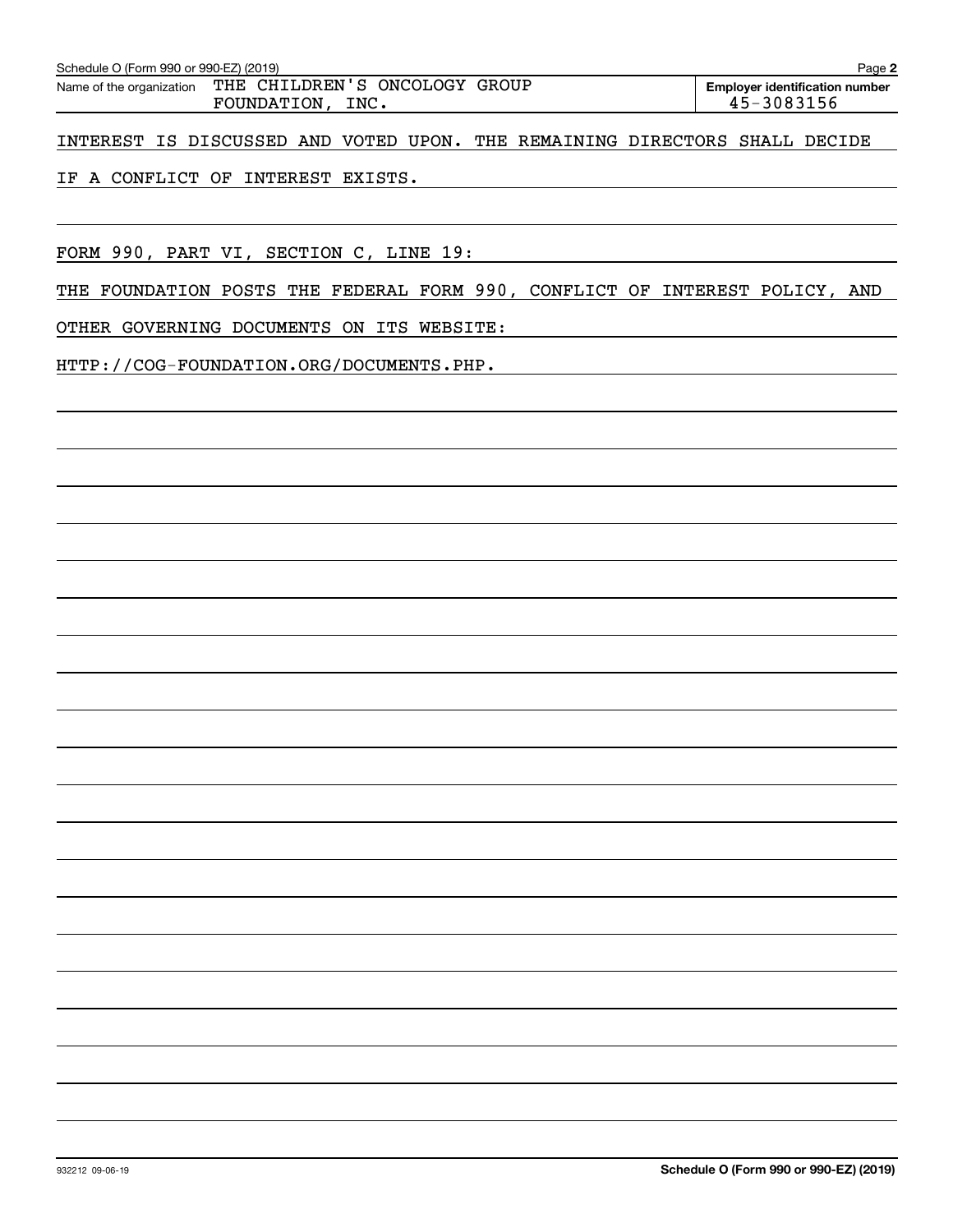Name of the organization THE CHILDREN'S ONCOLOGY GROUP FOUNDATION, INC.

Employer identification number 45-3083156

INTEREST IS DISCUSSED AND VOTED UPON. THE REMAINING DIRECTORS SHALL DECIDE IF A CONFLICT OF INTEREST EXISTS.

FORM 990, PART VI, SECTION C, LINE 19:

THE FOUNDATION POSTS THE FEDERAL FORM 990, CONFLICT OF INTEREST POLICY, AND OTHER GOVERNING DOCUMENTS ON ITS WEBSITE:

HTTP://COG-FOUNDATION.ORG/DOCUMENTS.PHP.